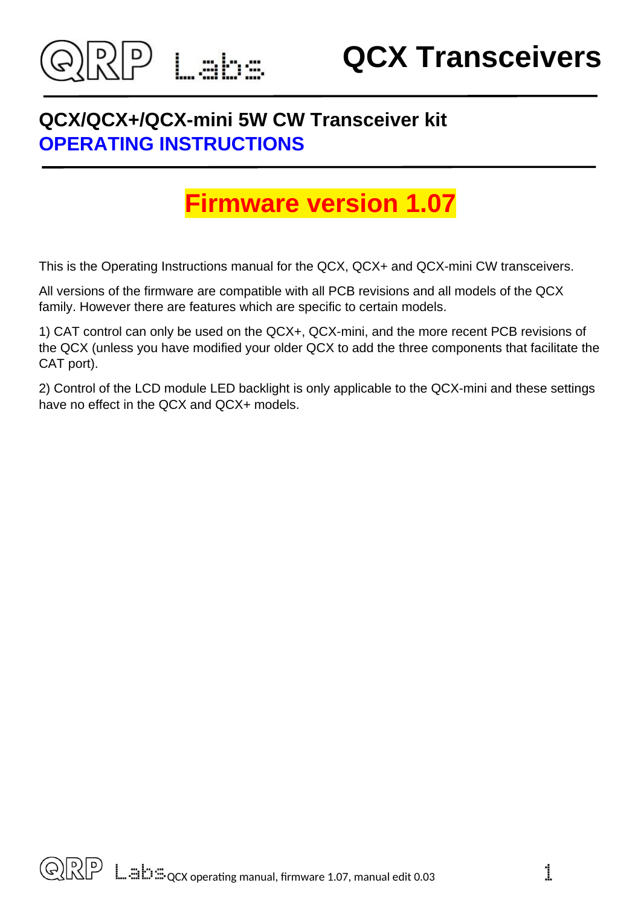# QCX Transceivers

## QCX/QCX+/QCX-mini 5W CW Transceiver kit

## OPERATING INSTRUCTIONS

## Firmware version 1.07

This is the Operating Instructions manual for the QCX, QCX+ and QCX-mini CW transceivers.

All versions of the firmware are compatible with all PCB revisions and all models of the QCX family. However there are features which are specific to certain models.

1) CAT control can only be used on the QCX+, QCX-mini, and the more recent PCB revisions of the QCX (unless you have modified your older QCX to add the three components that facilitate the CAT port).

2) Control of the LCD module LED backlight is only applicable to the QCX-mini and these settings have no effect in the QCX and QCX+ models.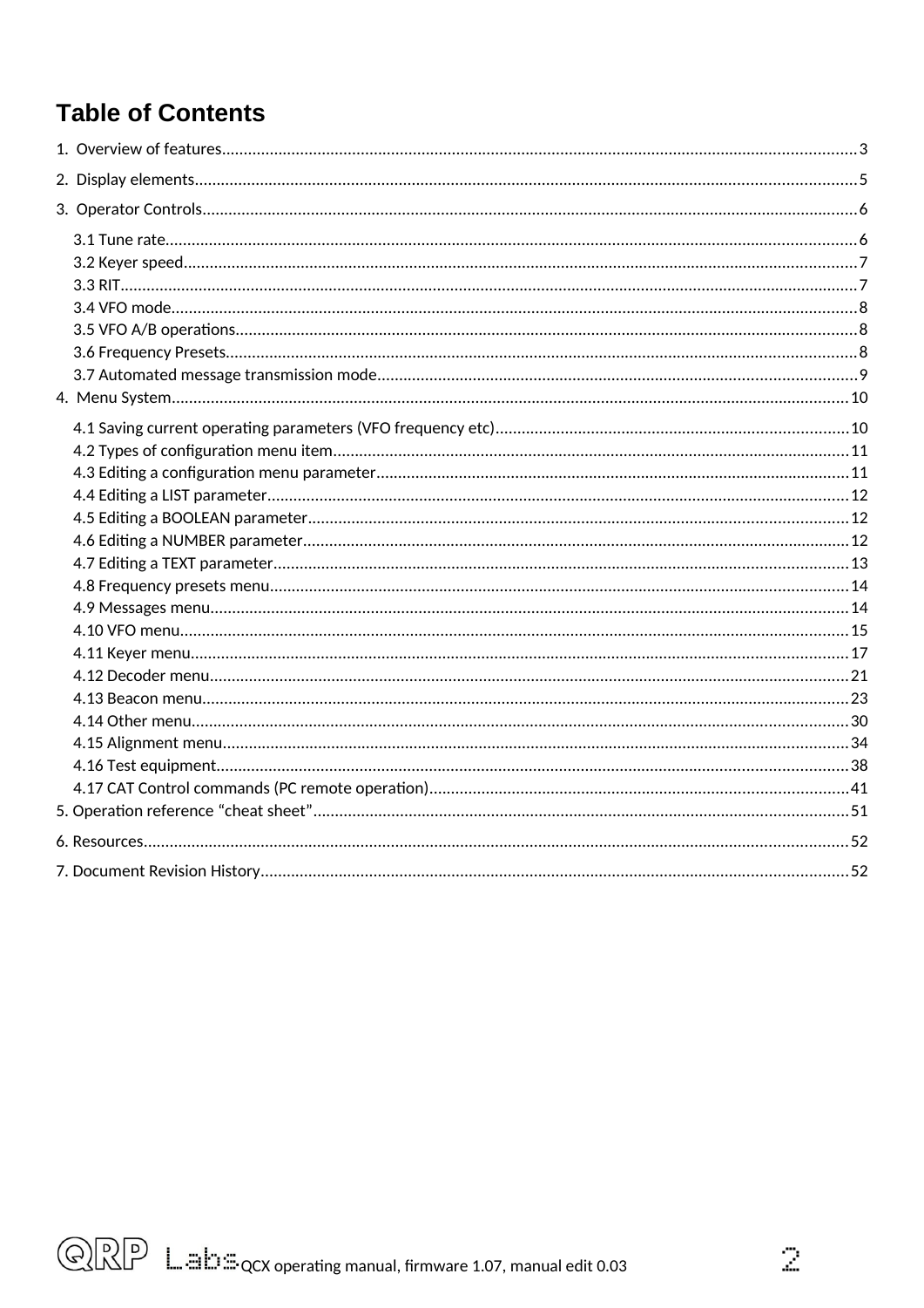# Table of Contents

1. Overview of features....3
2. Display elements....5
3. Operator Controls....6
   - 3.1 Tune rate....6
   - 3.2 Keyer speed....7
   - 3.3 RIT....7
   - 3.4 VFO mode....8
   - 3.5 VFO A/B operations....8
   - 3.6 Frequency Presets....8
   - 3.7 Automated message transmission mode....9
4. Menu System....10
   - 4.1 Saving current operating parameters (VFO frequency etc)....10
   - 4.2 Types of configuration menu item....11
   - 4.3 Editing a configuration menu parameter....11
   - 4.4 Editing a LIST parameter....12
   - 4.5 Editing a BOOLEAN parameter....12
   - 4.6 Editing a NUMBER parameter....12
   - 4.7 Editing a TEXT parameter....13
   - 4.8 Frequency presets menu....14
   - 4.9 Messages menu....14
   - 4.10 VFO menu....15
   - 4.11 Keyer menu....17
   - 4.12 Decoder menu....21
   - 4.13 Beacon menu....23
   - 4.14 Other menu....30
   - 4.15 Alignment menu....34
   - 4.16 Test equipment....38
   - 4.17 CAT Control commands (PC remote operation)....41
5. Operation reference "cheat sheet"....51
6. Resources....52
7. Document Revision History....52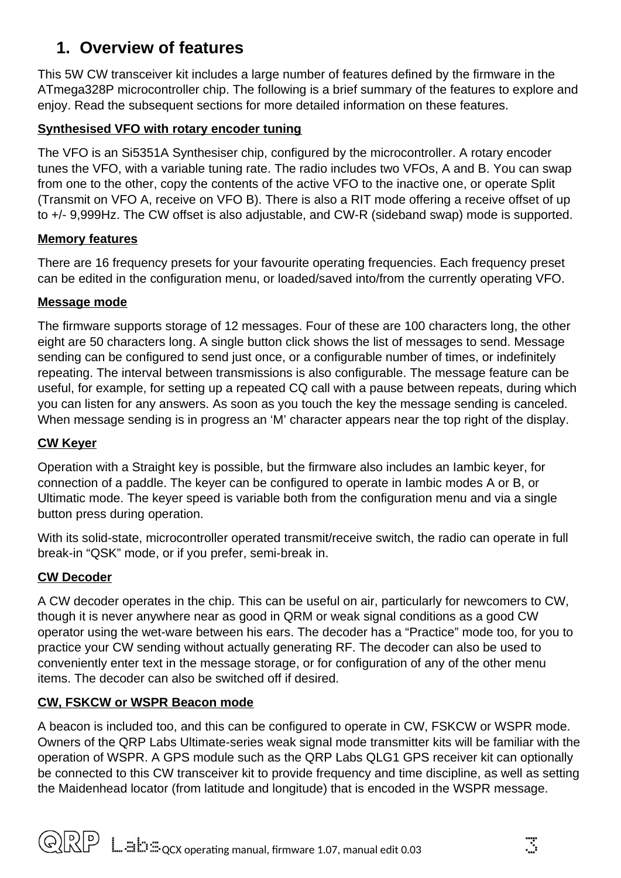# 1. Overview of features

This 5W CW transceiver kit includes a large number of features defined by the firmware in the ATmega328P microcontroller chip. The following is a brief summary of the features to explore and enjoy. Read the subsequent sections for more detailed information on these features.

**Synthesised VFO with rotary encoder tuning**

The VFO is an Si5351A Synthesiser chip, configured by the microcontroller. A rotary encoder tunes the VFO, with a variable tuning rate. The radio includes two VFOs, A and B. You can swap from one to the other, copy the contents of the active VFO to the inactive one, or operate Split (Transmit on VFO A, receive on VFO B). There is also a RIT mode offering a receive offset of up to +/- 9,999Hz. The CW offset is also adjustable, and CW-R (sideband swap) mode is supported.

**Memory features**

There are 16 frequency presets for your favourite operating frequencies. Each frequency preset can be edited in the configuration menu, or loaded/saved into/from the currently operating VFO.

**Message mode**

The firmware supports storage of 12 messages. Four of these are 100 characters long, the other eight are 50 characters long. A single button click shows the list of messages to send. Message sending can be configured to send just once, or a configurable number of times, or indefinitely repeating. The interval between transmissions is also configurable. The message feature can be useful, for example, for setting up a repeated CQ call with a pause between repeats, during which you can listen for any answers. As soon as you touch the key the message sending is canceled. When message sending is in progress an 'M' character appears near the top right of the display.

**CW Keyer**

Operation with a Straight key is possible, but the firmware also includes an Iambic keyer, for connection of a paddle. The keyer can be configured to operate in Iambic modes A or B, or Ultimatic mode. The keyer speed is variable both from the configuration menu and via a single button press during operation.

With its solid-state, microcontroller operated transmit/receive switch, the radio can operate in full break-in "QSK" mode, or if you prefer, semi-break in.

**CW Decoder**

A CW decoder operates in the chip. This can be useful on air, particularly for newcomers to CW, though it is never anywhere near as good in QRM or weak signal conditions as a good CW operator using the wet-ware between his ears. The decoder has a "Practice" mode too, for you to practice your CW sending without actually generating RF. The decoder can also be used to conveniently enter text in the message storage, or for configuration of any of the other menu items. The decoder can also be switched off if desired.

**CW, FSKCW or WSPR Beacon mode**

A beacon is included too, and this can be configured to operate in CW, FSKCW or WSPR mode. Owners of the QRP Labs Ultimate-series weak signal mode transmitter kits will be familiar with the operation of WSPR. A GPS module such as the QRP Labs QLG1 GPS receiver kit can optionally be connected to this CW transceiver kit to provide frequency and time discipline, as well as setting the Maidenhead locator (from latitude and longitude) that is encoded in the WSPR message.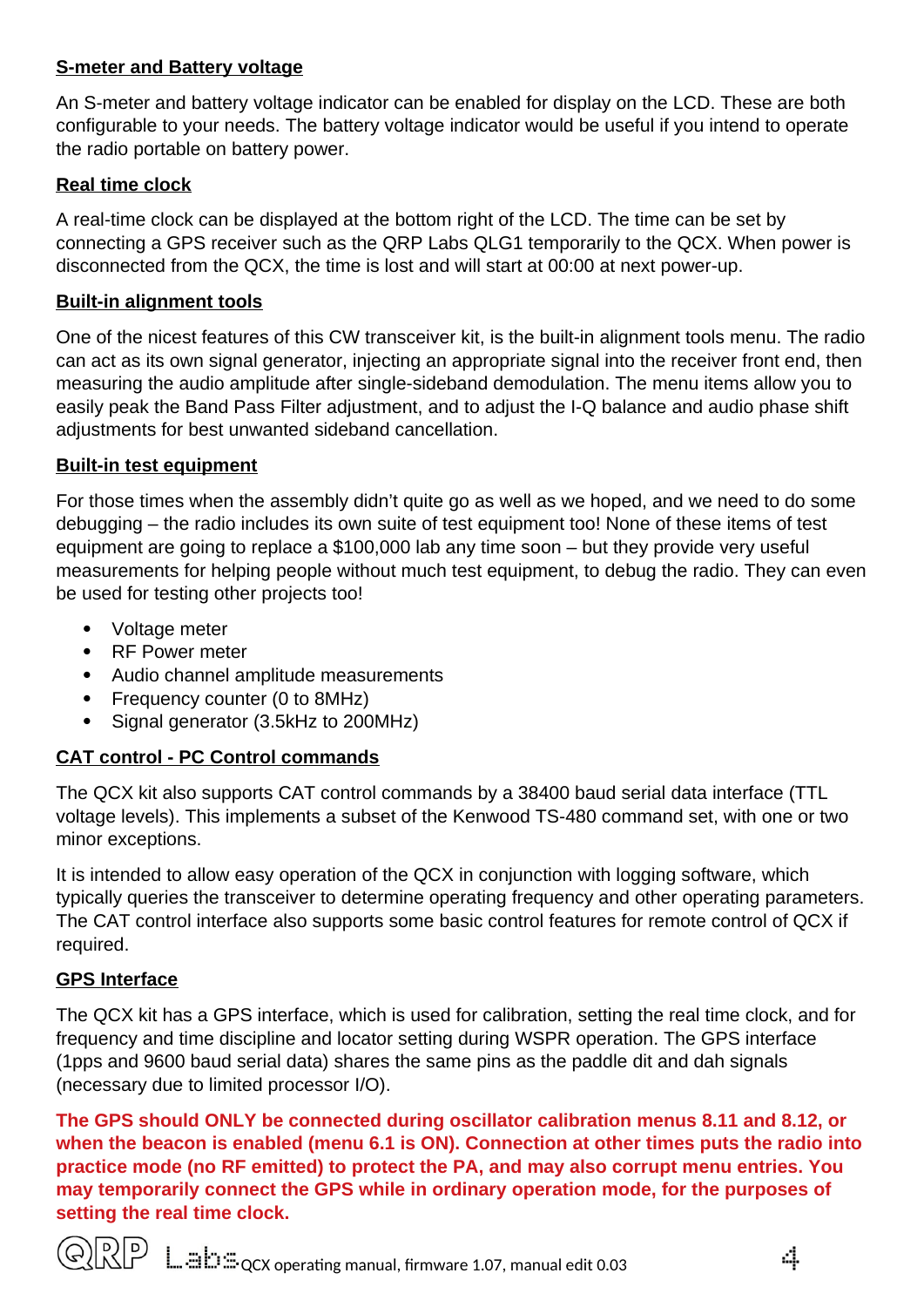**S-meter and Battery voltage**

An S-meter and battery voltage indicator can be enabled for display on the LCD. These are both configurable to your needs. The battery voltage indicator would be useful if you intend to operate the radio portable on battery power.

**Real time clock**

A real-time clock can be displayed at the bottom right of the LCD. The time can be set by connecting a GPS receiver such as the QRP Labs QLG1 temporarily to the QCX. When power is disconnected from the QCX, the time is lost and will start at 00:00 at next power-up.

**Built-in alignment tools**

One of the nicest features of this CW transceiver kit, is the built-in alignment tools menu. The radio can act as its own signal generator, injecting an appropriate signal into the receiver front end, then measuring the audio amplitude after single-sideband demodulation. The menu items allow you to easily peak the Band Pass Filter adjustment, and to adjust the I-Q balance and audio phase shift adjustments for best unwanted sideband cancellation.

**Built-in test equipment**

For those times when the assembly didn't quite go as well as we hoped, and we need to do some debugging – the radio includes its own suite of test equipment too! None of these items of test equipment are going to replace a $100,000 lab any time soon – but they provide very useful measurements for helping people without much test equipment, to debug the radio. They can even be used for testing other projects too!

- Voltage meter
- RF Power meter
- Audio channel amplitude measurements
- Frequency counter (0 to 8MHz)
- Signal generator (3.5kHz to 200MHz)

**CAT control - PC Control commands**

The QCX kit also supports CAT control commands by a 38400 baud serial data interface (TTL voltage levels). This implements a subset of the Kenwood TS-480 command set, with one or two minor exceptions.

It is intended to allow easy operation of the QCX in conjunction with logging software, which typically queries the transceiver to determine operating frequency and other operating parameters. The CAT control interface also supports some basic control features for remote control of QCX if required.

**GPS Interface**

The QCX kit has a GPS interface, which is used for calibration, setting the real time clock, and for frequency and time discipline and locator setting during WSPR operation. The GPS interface (1pps and 9600 baud serial data) shares the same pins as the paddle dit and dah signals (necessary due to limited processor I/O).

**The GPS should ONLY be connected during oscillator calibration menus 8.11 and 8.12, or when the beacon is enabled (menu 6.1 is ON). Connection at other times puts the radio into practice mode (no RF emitted) to protect the PA, and may also corrupt menu entries. You may temporarily connect the GPS while in ordinary operation mode, for the purposes of setting the real time clock.**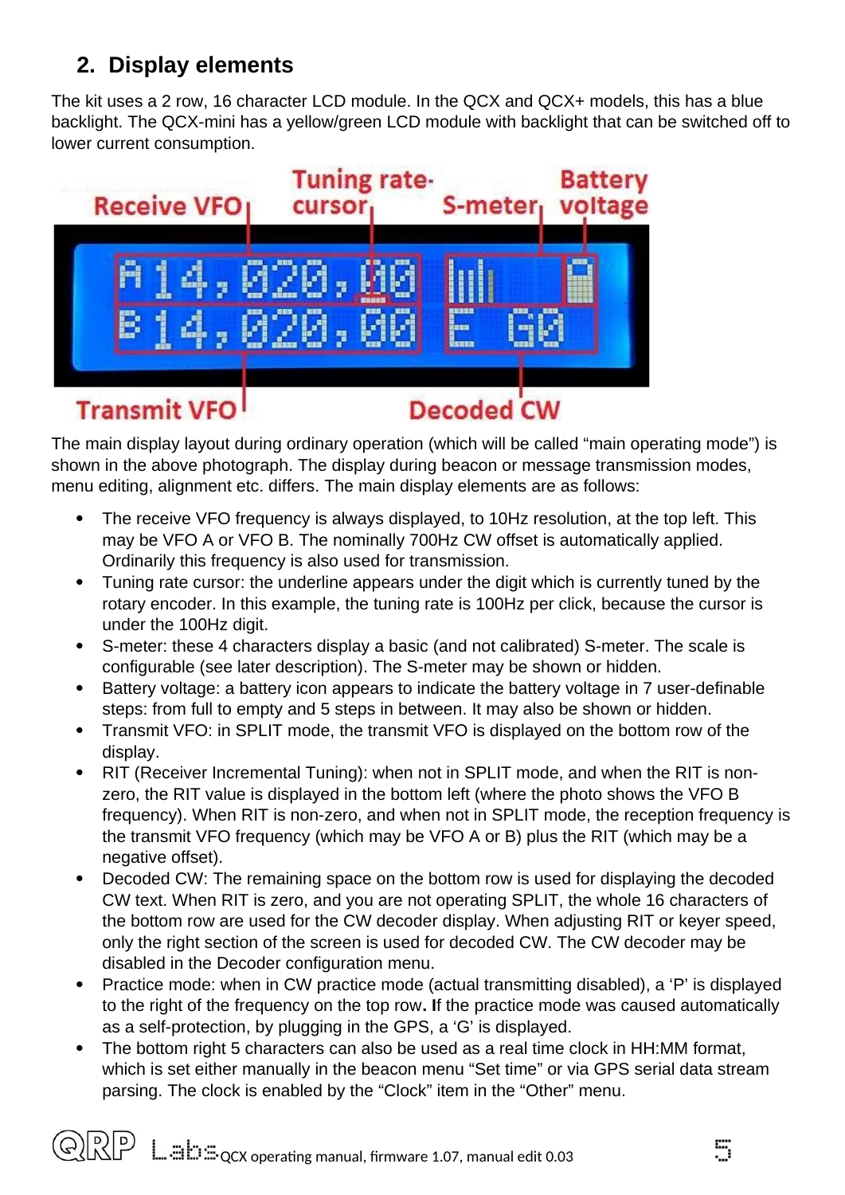## 2. Display elements

The kit uses a 2 row, 16 character LCD module. In the QCX and QCX+ models, this has a blue backlight. The QCX-mini has a yellow/green LCD module with backlight that can be switched off to lower current consumption.

The main display layout during ordinary operation (which will be called "main operating mode") is shown in the above photograph. The display during beacon or message transmission modes, menu editing, alignment etc. differs. The main display elements are as follows:

- The receive VFO frequency is always displayed, to 10Hz resolution, at the top left. This may be VFO A or VFO B. The nominally 700Hz CW offset is automatically applied. Ordinarily this frequency is also used for transmission.
- Tuning rate cursor: the underline appears under the digit which is currently tuned by the rotary encoder. In this example, the tuning rate is 100Hz per click, because the cursor is under the 100Hz digit.
- S-meter: these 4 characters display a basic (and not calibrated) S-meter. The scale is configurable (see later description). The S-meter may be shown or hidden.
- Battery voltage: a battery icon appears to indicate the battery voltage in 7 user-definable steps: from full to empty and 5 steps in between. It may also be shown or hidden.
- Transmit VFO: in SPLIT mode, the transmit VFO is displayed on the bottom row of the display.
- RIT (Receiver Incremental Tuning): when not in SPLIT mode, and when the RIT is non-zero, the RIT value is displayed in the bottom left (where the photo shows the VFO B frequency). When RIT is non-zero, and when not in SPLIT mode, the reception frequency is the transmit VFO frequency (which may be VFO A or B) plus the RIT (which may be a negative offset).
- Decoded CW: The remaining space on the bottom row is used for displaying the decoded CW text. When RIT is zero, and you are not operating SPLIT, the whole 16 characters of the bottom row are used for the CW decoder display. When adjusting RIT or keyer speed, only the right section of the screen is used for decoded CW. The CW decoder may be disabled in the Decoder configuration menu.
- Practice mode: when in CW practice mode (actual transmitting disabled), a 'P' is displayed to the right of the frequency on the top row**. I**f the practice mode was caused automatically as a self-protection, by plugging in the GPS, a 'G' is displayed.
- The bottom right 5 characters can also be used as a real time clock in HH:MM format, which is set either manually in the beacon menu "Set time" or via GPS serial data stream parsing. The clock is enabled by the "Clock" item in the "Other" menu.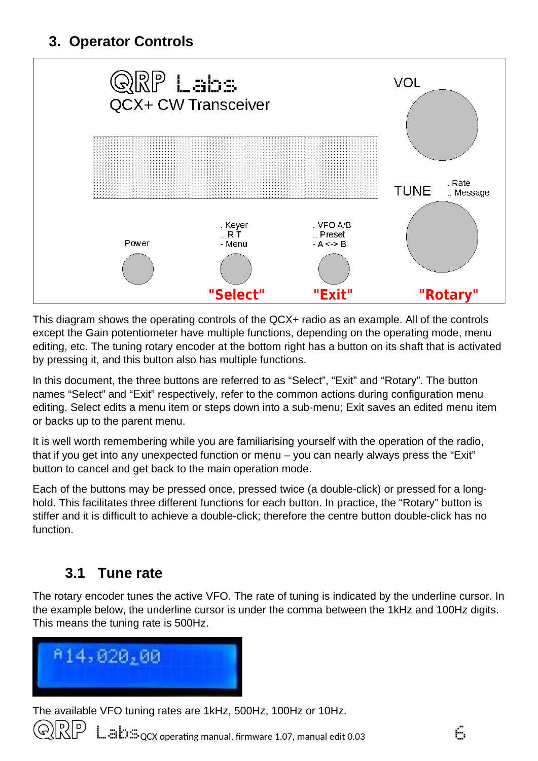## 3. Operator Controls

This diagram shows the operating controls of the QCX+ radio as an example. All of the controls except the Gain potentiometer have multiple functions, depending on the operating mode, menu editing, etc. The tuning rotary encoder at the bottom right has a button on its shaft that is activated by pressing it, and this button also has multiple functions.

In this document, the three buttons are referred to as “Select”, “Exit” and “Rotary”. The button names “Select” and “Exit” respectively, refer to the common actions during configuration menu editing. Select edits a menu item or steps down into a sub-menu; Exit saves an edited menu item or backs up to the parent menu.

It is well worth remembering while you are familiarising yourself with the operation of the radio, that if you get into any unexpected function or menu – you can nearly always press the “Exit” button to cancel and get back to the main operation mode.

Each of the buttons may be pressed once, pressed twice (a double-click) or pressed for a long-hold. This facilitates three different functions for each button. In practice, the “Rotary” button is stiffer and it is difficult to achieve a double-click; therefore the centre button double-click has no function.

### 3.1 Tune rate

The rotary encoder tunes the active VFO. The rate of tuning is indicated by the underline cursor. In the example below, the underline cursor is under the comma between the 1kHz and 100Hz digits. This means the tuning rate is 500Hz.

The available VFO tuning rates are 1kHz, 500Hz, 100Hz or 10Hz.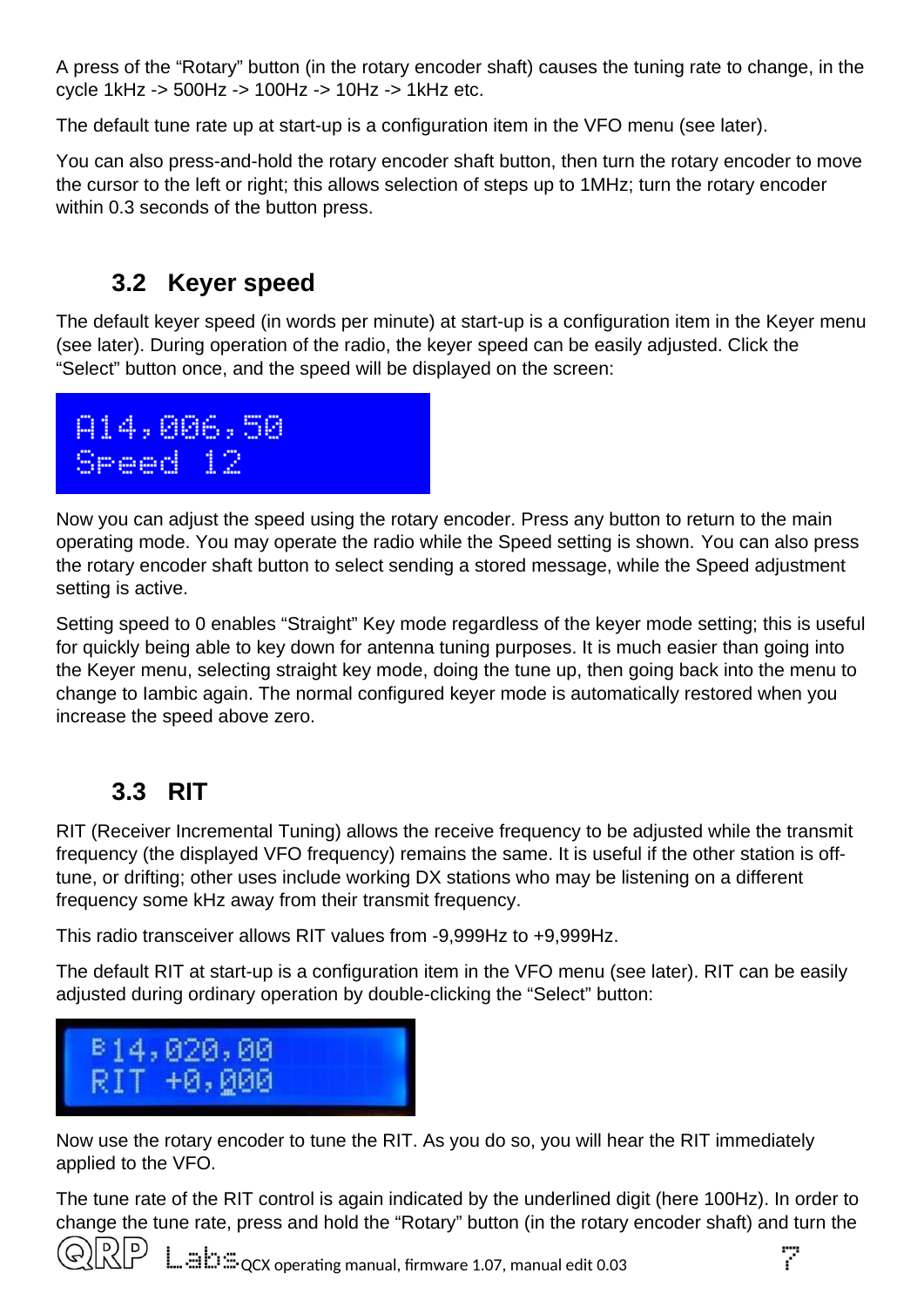A press of the "Rotary" button (in the rotary encoder shaft) causes the tuning rate to change, in the cycle 1kHz -> 500Hz -> 100Hz -> 10Hz -> 1kHz etc.

The default tune rate up at start-up is a configuration item in the VFO menu (see later).

You can also press-and-hold the rotary encoder shaft button, then turn the rotary encoder to move the cursor to the left or right; this allows selection of steps up to 1MHz; turn the rotary encoder within 0.3 seconds of the button press.

## 3.2 Keyer speed

The default keyer speed (in words per minute) at start-up is a configuration item in the Keyer menu (see later). During operation of the radio, the keyer speed can be easily adjusted. Click the "Select" button once, and the speed will be displayed on the screen:

```
A14,006,50
Speed 12
```

Now you can adjust the speed using the rotary encoder. Press any button to return to the main operating mode. You may operate the radio while the Speed setting is shown. You can also press the rotary encoder shaft button to select sending a stored message, while the Speed adjustment setting is active.

Setting speed to 0 enables "Straight" Key mode regardless of the keyer mode setting; this is useful for quickly being able to key down for antenna tuning purposes. It is much easier than going into the Keyer menu, selecting straight key mode, doing the tune up, then going back into the menu to change to Iambic again. The normal configured keyer mode is automatically restored when you increase the speed above zero.

## 3.3 RIT

RIT (Receiver Incremental Tuning) allows the receive frequency to be adjusted while the transmit frequency (the displayed VFO frequency) remains the same. It is useful if the other station is off-tune, or drifting; other uses include working DX stations who may be listening on a different frequency some kHz away from their transmit frequency.

This radio transceiver allows RIT values from -9,999Hz to +9,999Hz.

The default RIT at start-up is a configuration item in the VFO menu (see later). RIT can be easily adjusted during ordinary operation by double-clicking the "Select" button:

```
B14,020,00
RIT +0,000
```

Now use the rotary encoder to tune the RIT. As you do so, you will hear the RIT immediately applied to the VFO.

The tune rate of the RIT control is again indicated by the underlined digit (here 100Hz). In order to change the tune rate, press and hold the "Rotary" button (in the rotary encoder shaft) and turn the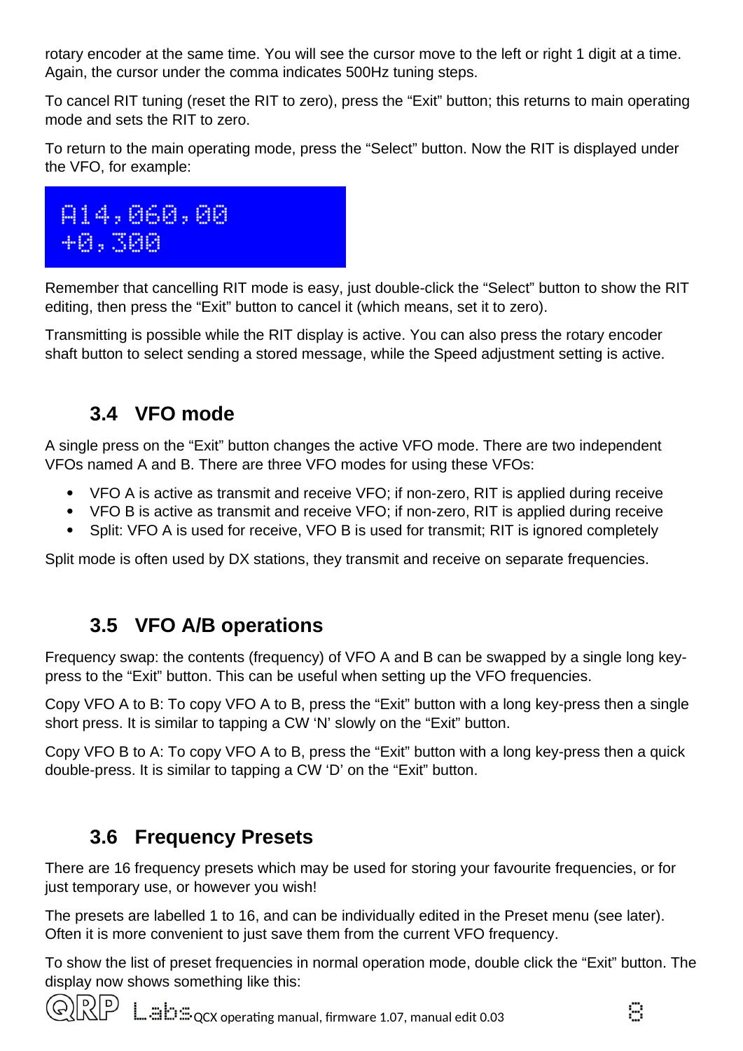rotary encoder at the same time. You will see the cursor move to the left or right 1 digit at a time. Again, the cursor under the comma indicates 500Hz tuning steps.

To cancel RIT tuning (reset the RIT to zero), press the “Exit” button; this returns to main operating mode and sets the RIT to zero.

To return to the main operating mode, press the “Select” button. Now the RIT is displayed under the VFO, for example:

```
A14,060,00
+0,300
```

Remember that cancelling RIT mode is easy, just double-click the “Select” button to show the RIT editing, then press the “Exit” button to cancel it (which means, set it to zero).

Transmitting is possible while the RIT display is active. You can also press the rotary encoder shaft button to select sending a stored message, while the Speed adjustment setting is active.

## 3.4 VFO mode

A single press on the “Exit” button changes the active VFO mode. There are two independent VFOs named A and B. There are three VFO modes for using these VFOs:

- VFO A is active as transmit and receive VFO; if non-zero, RIT is applied during receive
- VFO B is active as transmit and receive VFO; if non-zero, RIT is applied during receive
- Split: VFO A is used for receive, VFO B is used for transmit; RIT is ignored completely

Split mode is often used by DX stations, they transmit and receive on separate frequencies.

## 3.5 VFO A/B operations

Frequency swap: the contents (frequency) of VFO A and B can be swapped by a single long key-press to the “Exit” button. This can be useful when setting up the VFO frequencies.

Copy VFO A to B: To copy VFO A to B, press the “Exit” button with a long key-press then a single short press. It is similar to tapping a CW ‘N’ slowly on the “Exit” button.

Copy VFO B to A: To copy VFO A to B, press the “Exit” button with a long key-press then a quick double-press. It is similar to tapping a CW ‘D’ on the “Exit” button.

## 3.6 Frequency Presets

There are 16 frequency presets which may be used for storing your favourite frequencies, or for just temporary use, or however you wish!

The presets are labelled 1 to 16, and can be individually edited in the Preset menu (see later). Often it is more convenient to just save them from the current VFO frequency.

To show the list of preset frequencies in normal operation mode, double click the “Exit” button. The display now shows something like this: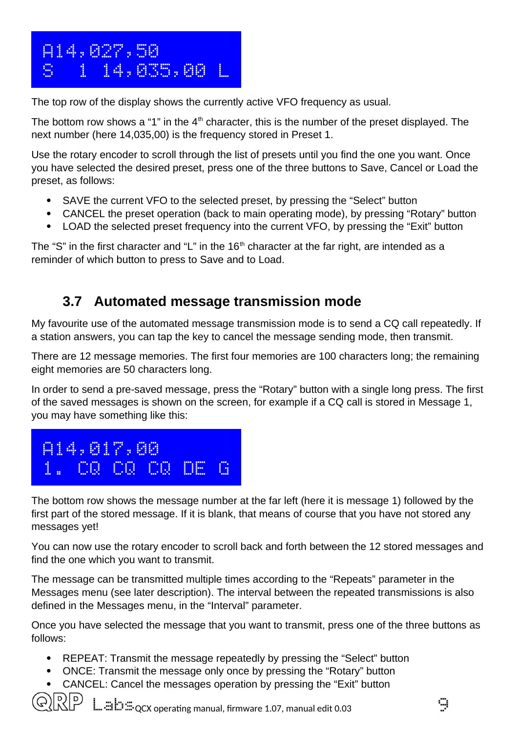```
A14,027,50
S   1 14,035,00 L
```

The top row of the display shows the currently active VFO frequency as usual.

The bottom row shows a “1” in the 4th character, this is the number of the preset displayed. The next number (here 14,035,00) is the frequency stored in Preset 1.

Use the rotary encoder to scroll through the list of presets until you find the one you want. Once you have selected the desired preset, press one of the three buttons to Save, Cancel or Load the preset, as follows:

- SAVE the current VFO to the selected preset, by pressing the “Select” button
- CANCEL the preset operation (back to main operating mode), by pressing “Rotary” button
- LOAD the selected preset frequency into the current VFO, by pressing the “Exit” button

The “S” in the first character and “L” in the 16th character at the far right, are intended as a reminder of which button to press to Save and to Load.

## 3.7 Automated message transmission mode

My favourite use of the automated message transmission mode is to send a CQ call repeatedly. If a station answers, you can tap the key to cancel the message sending mode, then transmit.

There are 12 message memories. The first four memories are 100 characters long; the remaining eight memories are 50 characters long.

In order to send a pre-saved message, press the “Rotary” button with a single long press. The first of the saved messages is shown on the screen, for example if a CQ call is stored in Message 1, you may have something like this:

```
A14,017,00
1. CQ CQ CQ DE G
```

The bottom row shows the message number at the far left (here it is message 1) followed by the first part of the stored message. If it is blank, that means of course that you have not stored any messages yet!

You can now use the rotary encoder to scroll back and forth between the 12 stored messages and find the one which you want to transmit.

The message can be transmitted multiple times according to the “Repeats” parameter in the Messages menu (see later description). The interval between the repeated transmissions is also defined in the Messages menu, in the “Interval” parameter.

Once you have selected the message that you want to transmit, press one of the three buttons as follows:

- REPEAT: Transmit the message repeatedly by pressing the “Select” button
- ONCE: Transmit the message only once by pressing the “Rotary” button
- CANCEL: Cancel the messages operation by pressing the “Exit” button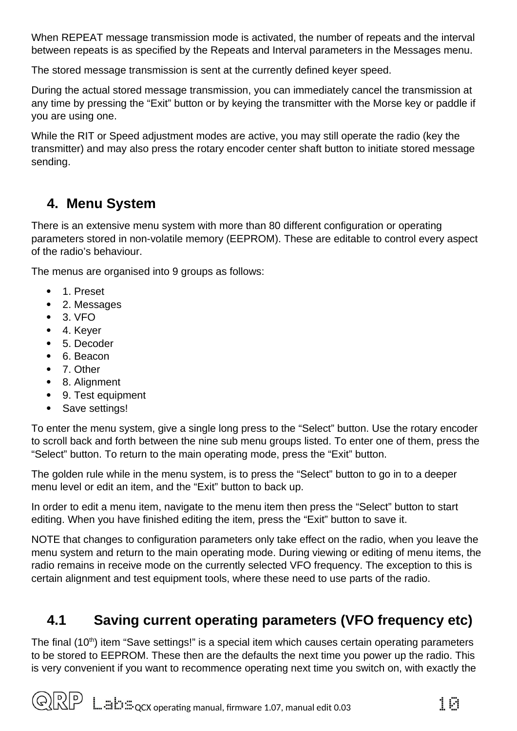When REPEAT message transmission mode is activated, the number of repeats and the interval between repeats is as specified by the Repeats and Interval parameters in the Messages menu.

The stored message transmission is sent at the currently defined keyer speed.

During the actual stored message transmission, you can immediately cancel the transmission at any time by pressing the "Exit" button or by keying the transmitter with the Morse key or paddle if you are using one.

While the RIT or Speed adjustment modes are active, you may still operate the radio (key the transmitter) and may also press the rotary encoder center shaft button to initiate stored message sending.

## 4. Menu System

There is an extensive menu system with more than 80 different configuration or operating parameters stored in non-volatile memory (EEPROM). These are editable to control every aspect of the radio's behaviour.

The menus are organised into 9 groups as follows:

- 1. Preset
- 2. Messages
- 3. VFO
- 4. Keyer
- 5. Decoder
- 6. Beacon
- 7. Other
- 8. Alignment
- 9. Test equipment
- Save settings!

To enter the menu system, give a single long press to the "Select" button. Use the rotary encoder to scroll back and forth between the nine sub menu groups listed. To enter one of them, press the "Select" button. To return to the main operating mode, press the "Exit" button.

The golden rule while in the menu system, is to press the "Select" button to go in to a deeper menu level or edit an item, and the "Exit" button to back up.

In order to edit a menu item, navigate to the menu item then press the "Select" button to start editing. When you have finished editing the item, press the "Exit" button to save it.

NOTE that changes to configuration parameters only take effect on the radio, when you leave the menu system and return to the main operating mode. During viewing or editing of menu items, the radio remains in receive mode on the currently selected VFO frequency. The exception to this is certain alignment and test equipment tools, where these need to use parts of the radio.

### 4.1 Saving current operating parameters (VFO frequency etc)

The final (10th) item "Save settings!" is a special item which causes certain operating parameters to be stored to EEPROM. These then are the defaults the next time you power up the radio. This is very convenient if you want to recommence operating next time you switch on, with exactly the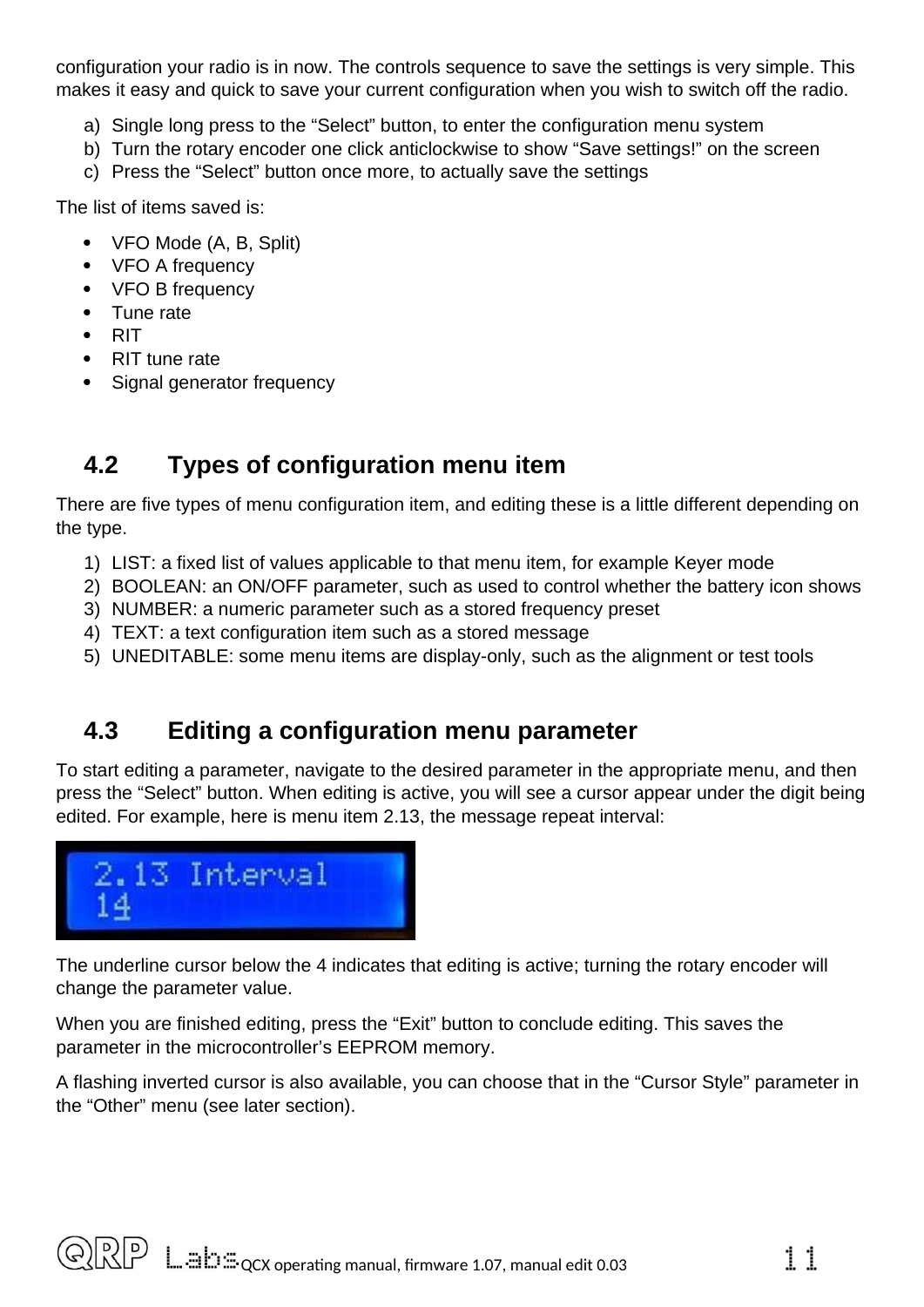configuration your radio is in now. The controls sequence to save the settings is very simple. This makes it easy and quick to save your current configuration when you wish to switch off the radio.

a) Single long press to the “Select” button, to enter the configuration menu system
b) Turn the rotary encoder one click anticlockwise to show “Save settings!” on the screen
c) Press the “Select” button once more, to actually save the settings

The list of items saved is:

- VFO Mode (A, B, Split)
- VFO A frequency
- VFO B frequency
- Tune rate
- RIT
- RIT tune rate
- Signal generator frequency

## 4.2 Types of configuration menu item

There are five types of menu configuration item, and editing these is a little different depending on the type.

1) LIST: a fixed list of values applicable to that menu item, for example Keyer mode
2) BOOLEAN: an ON/OFF parameter, such as used to control whether the battery icon shows
3) NUMBER: a numeric parameter such as a stored frequency preset
4) TEXT: a text configuration item such as a stored message
5) UNEDITABLE: some menu items are display-only, such as the alignment or test tools

## 4.3 Editing a configuration menu parameter

To start editing a parameter, navigate to the desired parameter in the appropriate menu, and then press the “Select” button. When editing is active, you will see a cursor appear under the digit being edited. For example, here is menu item 2.13, the message repeat interval:

The underline cursor below the 4 indicates that editing is active; turning the rotary encoder will change the parameter value.

When you are finished editing, press the “Exit” button to conclude editing. This saves the parameter in the microcontroller’s EEPROM memory.

A flashing inverted cursor is also available, you can choose that in the “Cursor Style” parameter in the “Other” menu (see later section).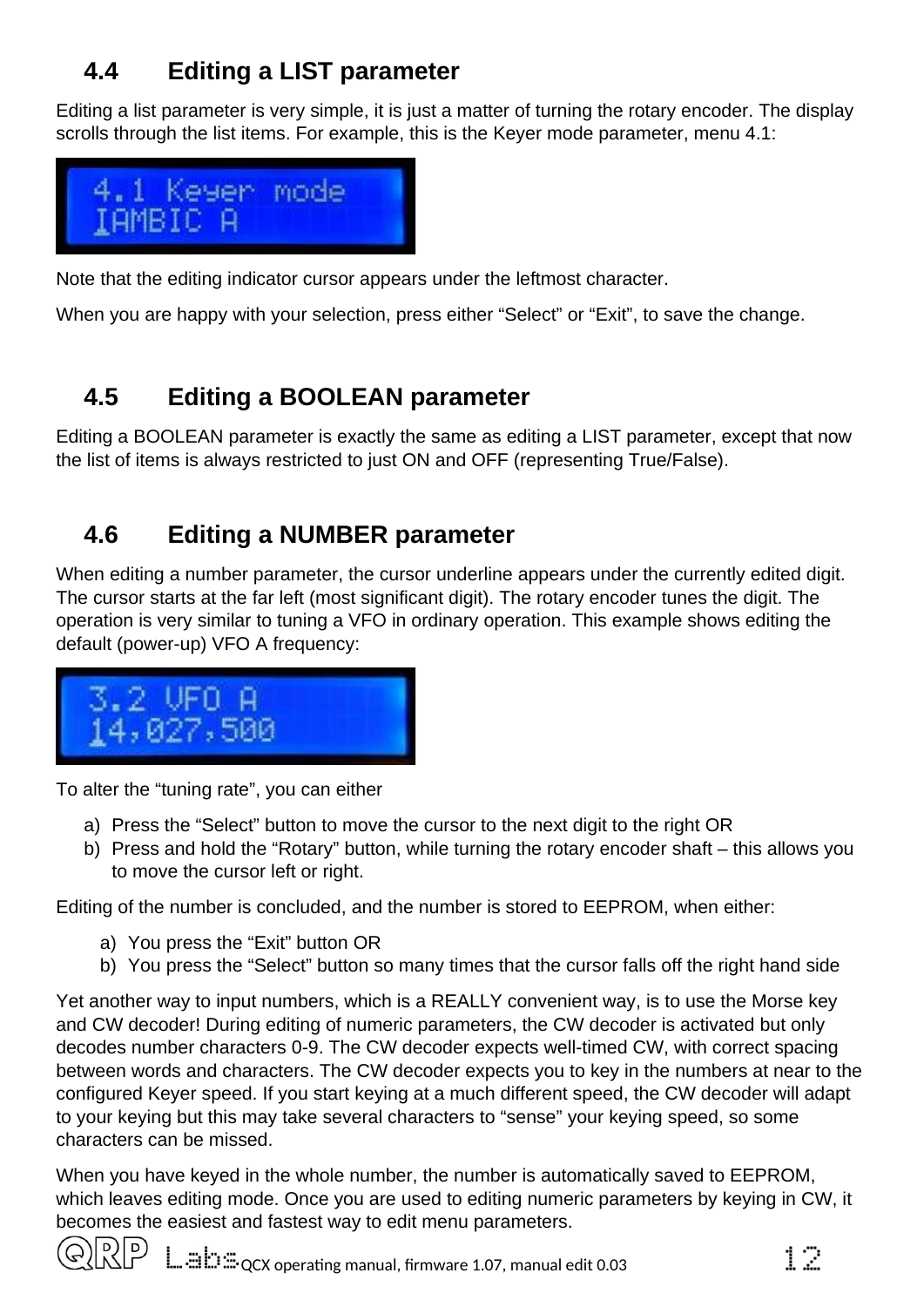## 4.4 Editing a LIST parameter

Editing a list parameter is very simple, it is just a matter of turning the rotary encoder. The display scrolls through the list items. For example, this is the Keyer mode parameter, menu 4.1:

Note that the editing indicator cursor appears under the leftmost character.

When you are happy with your selection, press either "Select" or "Exit", to save the change.

## 4.5 Editing a BOOLEAN parameter

Editing a BOOLEAN parameter is exactly the same as editing a LIST parameter, except that now the list of items is always restricted to just ON and OFF (representing True/False).

## 4.6 Editing a NUMBER parameter

When editing a number parameter, the cursor underline appears under the currently edited digit. The cursor starts at the far left (most significant digit). The rotary encoder tunes the digit. The operation is very similar to tuning a VFO in ordinary operation. This example shows editing the default (power-up) VFO A frequency:

To alter the "tuning rate", you can either

a) Press the "Select" button to move the cursor to the next digit to the right OR
b) Press and hold the "Rotary" button, while turning the rotary encoder shaft – this allows you to move the cursor left or right.

Editing of the number is concluded, and the number is stored to EEPROM, when either:

a) You press the "Exit" button OR
b) You press the "Select" button so many times that the cursor falls off the right hand side

Yet another way to input numbers, which is a REALLY convenient way, is to use the Morse key and CW decoder! During editing of numeric parameters, the CW decoder is activated but only decodes number characters 0-9. The CW decoder expects well-timed CW, with correct spacing between words and characters. The CW decoder expects you to key in the numbers at near to the configured Keyer speed. If you start keying at a much different speed, the CW decoder will adapt to your keying but this may take several characters to "sense" your keying speed, so some characters can be missed.

When you have keyed in the whole number, the number is automatically saved to EEPROM, which leaves editing mode. Once you are used to editing numeric parameters by keying in CW, it becomes the easiest and fastest way to edit menu parameters.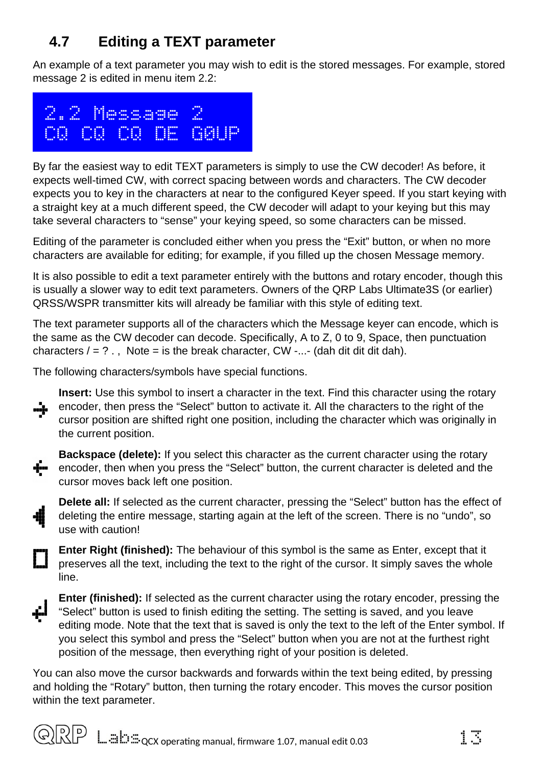## 4.7 Editing a TEXT parameter

An example of a text parameter you may wish to edit is the stored messages. For example, stored message 2 is edited in menu item 2.2:

```
2.2 Message 2
CQ CQ CQ DE G0UP
```

By far the easiest way to edit TEXT parameters is simply to use the CW decoder! As before, it expects well-timed CW, with correct spacing between words and characters. The CW decoder expects you to key in the characters at near to the configured Keyer speed. If you start keying with a straight key at a much different speed, the CW decoder will adapt to your keying but this may take several characters to "sense" your keying speed, so some characters can be missed.

Editing of the parameter is concluded either when you press the "Exit" button, or when no more characters are available for editing; for example, if you filled up the chosen Message memory.

It is also possible to edit a text parameter entirely with the buttons and rotary encoder, though this is usually a slower way to edit text parameters. Owners of the QRP Labs Ultimate3S (or earlier) QRSS/WSPR transmitter kits will already be familiar with this style of editing text.

The text parameter supports all of the characters which the Message keyer can encode, which is the same as the CW decoder can decode. Specifically, A to Z, 0 to 9, Space, then punctuation characters / = ? . , Note = is the break character, CW -...- (dah dit dit dit dah).

The following characters/symbols have special functions.

**Insert:** Use this symbol to insert a character in the text. Find this character using the rotary encoder, then press the "Select" button to activate it. All the characters to the right of the cursor position are shifted right one position, including the character which was originally in the current position.

**Backspace (delete):** If you select this character as the current character using the rotary encoder, then when you press the "Select" button, the current character is deleted and the cursor moves back left one position.

**Delete all:** If selected as the current character, pressing the "Select" button has the effect of deleting the entire message, starting again at the left of the screen. There is no "undo", so use with caution!

**Enter Right (finished):** The behaviour of this symbol is the same as Enter, except that it preserves all the text, including the text to the right of the cursor. It simply saves the whole line.

**Enter (finished):** If selected as the current character using the rotary encoder, pressing the "Select" button is used to finish editing the setting. The setting is saved, and you leave editing mode. Note that the text that is saved is only the text to the left of the Enter symbol. If you select this symbol and press the "Select" button when you are not at the furthest right position of the message, then everything right of your position is deleted.

You can also move the cursor backwards and forwards within the text being edited, by pressing and holding the "Rotary" button, then turning the rotary encoder. This moves the cursor position within the text parameter.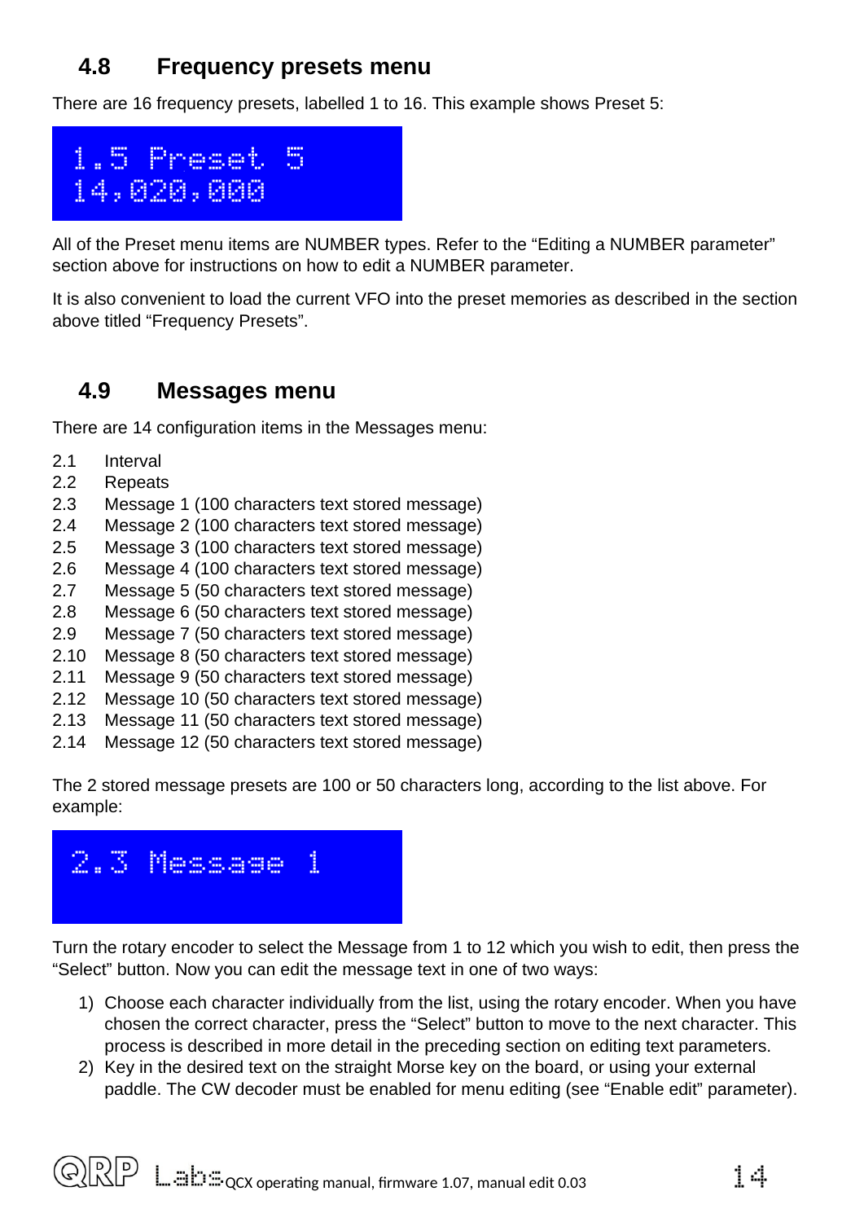## 4.8 Frequency presets menu

There are 16 frequency presets, labelled 1 to 16. This example shows Preset 5:

```
1.5 Preset 5
14,020,000
```

All of the Preset menu items are NUMBER types. Refer to the “Editing a NUMBER parameter” section above for instructions on how to edit a NUMBER parameter.

It is also convenient to load the current VFO into the preset memories as described in the section above titled “Frequency Presets”.

## 4.9 Messages menu

There are 14 configuration items in the Messages menu:

2.1 Interval
2.2 Repeats
2.3 Message 1 (100 characters text stored message)
2.4 Message 2 (100 characters text stored message)
2.5 Message 3 (100 characters text stored message)
2.6 Message 4 (100 characters text stored message)
2.7 Message 5 (50 characters text stored message)
2.8 Message 6 (50 characters text stored message)
2.9 Message 7 (50 characters text stored message)
2.10 Message 8 (50 characters text stored message)
2.11 Message 9 (50 characters text stored message)
2.12 Message 10 (50 characters text stored message)
2.13 Message 11 (50 characters text stored message)
2.14 Message 12 (50 characters text stored message)

The 2 stored message presets are 100 or 50 characters long, according to the list above. For example:

```
2.3 Message 1
```

Turn the rotary encoder to select the Message from 1 to 12 which you wish to edit, then press the “Select” button. Now you can edit the message text in one of two ways:

1) Choose each character individually from the list, using the rotary encoder. When you have chosen the correct character, press the “Select” button to move to the next character. This process is described in more detail in the preceding section on editing text parameters.
2) Key in the desired text on the straight Morse key on the board, or using your external paddle. The CW decoder must be enabled for menu editing (see “Enable edit” parameter).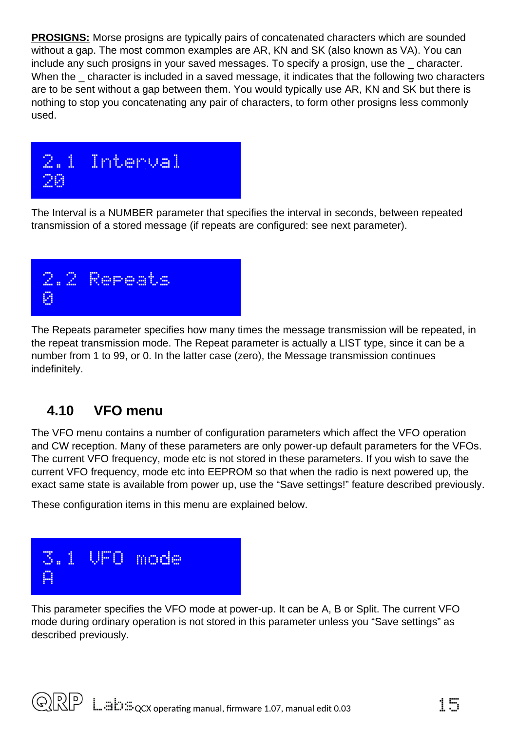**PROSIGNS:** Morse prosigns are typically pairs of concatenated characters which are sounded without a gap. The most common examples are AR, KN and SK (also known as VA). You can include any such prosigns in your saved messages. To specify a prosign, use the _ character. When the _ character is included in a saved message, it indicates that the following two characters are to be sent without a gap between them. You would typically use AR, KN and SK but there is nothing to stop you concatenating any pair of characters, to form other prosigns less commonly used.

```
2.1 Interval
20
```

The Interval is a NUMBER parameter that specifies the interval in seconds, between repeated transmission of a stored message (if repeats are configured: see next parameter).

```
2.2 Repeats
0
```

The Repeats parameter specifies how many times the message transmission will be repeated, in the repeat transmission mode. The Repeat parameter is actually a LIST type, since it can be a number from 1 to 99, or 0. In the latter case (zero), the Message transmission continues indefinitely.

## 4.10 VFO menu

The VFO menu contains a number of configuration parameters which affect the VFO operation and CW reception. Many of these parameters are only power-up default parameters for the VFOs. The current VFO frequency, mode etc is not stored in these parameters. If you wish to save the current VFO frequency, mode etc into EEPROM so that when the radio is next powered up, the exact same state is available from power up, use the "Save settings!" feature described previously.

These configuration items in this menu are explained below.

```
3.1 VFO mode
A
```

This parameter specifies the VFO mode at power-up. It can be A, B or Split. The current VFO mode during ordinary operation is not stored in this parameter unless you "Save settings" as described previously.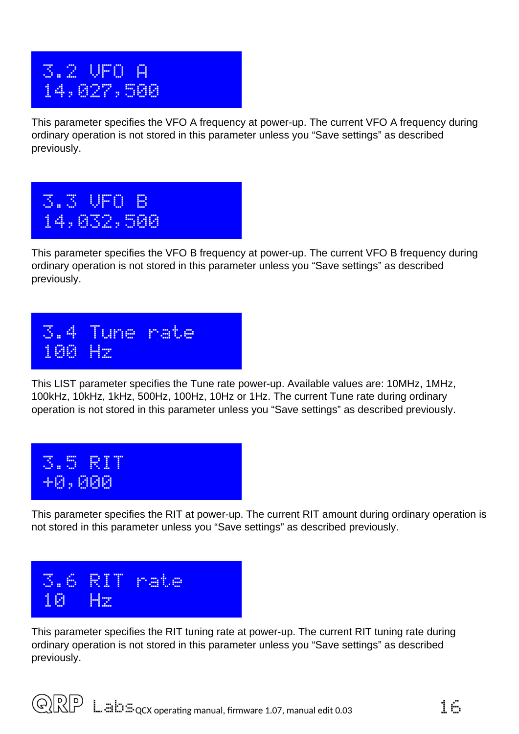```
3.2 VFO A
14,027,500
```

This parameter specifies the VFO A frequency at power-up. The current VFO A frequency during ordinary operation is not stored in this parameter unless you “Save settings” as described previously.

```
3.3 VFO B
14,032,500
```

This parameter specifies the VFO B frequency at power-up. The current VFO B frequency during ordinary operation is not stored in this parameter unless you “Save settings” as described previously.

```
3.4 Tune rate
100 Hz
```

This LIST parameter specifies the Tune rate power-up. Available values are: 10MHz, 1MHz, 100kHz, 10kHz, 1kHz, 500Hz, 100Hz, 10Hz or 1Hz. The current Tune rate during ordinary operation is not stored in this parameter unless you “Save settings” as described previously.

```
3.5 RIT
+0,000
```

This parameter specifies the RIT at power-up. The current RIT amount during ordinary operation is not stored in this parameter unless you “Save settings” as described previously.

```
3.6 RIT rate
10  Hz
```

This parameter specifies the RIT tuning rate at power-up. The current RIT tuning rate during ordinary operation is not stored in this parameter unless you “Save settings” as described previously.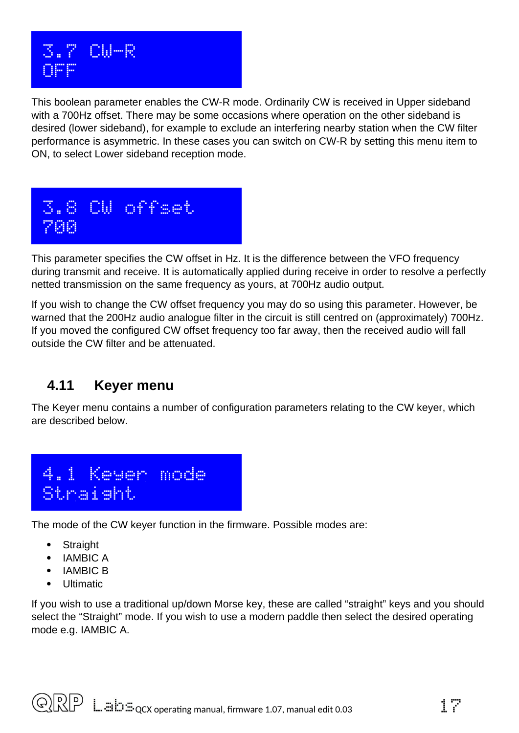```
3.7 CW-R
OFF
```

This boolean parameter enables the CW-R mode. Ordinarily CW is received in Upper sideband with a 700Hz offset. There may be some occasions where operation on the other sideband is desired (lower sideband), for example to exclude an interfering nearby station when the CW filter performance is asymmetric. In these cases you can switch on CW-R by setting this menu item to ON, to select Lower sideband reception mode.

```
3.8 CW offset
700
```

This parameter specifies the CW offset in Hz. It is the difference between the VFO frequency during transmit and receive. It is automatically applied during receive in order to resolve a perfectly netted transmission on the same frequency as yours, at 700Hz audio output.

If you wish to change the CW offset frequency you may do so using this parameter. However, be warned that the 200Hz audio analogue filter in the circuit is still centred on (approximately) 700Hz. If you moved the configured CW offset frequency too far away, then the received audio will fall outside the CW filter and be attenuated.

## 4.11 Keyer menu

The Keyer menu contains a number of configuration parameters relating to the CW keyer, which are described below.

```
4.1 Keyer mode
Straight
```

The mode of the CW keyer function in the firmware. Possible modes are:

- Straight
- IAMBIC A
- IAMBIC B
- Ultimatic

If you wish to use a traditional up/down Morse key, these are called “straight” keys and you should select the “Straight” mode. If you wish to use a modern paddle then select the desired operating mode e.g. IAMBIC A.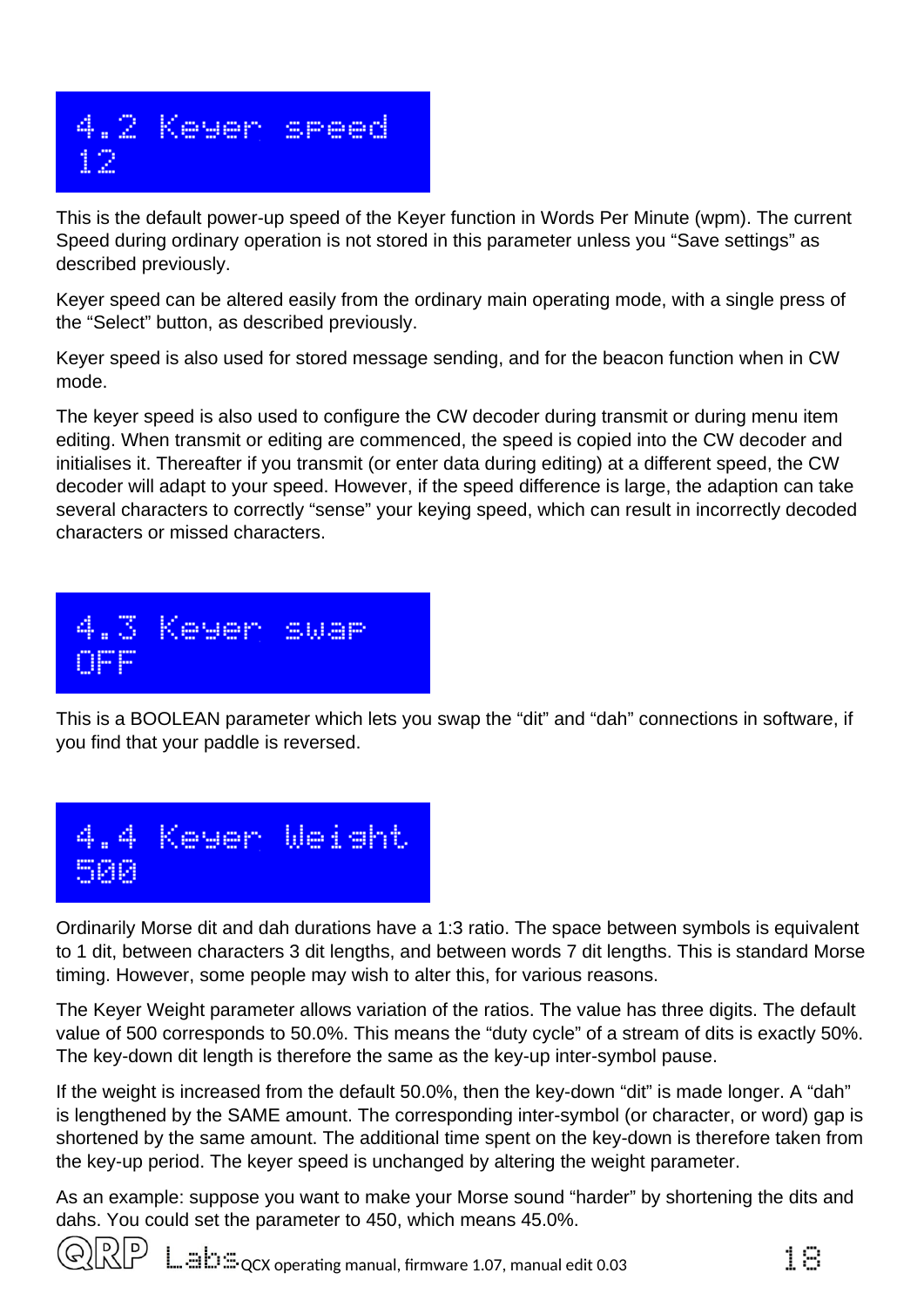## 4.2 Keyer speed
12

This is the default power-up speed of the Keyer function in Words Per Minute (wpm). The current Speed during ordinary operation is not stored in this parameter unless you "Save settings" as described previously.

Keyer speed can be altered easily from the ordinary main operating mode, with a single press of the "Select" button, as described previously.

Keyer speed is also used for stored message sending, and for the beacon function when in CW mode.

The keyer speed is also used to configure the CW decoder during transmit or during menu item editing. When transmit or editing are commenced, the speed is copied into the CW decoder and initialises it. Thereafter if you transmit (or enter data during editing) at a different speed, the CW decoder will adapt to your speed. However, if the speed difference is large, the adaption can take several characters to correctly "sense" your keying speed, which can result in incorrectly decoded characters or missed characters.

## 4.3 Keyer swap
OFF

This is a BOOLEAN parameter which lets you swap the "dit" and "dah" connections in software, if you find that your paddle is reversed.

## 4.4 Keyer Weight
500

Ordinarily Morse dit and dah durations have a 1:3 ratio. The space between symbols is equivalent to 1 dit, between characters 3 dit lengths, and between words 7 dit lengths. This is standard Morse timing. However, some people may wish to alter this, for various reasons.

The Keyer Weight parameter allows variation of the ratios. The value has three digits. The default value of 500 corresponds to 50.0%. This means the "duty cycle" of a stream of dits is exactly 50%. The key-down dit length is therefore the same as the key-up inter-symbol pause.

If the weight is increased from the default 50.0%, then the key-down "dit" is made longer. A "dah" is lengthened by the SAME amount. The corresponding inter-symbol (or character, or word) gap is shortened by the same amount. The additional time spent on the key-down is therefore taken from the key-up period. The keyer speed is unchanged by altering the weight parameter.

As an example: suppose you want to make your Morse sound "harder" by shortening the dits and dahs. You could set the parameter to 450, which means 45.0%.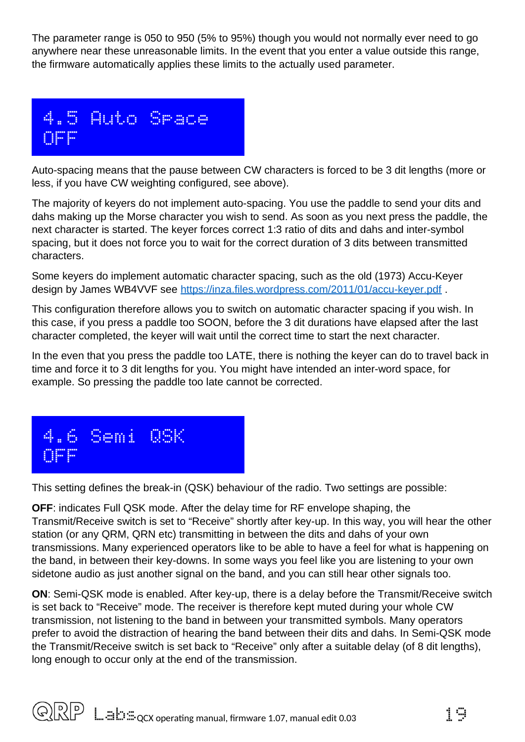The parameter range is 050 to 950 (5% to 95%) though you would not normally ever need to go anywhere near these unreasonable limits. In the event that you enter a value outside this range, the firmware automatically applies these limits to the actually used parameter.

```
4.5 Auto Space
OFF
```

Auto-spacing means that the pause between CW characters is forced to be 3 dit lengths (more or less, if you have CW weighting configured, see above).

The majority of keyers do not implement auto-spacing. You use the paddle to send your dits and dahs making up the Morse character you wish to send. As soon as you next press the paddle, the next character is started. The keyer forces correct 1:3 ratio of dits and dahs and inter-symbol spacing, but it does not force you to wait for the correct duration of 3 dits between transmitted characters.

Some keyers do implement automatic character spacing, such as the old (1973) Accu-Keyer design by James WB4VVF see https://inza.files.wordpress.com/2011/01/accu-keyer.pdf .

This configuration therefore allows you to switch on automatic character spacing if you wish. In this case, if you press a paddle too SOON, before the 3 dit durations have elapsed after the last character completed, the keyer will wait until the correct time to start the next character.

In the even that you press the paddle too LATE, there is nothing the keyer can do to travel back in time and force it to 3 dit lengths for you. You might have intended an inter-word space, for example. So pressing the paddle too late cannot be corrected.

```
4.6 Semi QSK
OFF
```

This setting defines the break-in (QSK) behaviour of the radio. Two settings are possible:

**OFF**: indicates Full QSK mode. After the delay time for RF envelope shaping, the Transmit/Receive switch is set to "Receive" shortly after key-up. In this way, you will hear the other station (or any QRM, QRN etc) transmitting in between the dits and dahs of your own transmissions. Many experienced operators like to be able to have a feel for what is happening on the band, in between their key-downs. In some ways you feel like you are listening to your own sidetone audio as just another signal on the band, and you can still hear other signals too.

**ON**: Semi-QSK mode is enabled. After key-up, there is a delay before the Transmit/Receive switch is set back to "Receive" mode. The receiver is therefore kept muted during your whole CW transmission, not listening to the band in between your transmitted symbols. Many operators prefer to avoid the distraction of hearing the band between their dits and dahs. In Semi-QSK mode the Transmit/Receive switch is set back to "Receive" only after a suitable delay (of 8 dit lengths), long enough to occur only at the end of the transmission.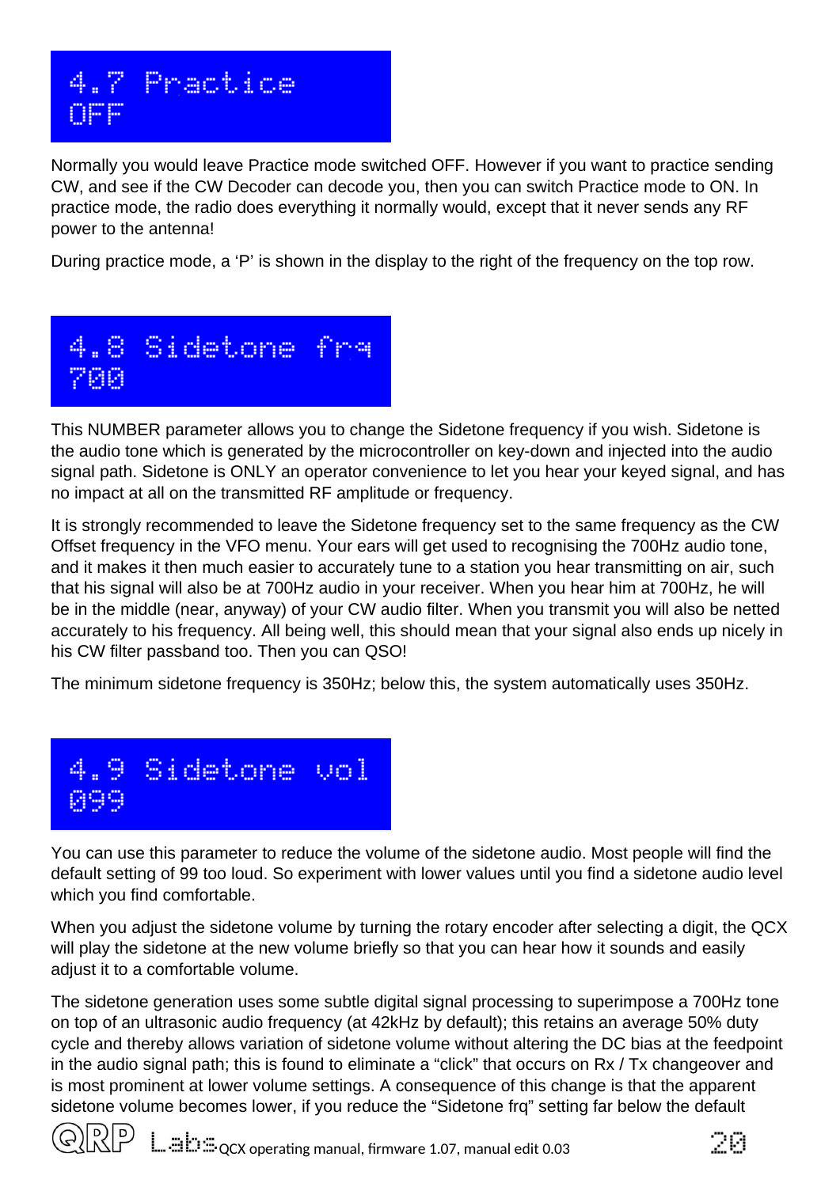```
4.7 Practice
OFF
```

Normally you would leave Practice mode switched OFF. However if you want to practice sending CW, and see if the CW Decoder can decode you, then you can switch Practice mode to ON. In practice mode, the radio does everything it normally would, except that it never sends any RF power to the antenna!

During practice mode, a 'P' is shown in the display to the right of the frequency on the top row.

```
4.8 Sidetone frq
700
```

This NUMBER parameter allows you to change the Sidetone frequency if you wish. Sidetone is the audio tone which is generated by the microcontroller on key-down and injected into the audio signal path. Sidetone is ONLY an operator convenience to let you hear your keyed signal, and has no impact at all on the transmitted RF amplitude or frequency.

It is strongly recommended to leave the Sidetone frequency set to the same frequency as the CW Offset frequency in the VFO menu. Your ears will get used to recognising the 700Hz audio tone, and it makes it then much easier to accurately tune to a station you hear transmitting on air, such that his signal will also be at 700Hz audio in your receiver. When you hear him at 700Hz, he will be in the middle (near, anyway) of your CW audio filter. When you transmit you will also be netted accurately to his frequency. All being well, this should mean that your signal also ends up nicely in his CW filter passband too. Then you can QSO!

The minimum sidetone frequency is 350Hz; below this, the system automatically uses 350Hz.

```
4.9 Sidetone vol
099
```

You can use this parameter to reduce the volume of the sidetone audio. Most people will find the default setting of 99 too loud. So experiment with lower values until you find a sidetone audio level which you find comfortable.

When you adjust the sidetone volume by turning the rotary encoder after selecting a digit, the QCX will play the sidetone at the new volume briefly so that you can hear how it sounds and easily adjust it to a comfortable volume.

The sidetone generation uses some subtle digital signal processing to superimpose a 700Hz tone on top of an ultrasonic audio frequency (at 42kHz by default); this retains an average 50% duty cycle and thereby allows variation of sidetone volume without altering the DC bias at the feedpoint in the audio signal path; this is found to eliminate a "click" that occurs on Rx / Tx changeover and is most prominent at lower volume settings. A consequence of this change is that the apparent sidetone volume becomes lower, if you reduce the "Sidetone frq" setting far below the default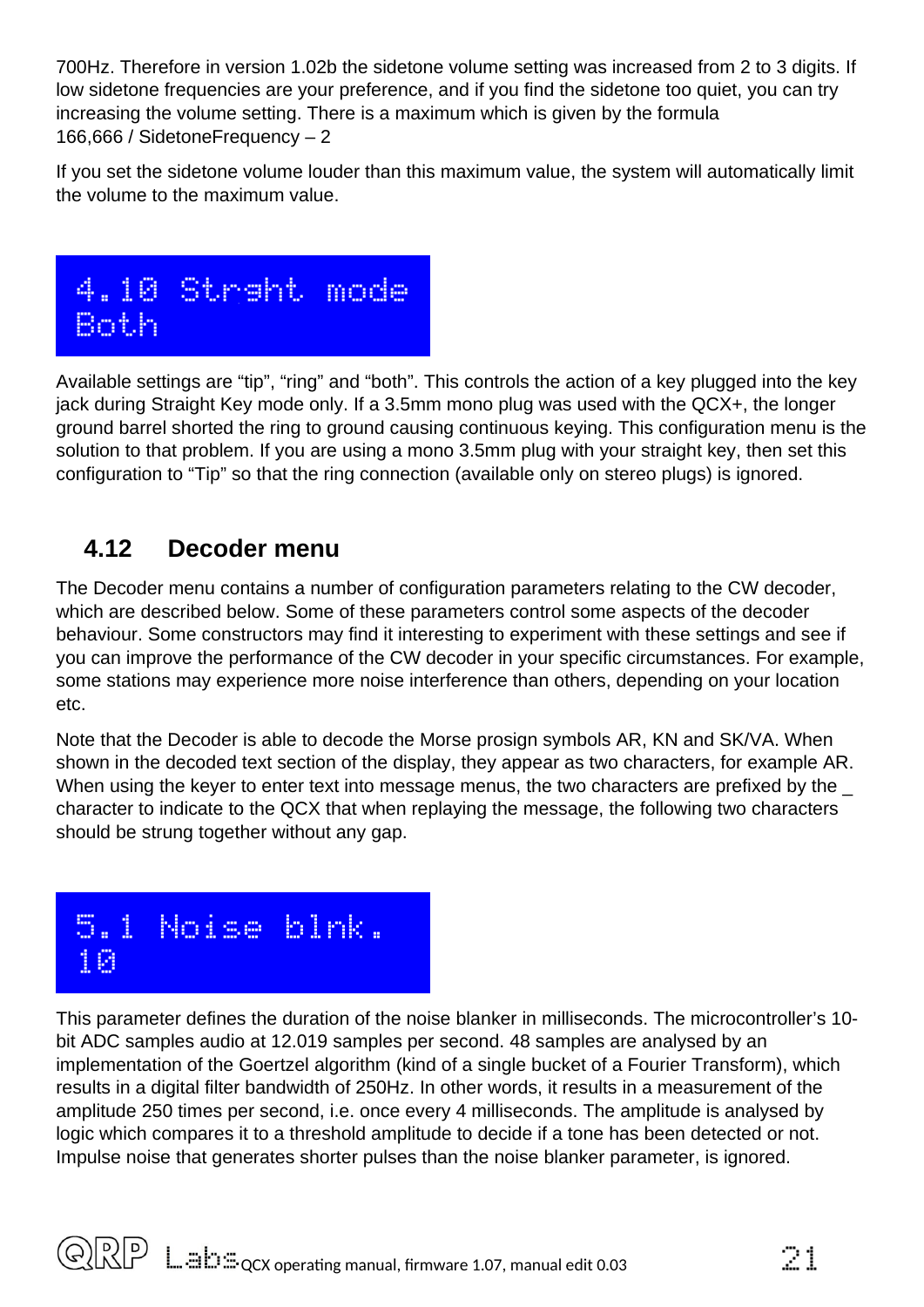700Hz. Therefore in version 1.02b the sidetone volume setting was increased from 2 to 3 digits. If low sidetone frequencies are your preference, and if you find the sidetone too quiet, you can try increasing the volume setting. There is a maximum which is given by the formula 166,666 / SidetoneFrequency – 2

If you set the sidetone volume louder than this maximum value, the system will automatically limit the volume to the maximum value.

```
4.10 Strght mode
Both
```

Available settings are “tip”, “ring” and “both”. This controls the action of a key plugged into the key jack during Straight Key mode only. If a 3.5mm mono plug was used with the QCX+, the longer ground barrel shorted the ring to ground causing continuous keying. This configuration menu is the solution to that problem. If you are using a mono 3.5mm plug with your straight key, then set this configuration to “Tip” so that the ring connection (available only on stereo plugs) is ignored.

## 4.12 Decoder menu

The Decoder menu contains a number of configuration parameters relating to the CW decoder, which are described below. Some of these parameters control some aspects of the decoder behaviour. Some constructors may find it interesting to experiment with these settings and see if you can improve the performance of the CW decoder in your specific circumstances. For example, some stations may experience more noise interference than others, depending on your location etc.

Note that the Decoder is able to decode the Morse prosign symbols AR, KN and SK/VA. When shown in the decoded text section of the display, they appear as two characters, for example AR. When using the keyer to enter text into message menus, the two characters are prefixed by the _ character to indicate to the QCX that when replaying the message, the following two characters should be strung together without any gap.

```
5.1 Noise blnk.
10
```

This parameter defines the duration of the noise blanker in milliseconds. The microcontroller’s 10-bit ADC samples audio at 12.019 samples per second. 48 samples are analysed by an implementation of the Goertzel algorithm (kind of a single bucket of a Fourier Transform), which results in a digital filter bandwidth of 250Hz. In other words, it results in a measurement of the amplitude 250 times per second, i.e. once every 4 milliseconds. The amplitude is analysed by logic which compares it to a threshold amplitude to decide if a tone has been detected or not. Impulse noise that generates shorter pulses than the noise blanker parameter, is ignored.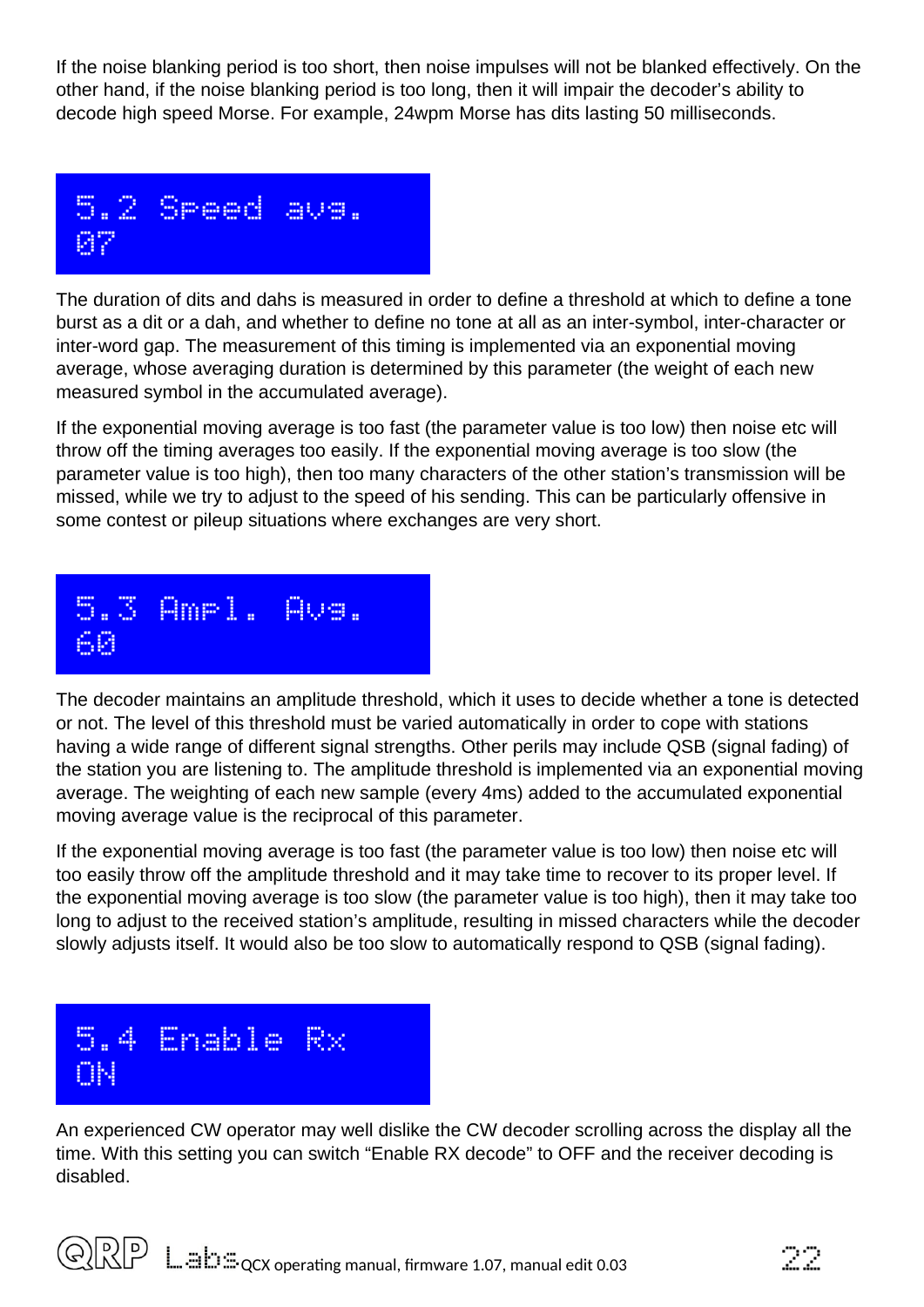If the noise blanking period is too short, then noise impulses will not be blanked effectively. On the other hand, if the noise blanking period is too long, then it will impair the decoder's ability to decode high speed Morse. For example, 24wpm Morse has dits lasting 50 milliseconds.

```
5.2 Speed avg.
07
```

The duration of dits and dahs is measured in order to define a threshold at which to define a tone burst as a dit or a dah, and whether to define no tone at all as an inter-symbol, inter-character or inter-word gap. The measurement of this timing is implemented via an exponential moving average, whose averaging duration is determined by this parameter (the weight of each new measured symbol in the accumulated average).

If the exponential moving average is too fast (the parameter value is too low) then noise etc will throw off the timing averages too easily. If the exponential moving average is too slow (the parameter value is too high), then too many characters of the other station's transmission will be missed, while we try to adjust to the speed of his sending. This can be particularly offensive in some contest or pileup situations where exchanges are very short.

```
5.3 Ampl. Avg.
60
```

The decoder maintains an amplitude threshold, which it uses to decide whether a tone is detected or not. The level of this threshold must be varied automatically in order to cope with stations having a wide range of different signal strengths. Other perils may include QSB (signal fading) of the station you are listening to. The amplitude threshold is implemented via an exponential moving average. The weighting of each new sample (every 4ms) added to the accumulated exponential moving average value is the reciprocal of this parameter.

If the exponential moving average is too fast (the parameter value is too low) then noise etc will too easily throw off the amplitude threshold and it may take time to recover to its proper level. If the exponential moving average is too slow (the parameter value is too high), then it may take too long to adjust to the received station's amplitude, resulting in missed characters while the decoder slowly adjusts itself. It would also be too slow to automatically respond to QSB (signal fading).

```
5.4 Enable Rx
ON
```

An experienced CW operator may well dislike the CW decoder scrolling across the display all the time. With this setting you can switch "Enable RX decode" to OFF and the receiver decoding is disabled.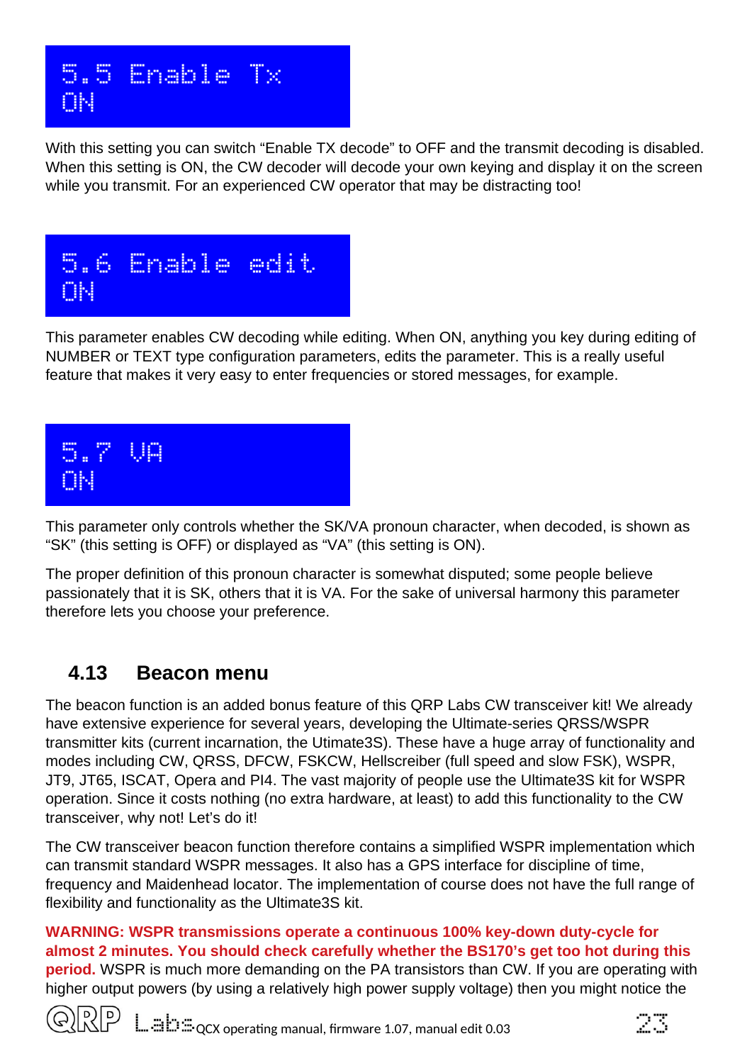```
5.5 Enable Tx
ON
```

With this setting you can switch "Enable TX decode" to OFF and the transmit decoding is disabled. When this setting is ON, the CW decoder will decode your own keying and display it on the screen while you transmit. For an experienced CW operator that may be distracting too!

```
5.6 Enable edit
ON
```

This parameter enables CW decoding while editing. When ON, anything you key during editing of NUMBER or TEXT type configuration parameters, edits the parameter. This is a really useful feature that makes it very easy to enter frequencies or stored messages, for example.

```
5.7 VA
ON
```

This parameter only controls whether the SK/VA pronoun character, when decoded, is shown as "SK" (this setting is OFF) or displayed as "VA" (this setting is ON).

The proper definition of this pronoun character is somewhat disputed; some people believe passionately that it is SK, others that it is VA. For the sake of universal harmony this parameter therefore lets you choose your preference.

## 4.13 Beacon menu

The beacon function is an added bonus feature of this QRP Labs CW transceiver kit! We already have extensive experience for several years, developing the Ultimate-series QRSS/WSPR transmitter kits (current incarnation, the Utimate3S). These have a huge array of functionality and modes including CW, QRSS, DFCW, FSKCW, Hellscreiber (full speed and slow FSK), WSPR, JT9, JT65, ISCAT, Opera and PI4. The vast majority of people use the Ultimate3S kit for WSPR operation. Since it costs nothing (no extra hardware, at least) to add this functionality to the CW transceiver, why not! Let's do it!

The CW transceiver beacon function therefore contains a simplified WSPR implementation which can transmit standard WSPR messages. It also has a GPS interface for discipline of time, frequency and Maidenhead locator. The implementation of course does not have the full range of flexibility and functionality as the Ultimate3S kit.

**WARNING: WSPR transmissions operate a continuous 100% key-down duty-cycle for almost 2 minutes. You should check carefully whether the BS170's get too hot during this period.** WSPR is much more demanding on the PA transistors than CW. If you are operating with higher output powers (by using a relatively high power supply voltage) then you might notice the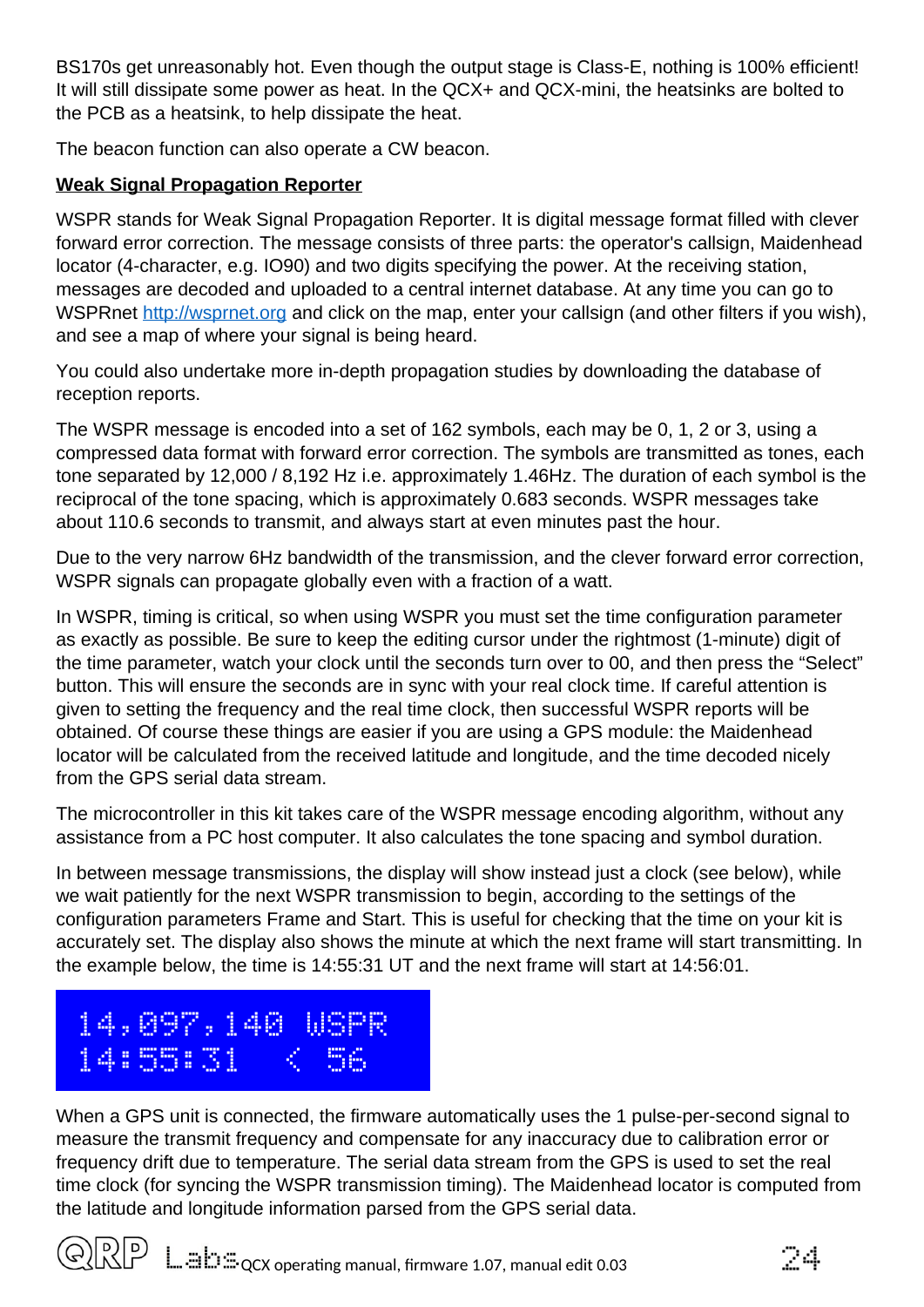BS170s get unreasonably hot. Even though the output stage is Class-E, nothing is 100% efficient! It will still dissipate some power as heat. In the QCX+ and QCX-mini, the heatsinks are bolted to the PCB as a heatsink, to help dissipate the heat.

The beacon function can also operate a CW beacon.

**Weak Signal Propagation Reporter**

WSPR stands for Weak Signal Propagation Reporter. It is digital message format filled with clever forward error correction. The message consists of three parts: the operator's callsign, Maidenhead locator (4-character, e.g. IO90) and two digits specifying the power. At the receiving station, messages are decoded and uploaded to a central internet database. At any time you can go to WSPRnet [http://wsprnet.org](http://wsprnet.org) and click on the map, enter your callsign (and other filters if you wish), and see a map of where your signal is being heard.

You could also undertake more in-depth propagation studies by downloading the database of reception reports.

The WSPR message is encoded into a set of 162 symbols, each may be 0, 1, 2 or 3, using a compressed data format with forward error correction. The symbols are transmitted as tones, each tone separated by 12,000 / 8,192 Hz i.e. approximately 1.46Hz. The duration of each symbol is the reciprocal of the tone spacing, which is approximately 0.683 seconds. WSPR messages take about 110.6 seconds to transmit, and always start at even minutes past the hour.

Due to the very narrow 6Hz bandwidth of the transmission, and the clever forward error correction, WSPR signals can propagate globally even with a fraction of a watt.

In WSPR, timing is critical, so when using WSPR you must set the time configuration parameter as exactly as possible. Be sure to keep the editing cursor under the rightmost (1-minute) digit of the time parameter, watch your clock until the seconds turn over to 00, and then press the “Select” button. This will ensure the seconds are in sync with your real clock time. If careful attention is given to setting the frequency and the real time clock, then successful WSPR reports will be obtained. Of course these things are easier if you are using a GPS module: the Maidenhead locator will be calculated from the received latitude and longitude, and the time decoded nicely from the GPS serial data stream.

The microcontroller in this kit takes care of the WSPR message encoding algorithm, without any assistance from a PC host computer. It also calculates the tone spacing and symbol duration.

In between message transmissions, the display will show instead just a clock (see below), while we wait patiently for the next WSPR transmission to begin, according to the settings of the configuration parameters Frame and Start. This is useful for checking that the time on your kit is accurately set. The display also shows the minute at which the next frame will start transmitting. In the example below, the time is 14:55:31 UT and the next frame will start at 14:56:01.

```
14,097,140 WSPR
14:55:31   < 56
```

When a GPS unit is connected, the firmware automatically uses the 1 pulse-per-second signal to measure the transmit frequency and compensate for any inaccuracy due to calibration error or frequency drift due to temperature. The serial data stream from the GPS is used to set the real time clock (for syncing the WSPR transmission timing). The Maidenhead locator is computed from the latitude and longitude information parsed from the GPS serial data.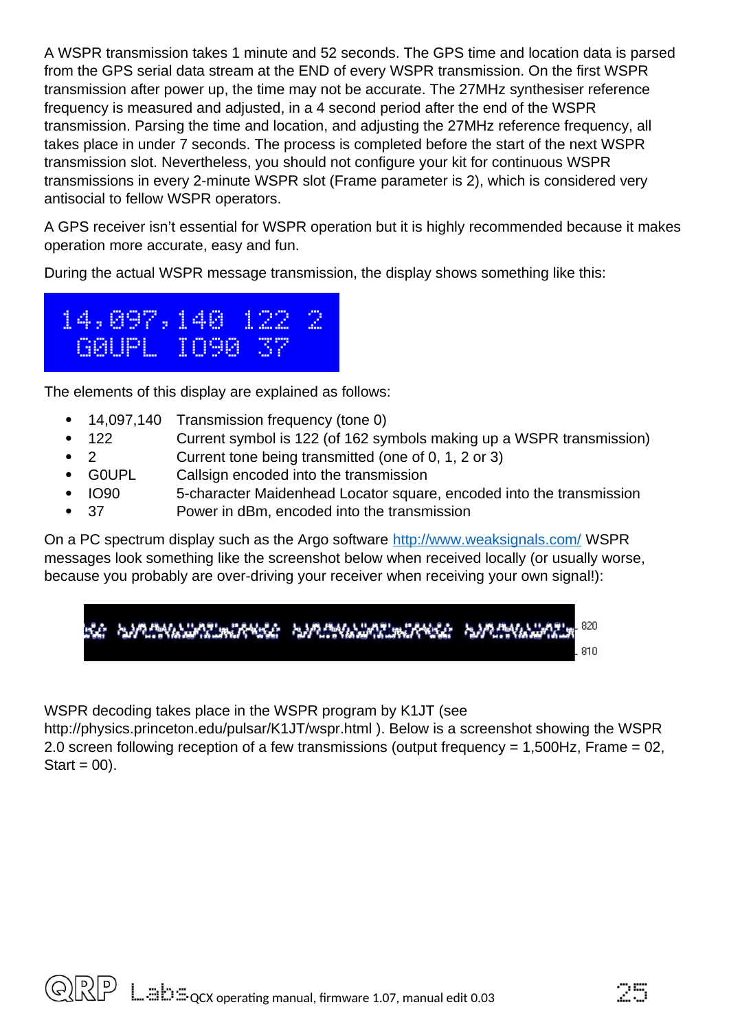A WSPR transmission takes 1 minute and 52 seconds. The GPS time and location data is parsed from the GPS serial data stream at the END of every WSPR transmission. On the first WSPR transmission after power up, the time may not be accurate. The 27MHz synthesiser reference frequency is measured and adjusted, in a 4 second period after the end of the WSPR transmission. Parsing the time and location, and adjusting the 27MHz reference frequency, all takes place in under 7 seconds. The process is completed before the start of the next WSPR transmission slot. Nevertheless, you should not configure your kit for continuous WSPR transmissions in every 2-minute WSPR slot (Frame parameter is 2), which is considered very antisocial to fellow WSPR operators.

A GPS receiver isn't essential for WSPR operation but it is highly recommended because it makes operation more accurate, easy and fun.

During the actual WSPR message transmission, the display shows something like this:

```
14,097,140 122 2
 G0UPL IO90 37
```

The elements of this display are explained as follows:

- 14,097,140 Transmission frequency (tone 0)
- 122 Current symbol is 122 (of 162 symbols making up a WSPR transmission)
- 2 Current tone being transmitted (one of 0, 1, 2 or 3)
- G0UPL Callsign encoded into the transmission
- IO90 5-character Maidenhead Locator square, encoded into the transmission
- 37 Power in dBm, encoded into the transmission

On a PC spectrum display such as the Argo software http://www.weaksignals.com/ WSPR messages look something like the screenshot below when received locally (or usually worse, because you probably are over-driving your receiver when receiving your own signal!):

WSPR decoding takes place in the WSPR program by K1JT (see http://physics.princeton.edu/pulsar/K1JT/wspr.html ). Below is a screenshot showing the WSPR 2.0 screen following reception of a few transmissions (output frequency = 1,500Hz, Frame = 02, Start = 00).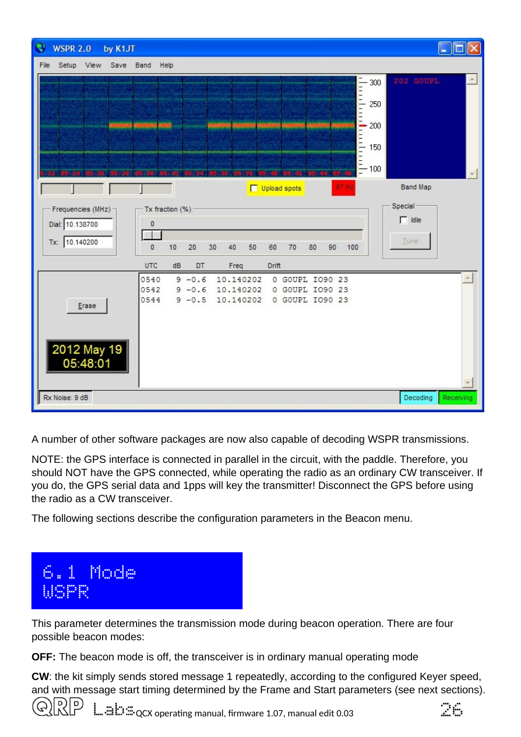A number of other software packages are now also capable of decoding WSPR transmissions.

NOTE: the GPS interface is connected in parallel in the circuit, with the paddle. Therefore, you should NOT have the GPS connected, while operating the radio as an ordinary CW transceiver. If you do, the GPS serial data and 1pps will key the transmitter! Disconnect the GPS before using the radio as a CW transceiver.

The following sections describe the configuration parameters in the Beacon menu.

## 6.1 Mode
WSPR

This parameter determines the transmission mode during beacon operation. There are four possible beacon modes:

**OFF:** The beacon mode is off, the transceiver is in ordinary manual operating mode

**CW**: the kit simply sends stored message 1 repeatedly, according to the configured Keyer speed, and with message start timing determined by the Frame and Start parameters (see next sections).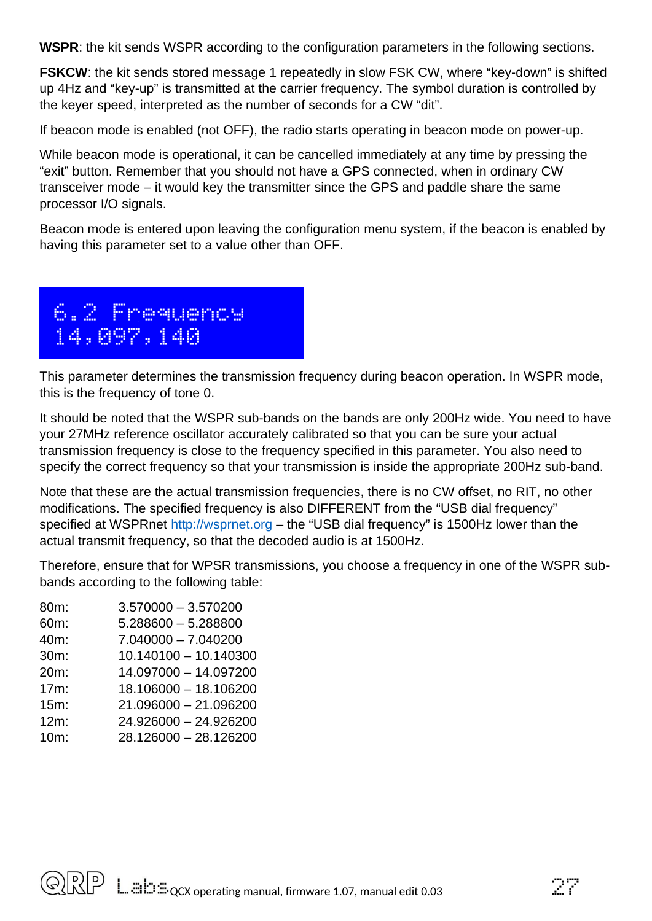**WSPR**: the kit sends WSPR according to the configuration parameters in the following sections.

**FSKCW**: the kit sends stored message 1 repeatedly in slow FSK CW, where "key-down" is shifted up 4Hz and "key-up" is transmitted at the carrier frequency. The symbol duration is controlled by the keyer speed, interpreted as the number of seconds for a CW "dit".

If beacon mode is enabled (not OFF), the radio starts operating in beacon mode on power-up.

While beacon mode is operational, it can be cancelled immediately at any time by pressing the "exit" button. Remember that you should not have a GPS connected, when in ordinary CW transceiver mode – it would key the transmitter since the GPS and paddle share the same processor I/O signals.

Beacon mode is entered upon leaving the configuration menu system, if the beacon is enabled by having this parameter set to a value other than OFF.

```
6.2 Frequency
14,097,140
```

This parameter determines the transmission frequency during beacon operation. In WSPR mode, this is the frequency of tone 0.

It should be noted that the WSPR sub-bands on the bands are only 200Hz wide. You need to have your 27MHz reference oscillator accurately calibrated so that you can be sure your actual transmission frequency is close to the frequency specified in this parameter. You also need to specify the correct frequency so that your transmission is inside the appropriate 200Hz sub-band.

Note that these are the actual transmission frequencies, there is no CW offset, no RIT, no other modifications. The specified frequency is also DIFFERENT from the "USB dial frequency" specified at WSPRnet http://wsprnet.org – the "USB dial frequency" is 1500Hz lower than the actual transmit frequency, so that the decoded audio is at 1500Hz.

Therefore, ensure that for WPSR transmissions, you choose a frequency in one of the WSPR sub-bands according to the following table:

| | |
|---|---|
| 80m: | 3.570000 – 3.570200 |
| 60m: | 5.288600 – 5.288800 |
| 40m: | 7.040000 – 7.040200 |
| 30m: | 10.140100 – 10.140300 |
| 20m: | 14.097000 – 14.097200 |
| 17m: | 18.106000 – 18.106200 |
| 15m: | 21.096000 – 21.096200 |
| 12m: | 24.926000 – 24.926200 |
| 10m: | 28.126000 – 28.126200 |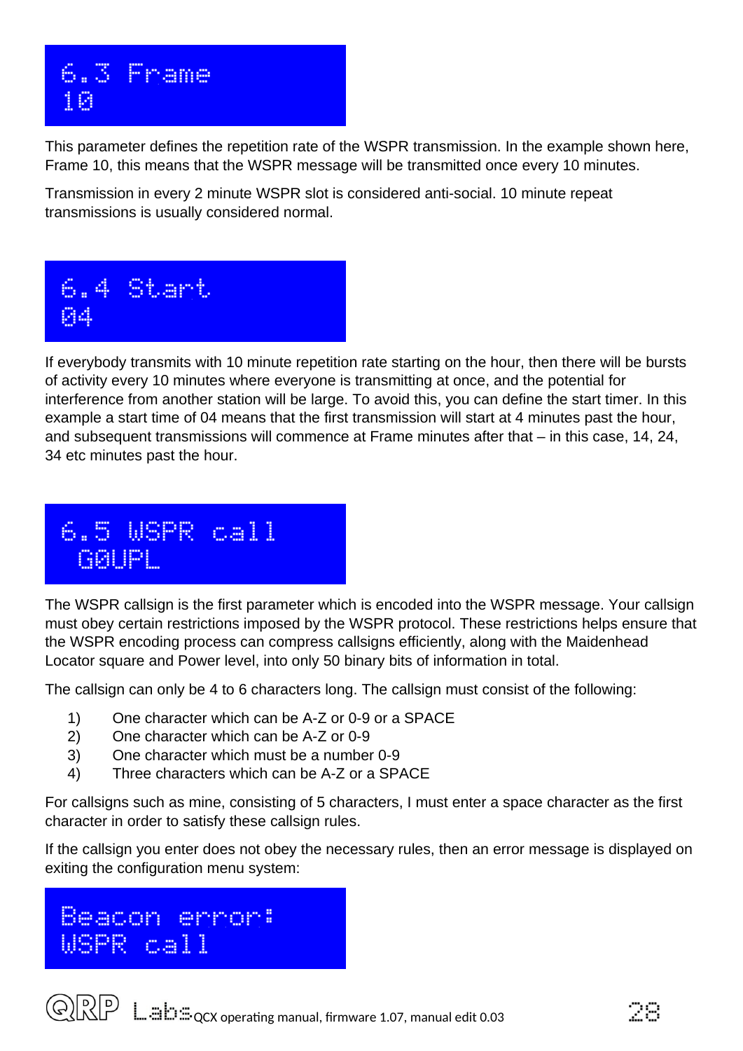```
6.3 Frame
10
```

This parameter defines the repetition rate of the WSPR transmission. In the example shown here, Frame 10, this means that the WSPR message will be transmitted once every 10 minutes.

Transmission in every 2 minute WSPR slot is considered anti-social. 10 minute repeat transmissions is usually considered normal.

```
6.4 Start
04
```

If everybody transmits with 10 minute repetition rate starting on the hour, then there will be bursts of activity every 10 minutes where everyone is transmitting at once, and the potential for interference from another station will be large. To avoid this, you can define the start timer. In this example a start time of 04 means that the first transmission will start at 4 minutes past the hour, and subsequent transmissions will commence at Frame minutes after that – in this case, 14, 24, 34 etc minutes past the hour.

```
6.5 WSPR call
 G0UPL
```

The WSPR callsign is the first parameter which is encoded into the WSPR message. Your callsign must obey certain restrictions imposed by the WSPR protocol. These restrictions helps ensure that the WSPR encoding process can compress callsigns efficiently, along with the Maidenhead Locator square and Power level, into only 50 binary bits of information in total.

The callsign can only be 4 to 6 characters long. The callsign must consist of the following:

1) One character which can be A-Z or 0-9 or a SPACE
2) One character which can be A-Z or 0-9
3) One character which must be a number 0-9
4) Three characters which can be A-Z or a SPACE

For callsigns such as mine, consisting of 5 characters, I must enter a space character as the first character in order to satisfy these callsign rules.

If the callsign you enter does not obey the necessary rules, then an error message is displayed on exiting the configuration menu system:

```
Beacon error:
WSPR call
```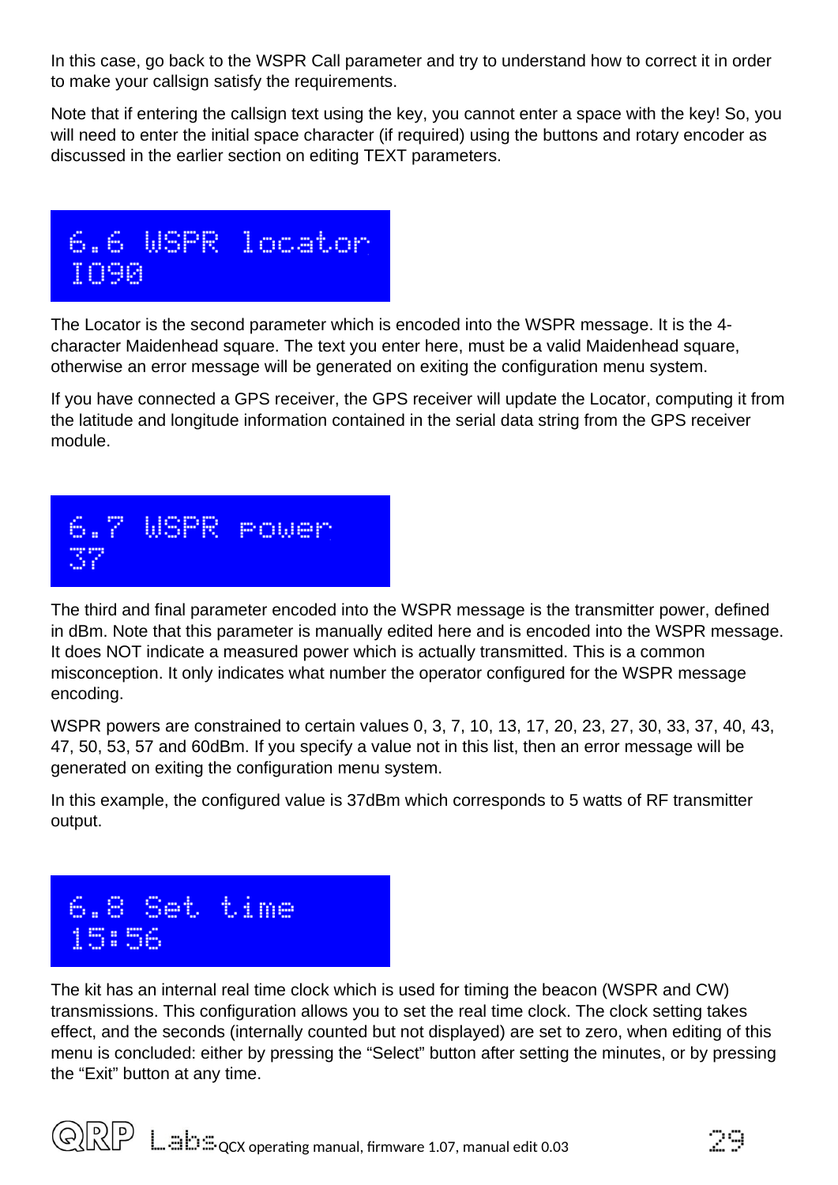In this case, go back to the WSPR Call parameter and try to understand how to correct it in order to make your callsign satisfy the requirements.

Note that if entering the callsign text using the key, you cannot enter a space with the key! So, you will need to enter the initial space character (if required) using the buttons and rotary encoder as discussed in the earlier section on editing TEXT parameters.

```
6.6 WSPR locator
IO90
```

The Locator is the second parameter which is encoded into the WSPR message. It is the 4-character Maidenhead square. The text you enter here, must be a valid Maidenhead square, otherwise an error message will be generated on exiting the configuration menu system.

If you have connected a GPS receiver, the GPS receiver will update the Locator, computing it from the latitude and longitude information contained in the serial data string from the GPS receiver module.

```
6.7 WSPR power
37
```

The third and final parameter encoded into the WSPR message is the transmitter power, defined in dBm. Note that this parameter is manually edited here and is encoded into the WSPR message. It does NOT indicate a measured power which is actually transmitted. This is a common misconception. It only indicates what number the operator configured for the WSPR message encoding.

WSPR powers are constrained to certain values 0, 3, 7, 10, 13, 17, 20, 23, 27, 30, 33, 37, 40, 43, 47, 50, 53, 57 and 60dBm. If you specify a value not in this list, then an error message will be generated on exiting the configuration menu system.

In this example, the configured value is 37dBm which corresponds to 5 watts of RF transmitter output.

```
6.8 Set time
15:56
```

The kit has an internal real time clock which is used for timing the beacon (WSPR and CW) transmissions. This configuration allows you to set the real time clock. The clock setting takes effect, and the seconds (internally counted but not displayed) are set to zero, when editing of this menu is concluded: either by pressing the "Select" button after setting the minutes, or by pressing the "Exit" button at any time.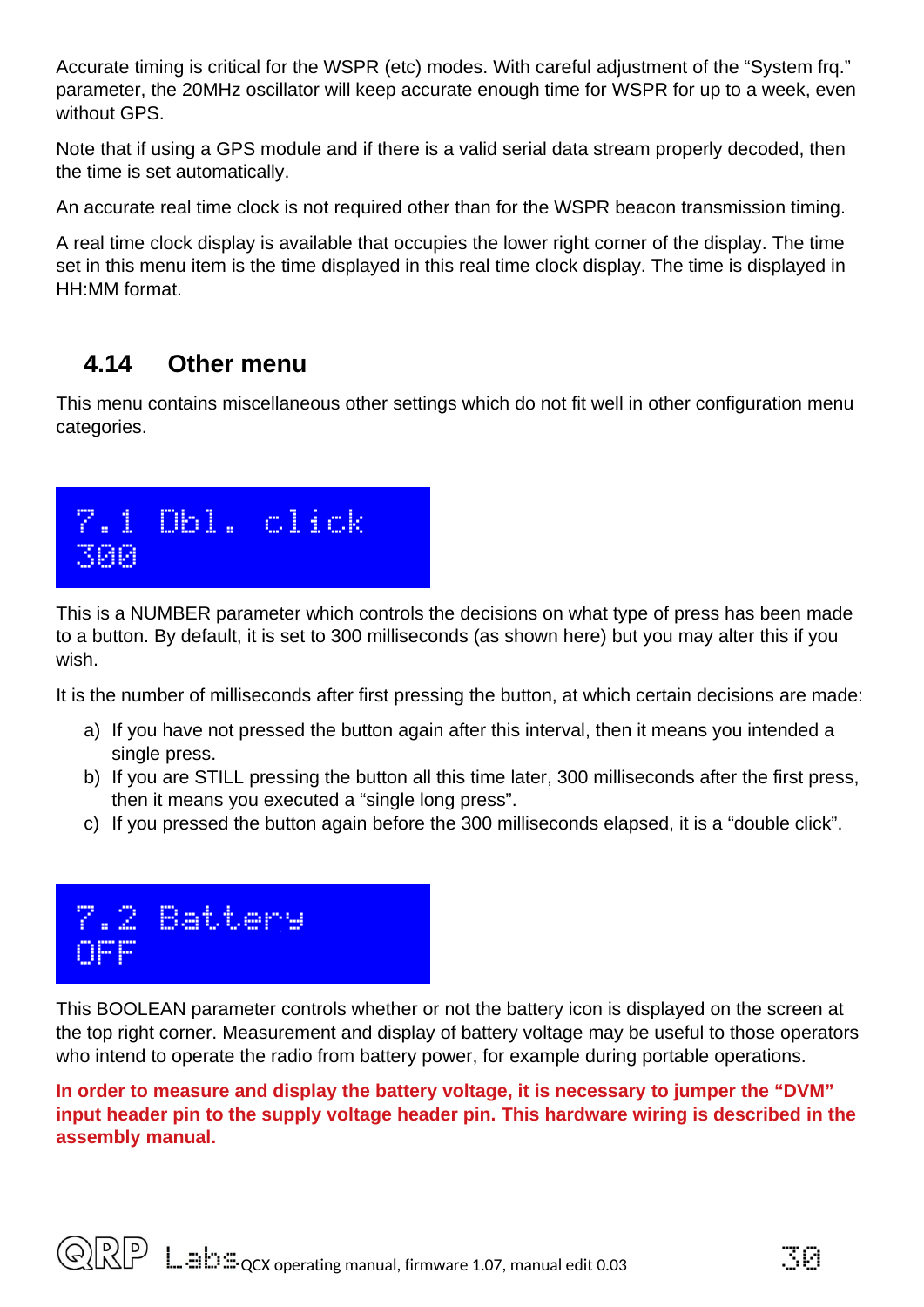Accurate timing is critical for the WSPR (etc) modes. With careful adjustment of the “System frq.” parameter, the 20MHz oscillator will keep accurate enough time for WSPR for up to a week, even without GPS.

Note that if using a GPS module and if there is a valid serial data stream properly decoded, then the time is set automatically.

An accurate real time clock is not required other than for the WSPR beacon transmission timing.

A real time clock display is available that occupies the lower right corner of the display. The time set in this menu item is the time displayed in this real time clock display. The time is displayed in HH:MM format.

## 4.14 Other menu

This menu contains miscellaneous other settings which do not fit well in other configuration menu categories.

```
7.1 Dbl. click
300
```

This is a NUMBER parameter which controls the decisions on what type of press has been made to a button. By default, it is set to 300 milliseconds (as shown here) but you may alter this if you wish.

It is the number of milliseconds after first pressing the button, at which certain decisions are made:

a) If you have not pressed the button again after this interval, then it means you intended a single press.
b) If you are STILL pressing the button all this time later, 300 milliseconds after the first press, then it means you executed a “single long press”.
c) If you pressed the button again before the 300 milliseconds elapsed, it is a “double click”.

```
7.2 Battery
OFF
```

This BOOLEAN parameter controls whether or not the battery icon is displayed on the screen at the top right corner. Measurement and display of battery voltage may be useful to those operators who intend to operate the radio from battery power, for example during portable operations.

**In order to measure and display the battery voltage, it is necessary to jumper the “DVM” input header pin to the supply voltage header pin. This hardware wiring is described in the assembly manual.**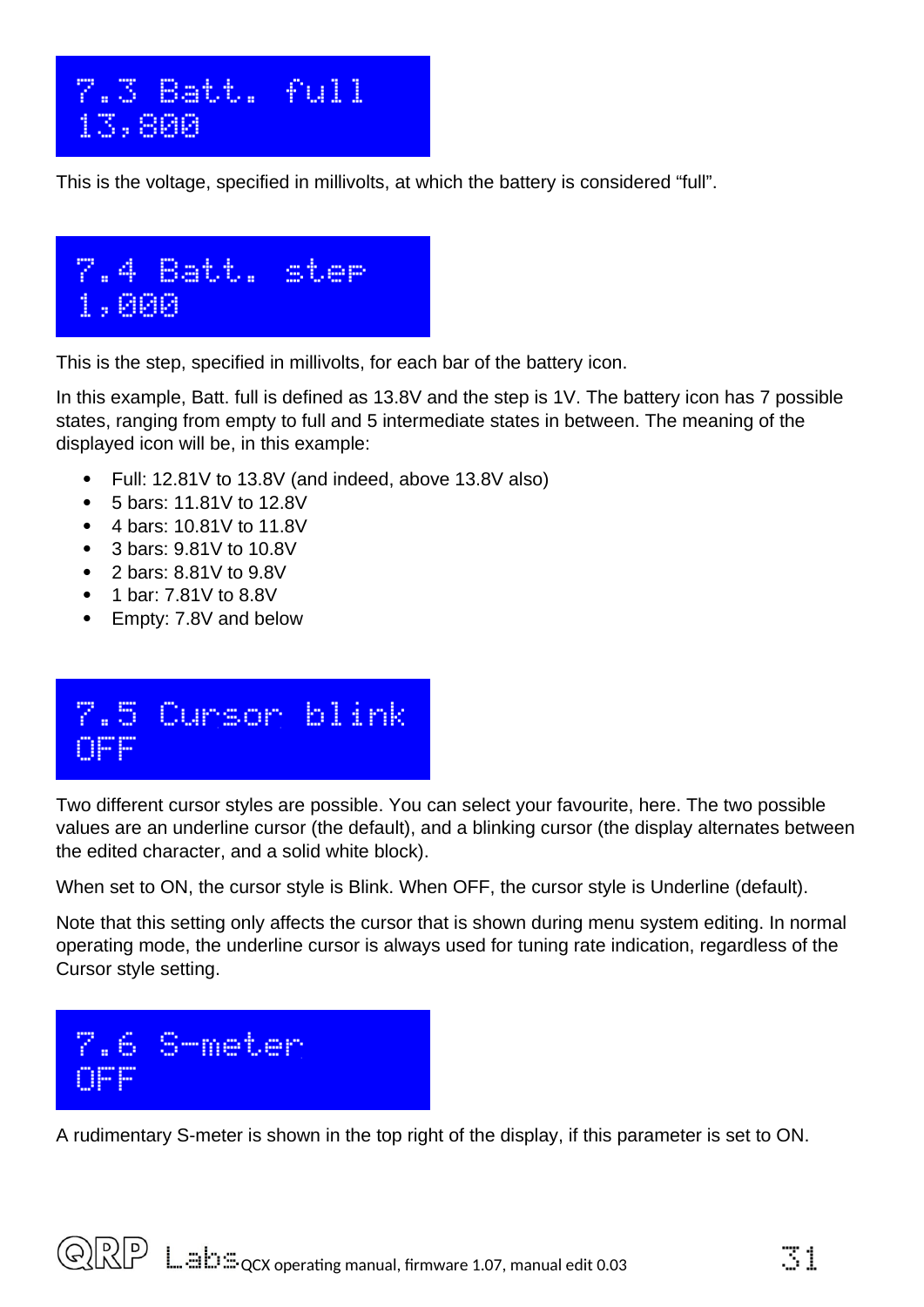```
7.3 Batt. full
13,800
```

This is the voltage, specified in millivolts, at which the battery is considered “full”.

```
7.4 Batt. step
1,000
```

This is the step, specified in millivolts, for each bar of the battery icon.

In this example, Batt. full is defined as 13.8V and the step is 1V. The battery icon has 7 possible states, ranging from empty to full and 5 intermediate states in between. The meaning of the displayed icon will be, in this example:

- Full: 12.81V to 13.8V (and indeed, above 13.8V also)
- 5 bars: 11.81V to 12.8V
- 4 bars: 10.81V to 11.8V
- 3 bars: 9.81V to 10.8V
- 2 bars: 8.81V to 9.8V
- 1 bar: 7.81V to 8.8V
- Empty: 7.8V and below

```
7.5 Cursor blink
OFF
```

Two different cursor styles are possible. You can select your favourite, here. The two possible values are an underline cursor (the default), and a blinking cursor (the display alternates between the edited character, and a solid white block).

When set to ON, the cursor style is Blink. When OFF, the cursor style is Underline (default).

Note that this setting only affects the cursor that is shown during menu system editing. In normal operating mode, the underline cursor is always used for tuning rate indication, regardless of the Cursor style setting.

```
7.6 S-meter
OFF
```

A rudimentary S-meter is shown in the top right of the display, if this parameter is set to ON.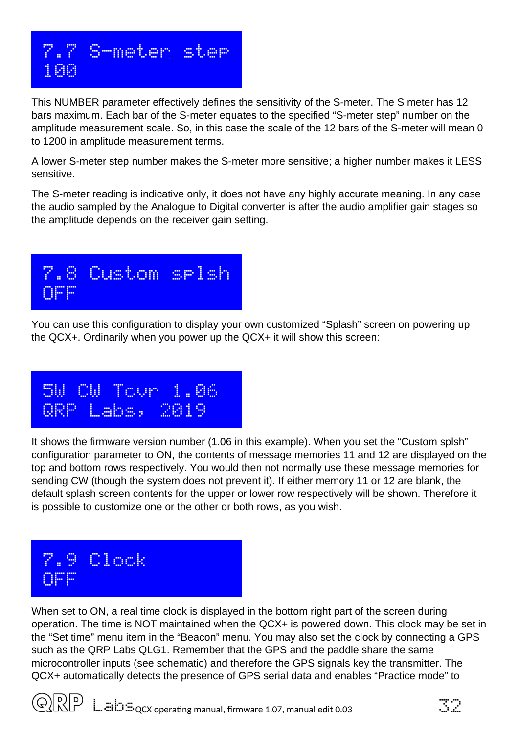```
7.7 S-meter step
100
```

This NUMBER parameter effectively defines the sensitivity of the S-meter. The S meter has 12 bars maximum. Each bar of the S-meter equates to the specified "S-meter step" number on the amplitude measurement scale. So, in this case the scale of the 12 bars of the S-meter will mean 0 to 1200 in amplitude measurement terms.

A lower S-meter step number makes the S-meter more sensitive; a higher number makes it LESS sensitive.

The S-meter reading is indicative only, it does not have any highly accurate meaning. In any case the audio sampled by the Analogue to Digital converter is after the audio amplifier gain stages so the amplitude depends on the receiver gain setting.

```
7.8 Custom splsh
OFF
```

You can use this configuration to display your own customized "Splash" screen on powering up the QCX+. Ordinarily when you power up the QCX+ it will show this screen:

```
5W CW Tcvr 1.06
QRP Labs, 2019
```

It shows the firmware version number (1.06 in this example). When you set the "Custom splsh" configuration parameter to ON, the contents of message memories 11 and 12 are displayed on the top and bottom rows respectively. You would then not normally use these message memories for sending CW (though the system does not prevent it). If either memory 11 or 12 are blank, the default splash screen contents for the upper or lower row respectively will be shown. Therefore it is possible to customize one or the other or both rows, as you wish.

```
7.9 Clock
OFF
```

When set to ON, a real time clock is displayed in the bottom right part of the screen during operation. The time is NOT maintained when the QCX+ is powered down. This clock may be set in the "Set time" menu item in the "Beacon" menu. You may also set the clock by connecting a GPS such as the QRP Labs QLG1. Remember that the GPS and the paddle share the same microcontroller inputs (see schematic) and therefore the GPS signals key the transmitter. The QCX+ automatically detects the presence of GPS serial data and enables "Practice mode" to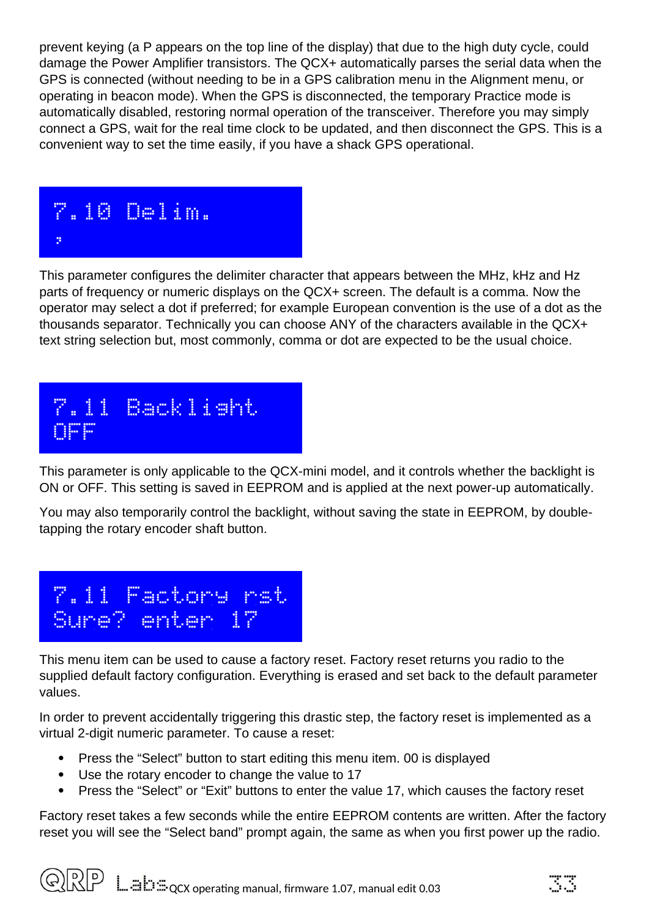prevent keying (a P appears on the top line of the display) that due to the high duty cycle, could damage the Power Amplifier transistors. The QCX+ automatically parses the serial data when the GPS is connected (without needing to be in a GPS calibration menu in the Alignment menu, or operating in beacon mode). When the GPS is disconnected, the temporary Practice mode is automatically disabled, restoring normal operation of the transceiver. Therefore you may simply connect a GPS, wait for the real time clock to be updated, and then disconnect the GPS. This is a convenient way to set the time easily, if you have a shack GPS operational.

```
7.10 Delim.
,
```

This parameter configures the delimiter character that appears between the MHz, kHz and Hz parts of frequency or numeric displays on the QCX+ screen. The default is a comma. Now the operator may select a dot if preferred; for example European convention is the use of a dot as the thousands separator. Technically you can choose ANY of the characters available in the QCX+ text string selection but, most commonly, comma or dot are expected to be the usual choice.

```
7.11 Backlight
OFF
```

This parameter is only applicable to the QCX-mini model, and it controls whether the backlight is ON or OFF. This setting is saved in EEPROM and is applied at the next power-up automatically.

You may also temporarily control the backlight, without saving the state in EEPROM, by double-tapping the rotary encoder shaft button.

```
7.11 Factory rst
Sure? enter 17
```

This menu item can be used to cause a factory reset. Factory reset returns you radio to the supplied default factory configuration. Everything is erased and set back to the default parameter values.

In order to prevent accidentally triggering this drastic step, the factory reset is implemented as a virtual 2-digit numeric parameter. To cause a reset:

- Press the “Select” button to start editing this menu item. 00 is displayed
- Use the rotary encoder to change the value to 17
- Press the “Select” or “Exit” buttons to enter the value 17, which causes the factory reset

Factory reset takes a few seconds while the entire EEPROM contents are written. After the factory reset you will see the “Select band” prompt again, the same as when you first power up the radio.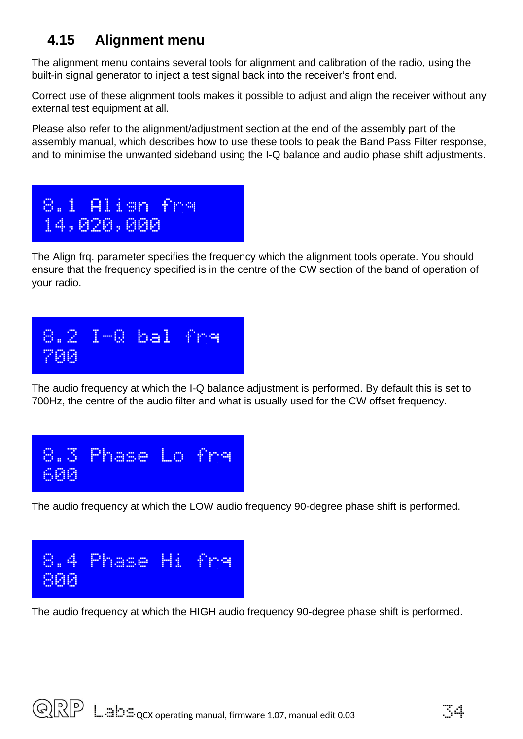## 4.15 Alignment menu

The alignment menu contains several tools for alignment and calibration of the radio, using the built-in signal generator to inject a test signal back into the receiver's front end.

Correct use of these alignment tools makes it possible to adjust and align the receiver without any external test equipment at all.

Please also refer to the alignment/adjustment section at the end of the assembly part of the assembly manual, which describes how to use these tools to peak the Band Pass Filter response, and to minimise the unwanted sideband using the I-Q balance and audio phase shift adjustments.

```
8.1 Align frq
14,020,000
```

The Align frq. parameter specifies the frequency which the alignment tools operate. You should ensure that the frequency specified is in the centre of the CW section of the band of operation of your radio.

```
8.2 I-Q bal frq
700
```

The audio frequency at which the I-Q balance adjustment is performed. By default this is set to 700Hz, the centre of the audio filter and what is usually used for the CW offset frequency.

```
8.3 Phase Lo frq
600
```

The audio frequency at which the LOW audio frequency 90-degree phase shift is performed.

```
8.4 Phase Hi frq
800
```

The audio frequency at which the HIGH audio frequency 90-degree phase shift is performed.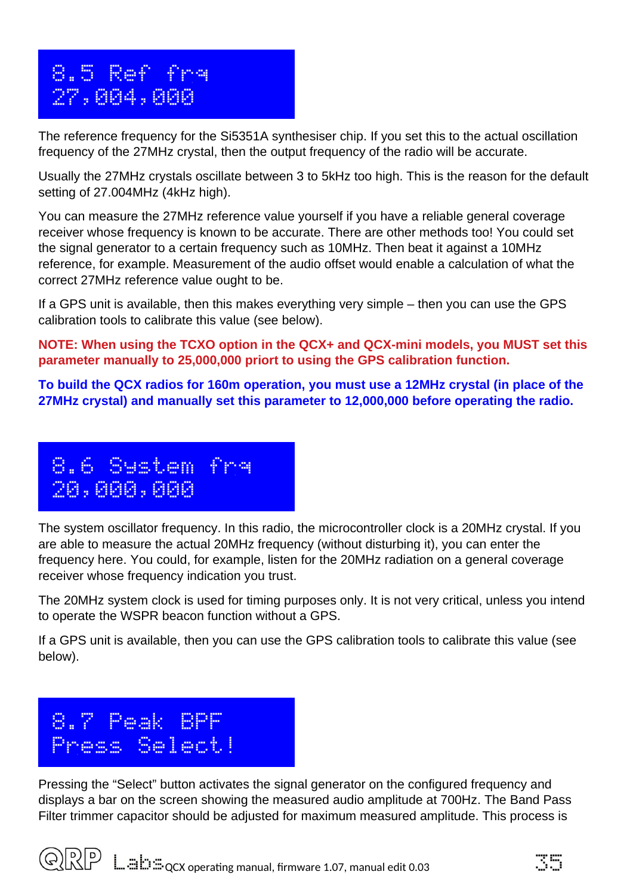```
8.5 Ref frq
27,004,000
```

The reference frequency for the Si5351A synthesiser chip. If you set this to the actual oscillation frequency of the 27MHz crystal, then the output frequency of the radio will be accurate.

Usually the 27MHz crystals oscillate between 3 to 5kHz too high. This is the reason for the default setting of 27.004MHz (4kHz high).

You can measure the 27MHz reference value yourself if you have a reliable general coverage receiver whose frequency is known to be accurate. There are other methods too! You could set the signal generator to a certain frequency such as 10MHz. Then beat it against a 10MHz reference, for example. Measurement of the audio offset would enable a calculation of what the correct 27MHz reference value ought to be.

If a GPS unit is available, then this makes everything very simple – then you can use the GPS calibration tools to calibrate this value (see below).

**NOTE: When using the TCXO option in the QCX+ and QCX-mini models, you MUST set this parameter manually to 25,000,000 priort to using the GPS calibration function.**

**To build the QCX radios for 160m operation, you must use a 12MHz crystal (in place of the 27MHz crystal) and manually set this parameter to 12,000,000 before operating the radio.**

```
8.6 System frq
20,000,000
```

The system oscillator frequency. In this radio, the microcontroller clock is a 20MHz crystal. If you are able to measure the actual 20MHz frequency (without disturbing it), you can enter the frequency here. You could, for example, listen for the 20MHz radiation on a general coverage receiver whose frequency indication you trust.

The 20MHz system clock is used for timing purposes only. It is not very critical, unless you intend to operate the WSPR beacon function without a GPS.

If a GPS unit is available, then you can use the GPS calibration tools to calibrate this value (see below).

```
8.7 Peak BPF
Press Select!
```

Pressing the "Select" button activates the signal generator on the configured frequency and displays a bar on the screen showing the measured audio amplitude at 700Hz. The Band Pass Filter trimmer capacitor should be adjusted for maximum measured amplitude. This process is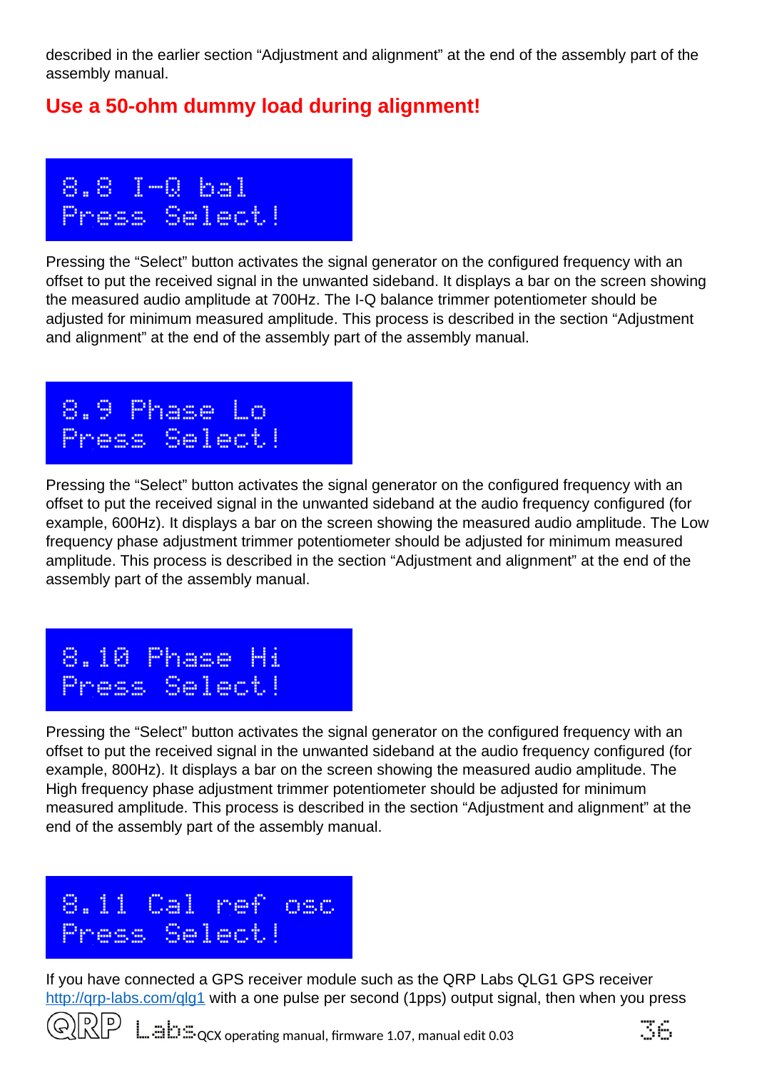described in the earlier section "Adjustment and alignment" at the end of the assembly part of the assembly manual.

**Use a 50-ohm dummy load during alignment!**

```
8.8 I-Q bal
Press Select!
```

Pressing the "Select" button activates the signal generator on the configured frequency with an offset to put the received signal in the unwanted sideband. It displays a bar on the screen showing the measured audio amplitude at 700Hz. The I-Q balance trimmer potentiometer should be adjusted for minimum measured amplitude. This process is described in the section "Adjustment and alignment" at the end of the assembly part of the assembly manual.

```
8.9 Phase Lo
Press Select!
```

Pressing the "Select" button activates the signal generator on the configured frequency with an offset to put the received signal in the unwanted sideband at the audio frequency configured (for example, 600Hz). It displays a bar on the screen showing the measured audio amplitude. The Low frequency phase adjustment trimmer potentiometer should be adjusted for minimum measured amplitude. This process is described in the section "Adjustment and alignment" at the end of the assembly part of the assembly manual.

```
8.10 Phase Hi
Press Select!
```

Pressing the "Select" button activates the signal generator on the configured frequency with an offset to put the received signal in the unwanted sideband at the audio frequency configured (for example, 800Hz). It displays a bar on the screen showing the measured audio amplitude. The High frequency phase adjustment trimmer potentiometer should be adjusted for minimum measured amplitude. This process is described in the section "Adjustment and alignment" at the end of the assembly part of the assembly manual.

```
8.11 Cal ref osc
Press Select!
```

If you have connected a GPS receiver module such as the QRP Labs QLG1 GPS receiver http://qrp-labs.com/qlg1 with a one pulse per second (1pps) output signal, then when you press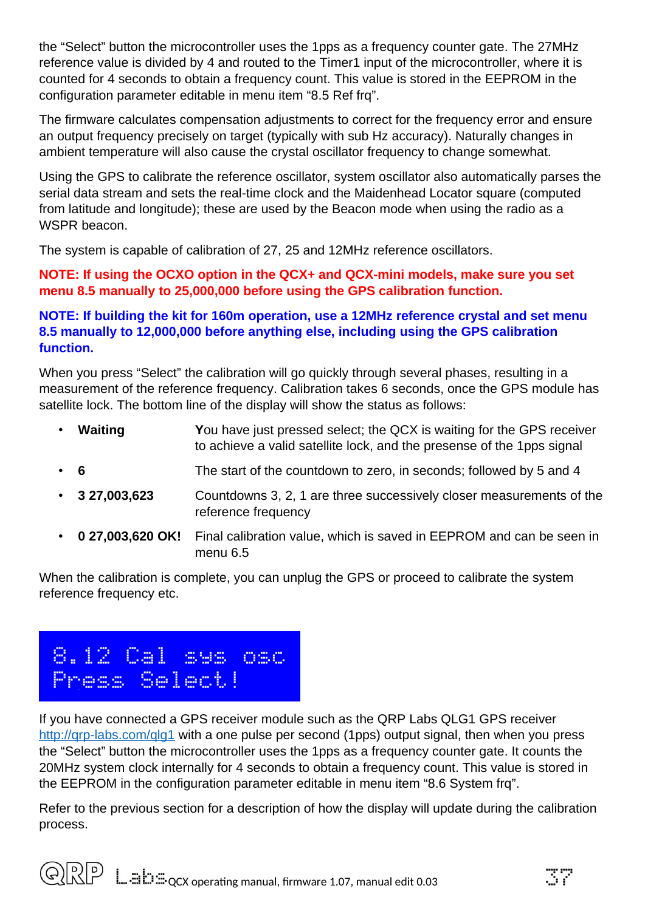the "Select" button the microcontroller uses the 1pps as a frequency counter gate. The 27MHz reference value is divided by 4 and routed to the Timer1 input of the microcontroller, where it is counted for 4 seconds to obtain a frequency count. This value is stored in the EEPROM in the configuration parameter editable in menu item "8.5 Ref frq".

The firmware calculates compensation adjustments to correct for the frequency error and ensure an output frequency precisely on target (typically with sub Hz accuracy). Naturally changes in ambient temperature will also cause the crystal oscillator frequency to change somewhat.

Using the GPS to calibrate the reference oscillator, system oscillator also automatically parses the serial data stream and sets the real-time clock and the Maidenhead Locator square (computed from latitude and longitude); these are used by the Beacon mode when using the radio as a WSPR beacon.

The system is capable of calibration of 27, 25 and 12MHz reference oscillators.

**NOTE: If using the OCXO option in the QCX+ and QCX-mini models, make sure you set menu 8.5 manually to 25,000,000 before using the GPS calibration function.**

**NOTE: If building the kit for 160m operation, use a 12MHz reference crystal and set menu 8.5 manually to 12,000,000 before anything else, including using the GPS calibration function.**

When you press "Select" the calibration will go quickly through several phases, resulting in a measurement of the reference frequency. Calibration takes 6 seconds, once the GPS module has satellite lock. The bottom line of the display will show the status as follows:

- **Waiting** — You have just pressed select; the QCX is waiting for the GPS receiver to achieve a valid satellite lock, and the presense of the 1pps signal
- **6** — The start of the countdown to zero, in seconds; followed by 5 and 4
- **3 27,003,623** — Countdowns 3, 2, 1 are three successively closer measurements of the reference frequency
- **0 27,003,620 OK!** — Final calibration value, which is saved in EEPROM and can be seen in menu 6.5

When the calibration is complete, you can unplug the GPS or proceed to calibrate the system reference frequency etc.

```
8.12 Cal sys osc
Press Select!
```

If you have connected a GPS receiver module such as the QRP Labs QLG1 GPS receiver http://qrp-labs.com/qlg1 with a one pulse per second (1pps) output signal, then when you press the "Select" button the microcontroller uses the 1pps as a frequency counter gate. It counts the 20MHz system clock internally for 4 seconds to obtain a frequency count. This value is stored in the EEPROM in the configuration parameter editable in menu item "8.6 System frq".

Refer to the previous section for a description of how the display will update during the calibration process.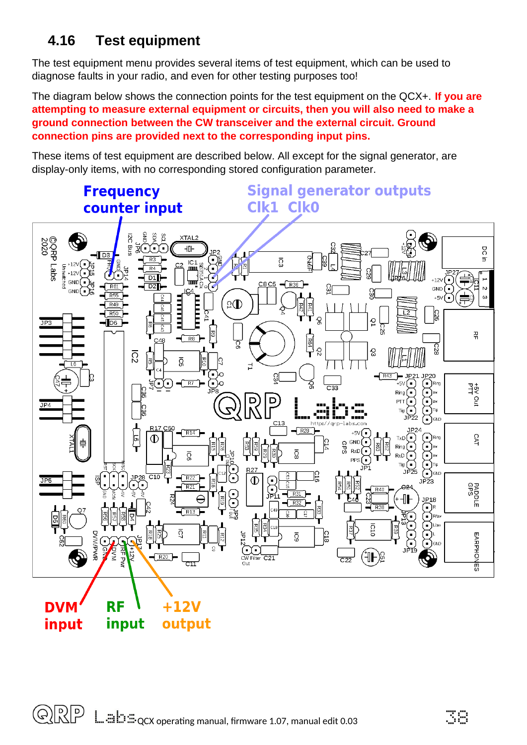## 4.16 Test equipment

The test equipment menu provides several items of test equipment, which can be used to diagnose faults in your radio, and even for other testing purposes too!

The diagram below shows the connection points for the test equipment on the QCX+. **If you are attempting to measure external equipment or circuits, then you will also need to make a ground connection between the CW transceiver and the external circuit. Ground connection pins are provided next to the corresponding input pins.**

These items of test equipment are described below. All except for the signal generator, are display-only items, with no corresponding stored configuration parameter.

**Frequency counter input**

**Signal generator outputs Clk1 Clk0**

**DVM input**

**RF input**

**+12V output**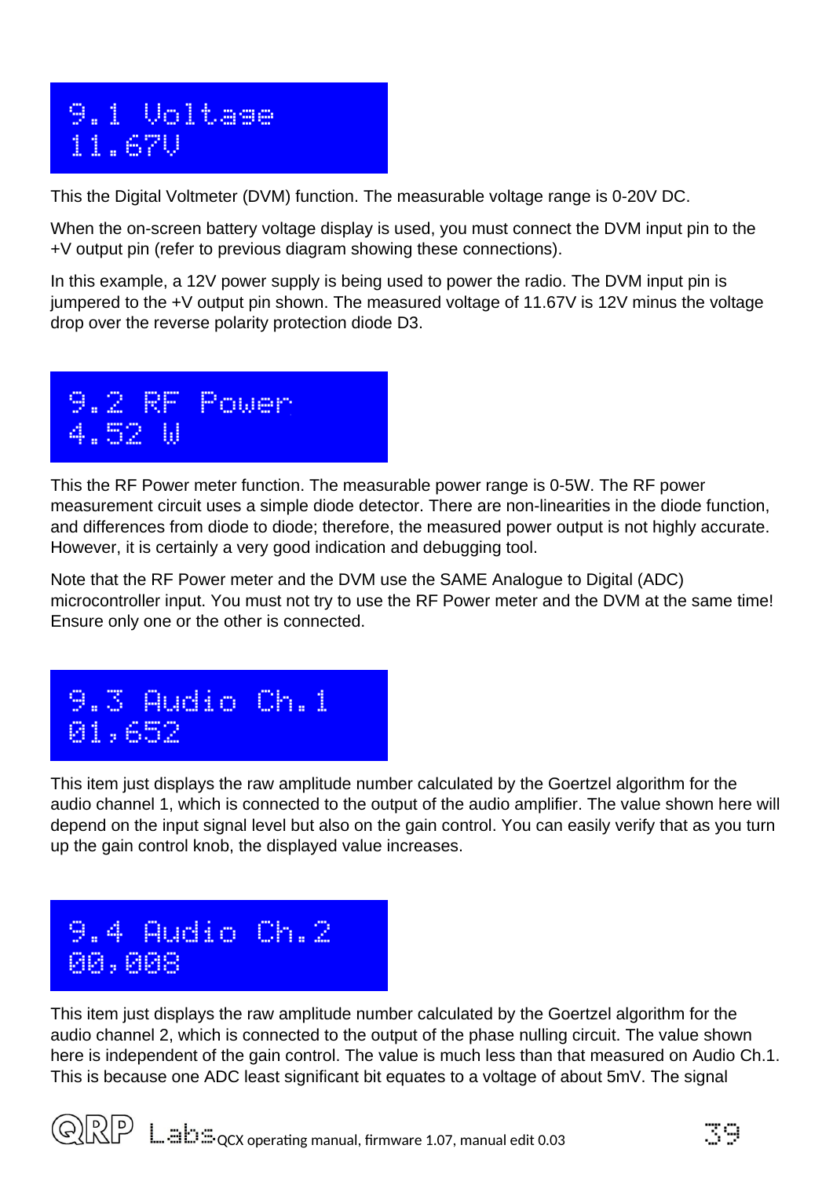```
9.1 Voltage
11.67V
```

This the Digital Voltmeter (DVM) function. The measurable voltage range is 0-20V DC.

When the on-screen battery voltage display is used, you must connect the DVM input pin to the +V output pin (refer to previous diagram showing these connections).

In this example, a 12V power supply is being used to power the radio. The DVM input pin is jumpered to the +V output pin shown. The measured voltage of 11.67V is 12V minus the voltage drop over the reverse polarity protection diode D3.

```
9.2 RF Power
4.52 W
```

This the RF Power meter function. The measurable power range is 0-5W. The RF power measurement circuit uses a simple diode detector. There are non-linearities in the diode function, and differences from diode to diode; therefore, the measured power output is not highly accurate. However, it is certainly a very good indication and debugging tool.

Note that the RF Power meter and the DVM use the SAME Analogue to Digital (ADC) microcontroller input. You must not try to use the RF Power meter and the DVM at the same time! Ensure only one or the other is connected.

```
9.3 Audio Ch.1
01,652
```

This item just displays the raw amplitude number calculated by the Goertzel algorithm for the audio channel 1, which is connected to the output of the audio amplifier. The value shown here will depend on the input signal level but also on the gain control. You can easily verify that as you turn up the gain control knob, the displayed value increases.

```
9.4 Audio Ch.2
00,008
```

This item just displays the raw amplitude number calculated by the Goertzel algorithm for the audio channel 2, which is connected to the output of the phase nulling circuit. The value shown here is independent of the gain control. The value is much less than that measured on Audio Ch.1. This is because one ADC least significant bit equates to a voltage of about 5mV. The signal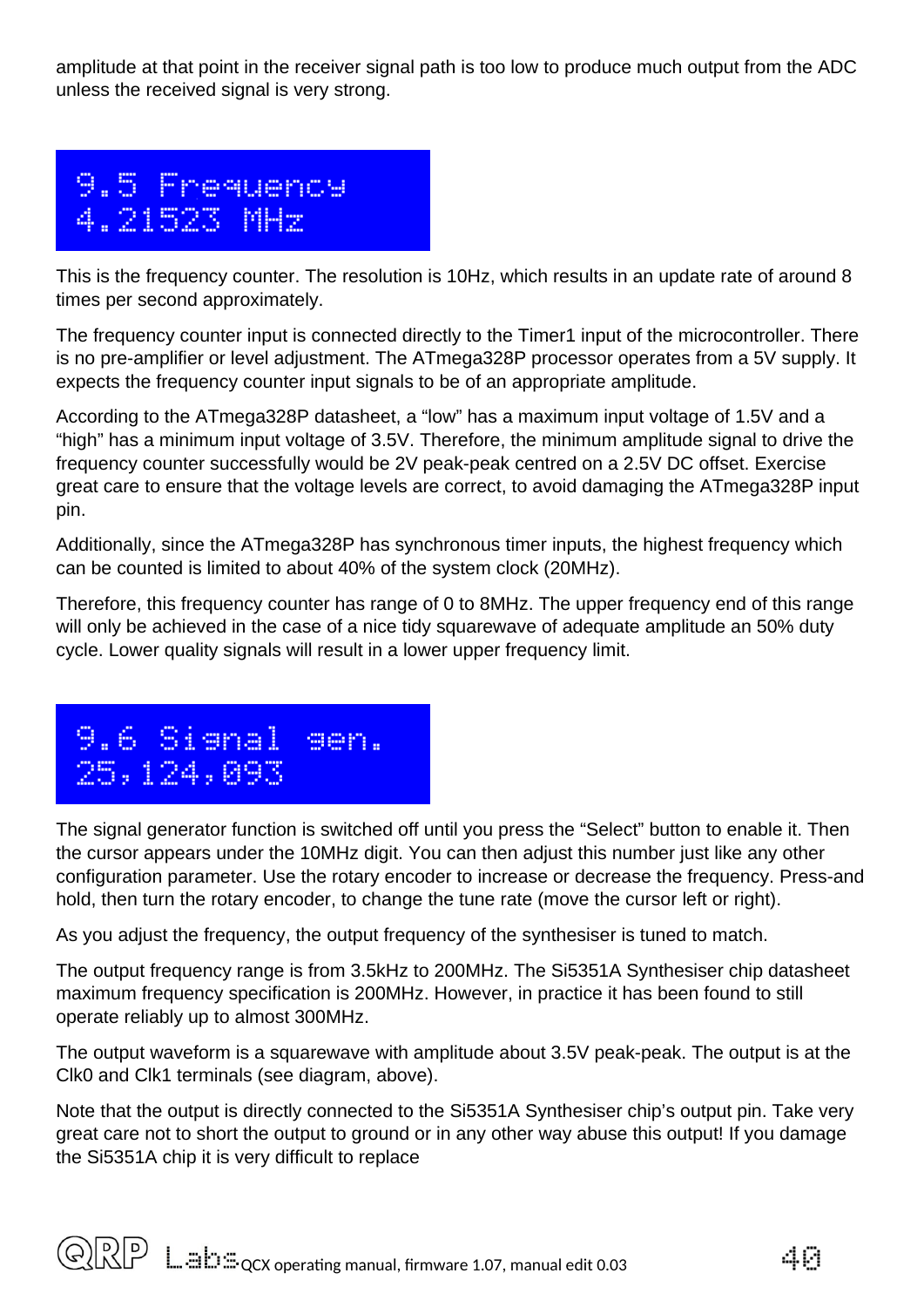amplitude at that point in the receiver signal path is too low to produce much output from the ADC unless the received signal is very strong.

## 9.5 Frequency
## 4.21523 MHz

This is the frequency counter. The resolution is 10Hz, which results in an update rate of around 8 times per second approximately.

The frequency counter input is connected directly to the Timer1 input of the microcontroller. There is no pre-amplifier or level adjustment. The ATmega328P processor operates from a 5V supply. It expects the frequency counter input signals to be of an appropriate amplitude.

According to the ATmega328P datasheet, a “low” has a maximum input voltage of 1.5V and a “high” has a minimum input voltage of 3.5V. Therefore, the minimum amplitude signal to drive the frequency counter successfully would be 2V peak-peak centred on a 2.5V DC offset. Exercise great care to ensure that the voltage levels are correct, to avoid damaging the ATmega328P input pin.

Additionally, since the ATmega328P has synchronous timer inputs, the highest frequency which can be counted is limited to about 40% of the system clock (20MHz).

Therefore, this frequency counter has range of 0 to 8MHz. The upper frequency end of this range will only be achieved in the case of a nice tidy squarewave of adequate amplitude an 50% duty cycle. Lower quality signals will result in a lower upper frequency limit.

## 9.6 Signal gen.
## 25,124,093

The signal generator function is switched off until you press the “Select” button to enable it. Then the cursor appears under the 10MHz digit. You can then adjust this number just like any other configuration parameter. Use the rotary encoder to increase or decrease the frequency. Press-and hold, then turn the rotary encoder, to change the tune rate (move the cursor left or right).

As you adjust the frequency, the output frequency of the synthesiser is tuned to match.

The output frequency range is from 3.5kHz to 200MHz. The Si5351A Synthesiser chip datasheet maximum frequency specification is 200MHz. However, in practice it has been found to still operate reliably up to almost 300MHz.

The output waveform is a squarewave with amplitude about 3.5V peak-peak. The output is at the Clk0 and Clk1 terminals (see diagram, above).

Note that the output is directly connected to the Si5351A Synthesiser chip’s output pin. Take very great care not to short the output to ground or in any other way abuse this output! If you damage the Si5351A chip it is very difficult to replace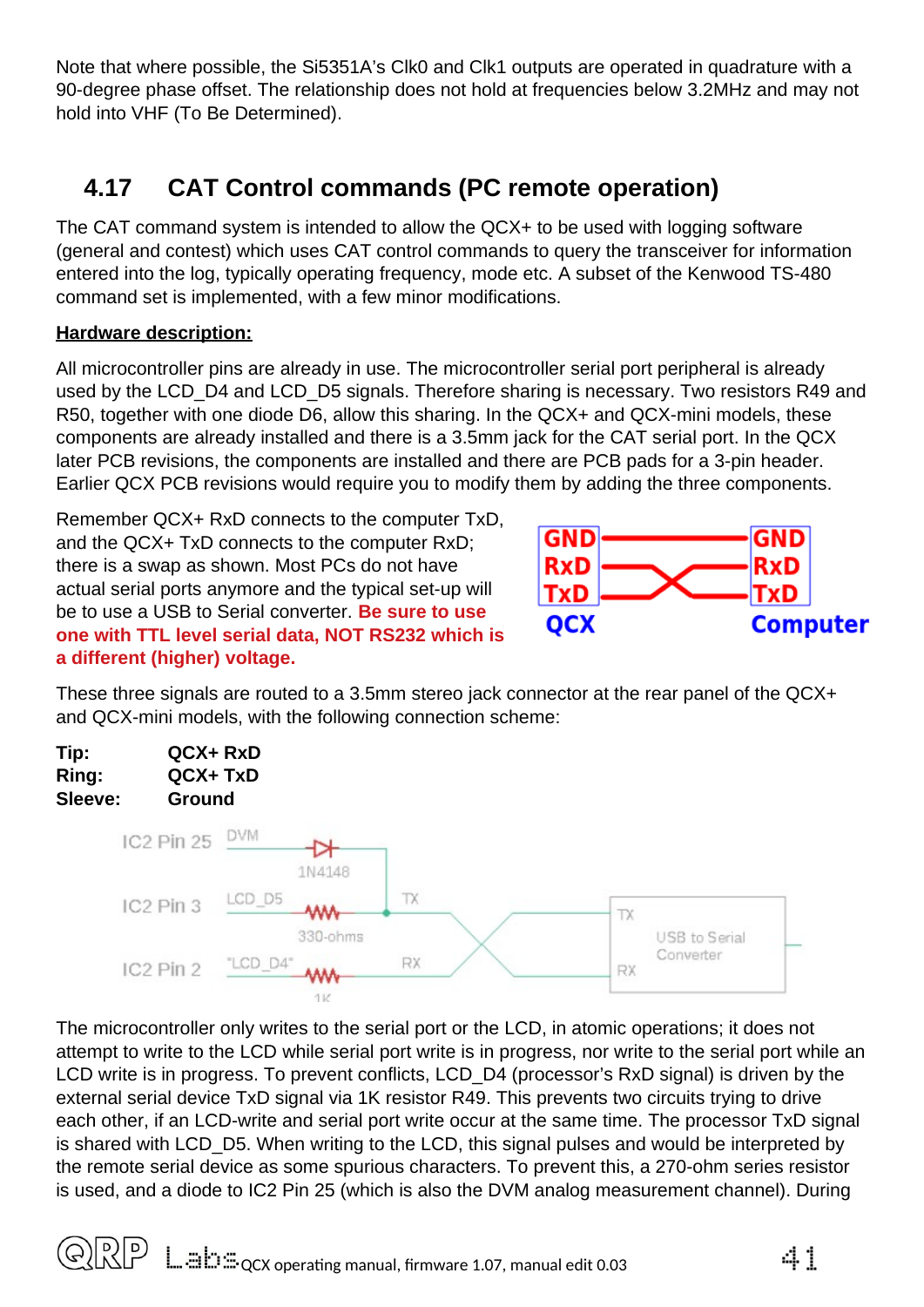Note that where possible, the Si5351A's Clk0 and Clk1 outputs are operated in quadrature with a 90-degree phase offset. The relationship does not hold at frequencies below 3.2MHz and may not hold into VHF (To Be Determined).

## 4.17 CAT Control commands (PC remote operation)

The CAT command system is intended to allow the QCX+ to be used with logging software (general and contest) which uses CAT control commands to query the transceiver for information entered into the log, typically operating frequency, mode etc. A subset of the Kenwood TS-480 command set is implemented, with a few minor modifications.

**Hardware description:**

All microcontroller pins are already in use. The microcontroller serial port peripheral is already used by the LCD_D4 and LCD_D5 signals. Therefore sharing is necessary. Two resistors R49 and R50, together with one diode D6, allow this sharing. In the QCX+ and QCX-mini models, these components are already installed and there is a 3.5mm jack for the CAT serial port. In the QCX later PCB revisions, the components are installed and there are PCB pads for a 3-pin header. Earlier QCX PCB revisions would require you to modify them by adding the three components.

Remember QCX+ RxD connects to the computer TxD, and the QCX+ TxD connects to the computer RxD; there is a swap as shown. Most PCs do not have actual serial ports anymore and the typical set-up will be to use a USB to Serial converter. **Be sure to use one with TTL level serial data, NOT RS232 which is a different (higher) voltage.**

These three signals are routed to a 3.5mm stereo jack connector at the rear panel of the QCX+ and QCX-mini models, with the following connection scheme:

**Tip:** **QCX+ RxD**
**Ring:** **QCX+ TxD**
**Sleeve:** **Ground**

The microcontroller only writes to the serial port or the LCD, in atomic operations; it does not attempt to write to the LCD while serial port write is in progress, nor write to the serial port while an LCD write is in progress. To prevent conflicts, LCD_D4 (processor's RxD signal) is driven by the external serial device TxD signal via 1K resistor R49. This prevents two circuits trying to drive each other, if an LCD-write and serial port write occur at the same time. The processor TxD signal is shared with LCD_D5. When writing to the LCD, this signal pulses and would be interpreted by the remote serial device as some spurious characters. To prevent this, a 270-ohm series resistor is used, and a diode to IC2 Pin 25 (which is also the DVM analog measurement channel). During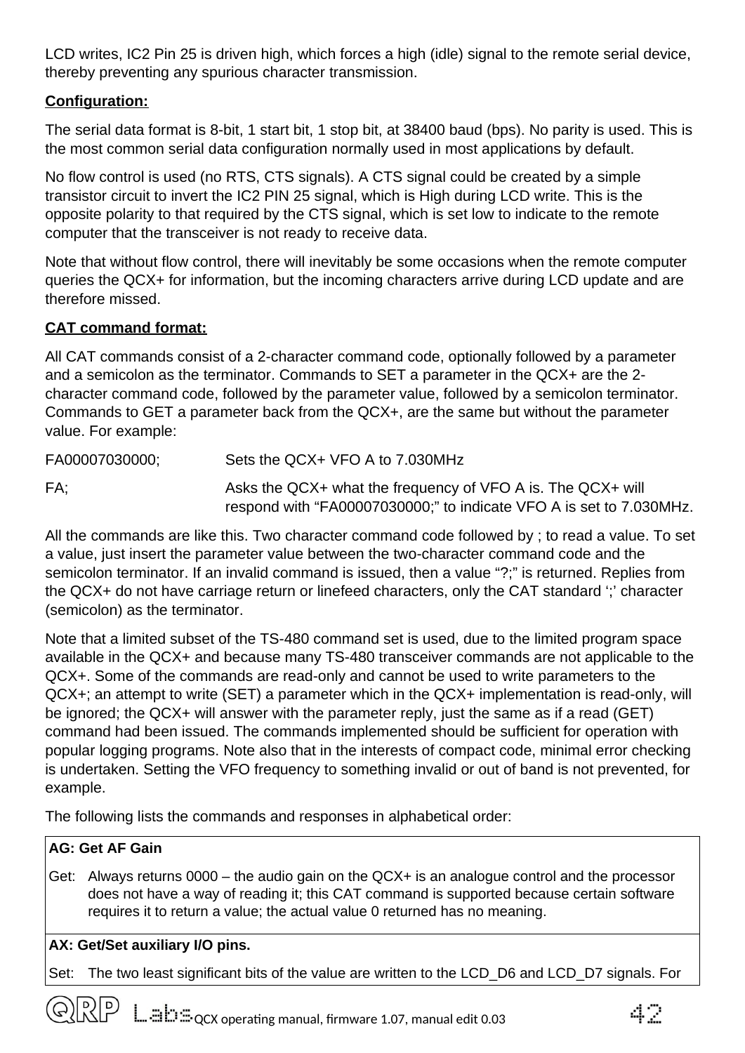LCD writes, IC2 Pin 25 is driven high, which forces a high (idle) signal to the remote serial device, thereby preventing any spurious character transmission.

**Configuration:**

The serial data format is 8-bit, 1 start bit, 1 stop bit, at 38400 baud (bps). No parity is used. This is the most common serial data configuration normally used in most applications by default.

No flow control is used (no RTS, CTS signals). A CTS signal could be created by a simple transistor circuit to invert the IC2 PIN 25 signal, which is High during LCD write. This is the opposite polarity to that required by the CTS signal, which is set low to indicate to the remote computer that the transceiver is not ready to receive data.

Note that without flow control, there will inevitably be some occasions when the remote computer queries the QCX+ for information, but the incoming characters arrive during LCD update and are therefore missed.

**CAT command format:**

All CAT commands consist of a 2-character command code, optionally followed by a parameter and a semicolon as the terminator. Commands to SET a parameter in the QCX+ are the 2-character command code, followed by the parameter value, followed by a semicolon terminator. Commands to GET a parameter back from the QCX+, are the same but without the parameter value. For example:

| | |
|---|---|
| FA00007030000; | Sets the QCX+ VFO A to 7.030MHz |
| FA; | Asks the QCX+ what the frequency of VFO A is. The QCX+ will respond with "FA00007030000;" to indicate VFO A is set to 7.030MHz. |

All the commands are like this. Two character command code followed by ; to read a value. To set a value, just insert the parameter value between the two-character command code and the semicolon terminator. If an invalid command is issued, then a value "?;" is returned. Replies from the QCX+ do not have carriage return or linefeed characters, only the CAT standard ';' character (semicolon) as the terminator.

Note that a limited subset of the TS-480 command set is used, due to the limited program space available in the QCX+ and because many TS-480 transceiver commands are not applicable to the QCX+. Some of the commands are read-only and cannot be used to write parameters to the QCX+; an attempt to write (SET) a parameter which in the QCX+ implementation is read-only, will be ignored; the QCX+ will answer with the parameter reply, just the same as if a read (GET) command had been issued. The commands implemented should be sufficient for operation with popular logging programs. Note also that in the interests of compact code, minimal error checking is undertaken. Setting the VFO frequency to something invalid or out of band is not prevented, for example.

The following lists the commands and responses in alphabetical order:

**AG: Get AF Gain**

Get: Always returns 0000 – the audio gain on the QCX+ is an analogue control and the processor does not have a way of reading it; this CAT command is supported because certain software requires it to return a value; the actual value 0 returned has no meaning.

**AX: Get/Set auxiliary I/O pins.**

Set: The two least significant bits of the value are written to the LCD_D6 and LCD_D7 signals. For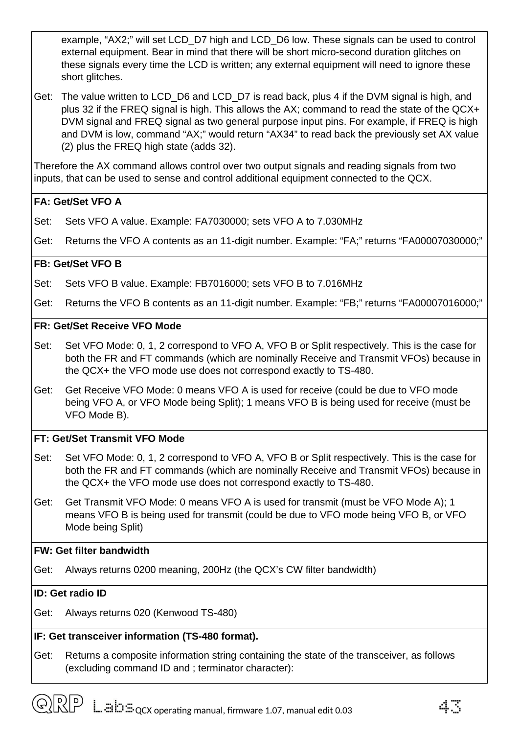example, "AX2;" will set LCD_D7 high and LCD_D6 low. These signals can be used to control external equipment. Bear in mind that there will be short micro-second duration glitches on these signals every time the LCD is written; any external equipment will need to ignore these short glitches.

Get: The value written to LCD_D6 and LCD_D7 is read back, plus 4 if the DVM signal is high, and plus 32 if the FREQ signal is high. This allows the AX; command to read the state of the QCX+ DVM signal and FREQ signal as two general purpose input pins. For example, if FREQ is high and DVM is low, command "AX;" would return "AX34" to read back the previously set AX value (2) plus the FREQ high state (adds 32).

Therefore the AX command allows control over two output signals and reading signals from two inputs, that can be used to sense and control additional equipment connected to the QCX.

**FA: Get/Set VFO A**

Set: Sets VFO A value. Example: FA7030000; sets VFO A to 7.030MHz

Get: Returns the VFO A contents as an 11-digit number. Example: "FA;" returns "FA00007030000;"

**FB: Get/Set VFO B**

Set: Sets VFO B value. Example: FB7016000; sets VFO B to 7.016MHz

Get: Returns the VFO B contents as an 11-digit number. Example: "FB;" returns "FA00007016000;"

**FR: Get/Set Receive VFO Mode**

Set: Set VFO Mode: 0, 1, 2 correspond to VFO A, VFO B or Split respectively. This is the case for both the FR and FT commands (which are nominally Receive and Transmit VFOs) because in the QCX+ the VFO mode use does not correspond exactly to TS-480.

Get: Get Receive VFO Mode: 0 means VFO A is used for receive (could be due to VFO mode being VFO A, or VFO Mode being Split); 1 means VFO B is being used for receive (must be VFO Mode B).

**FT: Get/Set Transmit VFO Mode**

Set: Set VFO Mode: 0, 1, 2 correspond to VFO A, VFO B or Split respectively. This is the case for both the FR and FT commands (which are nominally Receive and Transmit VFOs) because in the QCX+ the VFO mode use does not correspond exactly to TS-480.

Get: Get Transmit VFO Mode: 0 means VFO A is used for transmit (must be VFO Mode A); 1 means VFO B is being used for transmit (could be due to VFO mode being VFO B, or VFO Mode being Split)

**FW: Get filter bandwidth**

Get: Always returns 0200 meaning, 200Hz (the QCX's CW filter bandwidth)

**ID: Get radio ID**

Get: Always returns 020 (Kenwood TS-480)

**IF: Get transceiver information (TS-480 format).**

Get: Returns a composite information string containing the state of the transceiver, as follows (excluding command ID and ; terminator character):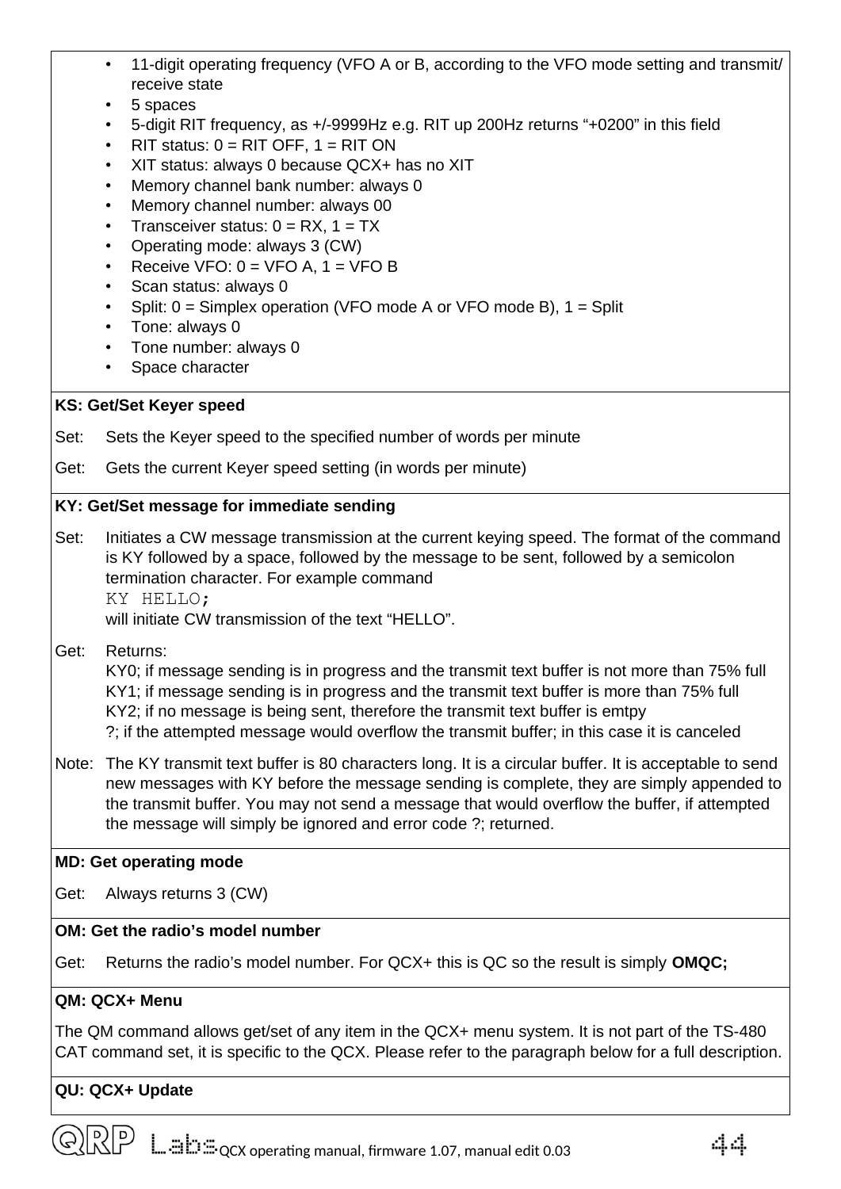- 11-digit operating frequency (VFO A or B, according to the VFO mode setting and transmit/receive state
- 5 spaces
- 5-digit RIT frequency, as +/-9999Hz e.g. RIT up 200Hz returns "+0200" in this field
- RIT status: 0 = RIT OFF, 1 = RIT ON
- XIT status: always 0 because QCX+ has no XIT
- Memory channel bank number: always 0
- Memory channel number: always 00
- Transceiver status: 0 = RX, 1 = TX
- Operating mode: always 3 (CW)
- Receive VFO: 0 = VFO A, 1 = VFO B
- Scan status: always 0
- Split: 0 = Simplex operation (VFO mode A or VFO mode B), 1 = Split
- Tone: always 0
- Tone number: always 0
- Space character

**KS: Get/Set Keyer speed**

Set: Sets the Keyer speed to the specified number of words per minute

Get: Gets the current Keyer speed setting (in words per minute)

**KY: Get/Set message for immediate sending**

Set: Initiates a CW message transmission at the current keying speed. The format of the command is KY followed by a space, followed by the message to be sent, followed by a semicolon termination character. For example command
`KY HELLO;`
will initiate CW transmission of the text "HELLO".

Get: Returns:
KY0; if message sending is in progress and the transmit text buffer is not more than 75% full
KY1; if message sending is in progress and the transmit text buffer is more than 75% full
KY2; if no message is being sent, therefore the transmit text buffer is emtpy
?; if the attempted message would overflow the transmit buffer; in this case it is canceled

Note: The KY transmit text buffer is 80 characters long. It is a circular buffer. It is acceptable to send new messages with KY before the message sending is complete, they are simply appended to the transmit buffer. You may not send a message that would overflow the buffer, if attempted the message will simply be ignored and error code ?; returned.

**MD: Get operating mode**

Get: Always returns 3 (CW)

**OM: Get the radio's model number**

Get: Returns the radio's model number. For QCX+ this is QC so the result is simply **OMQC;**

**QM: QCX+ Menu**

The QM command allows get/set of any item in the QCX+ menu system. It is not part of the TS-480 CAT command set, it is specific to the QCX. Please refer to the paragraph below for a full description.

**QU: QCX+ Update**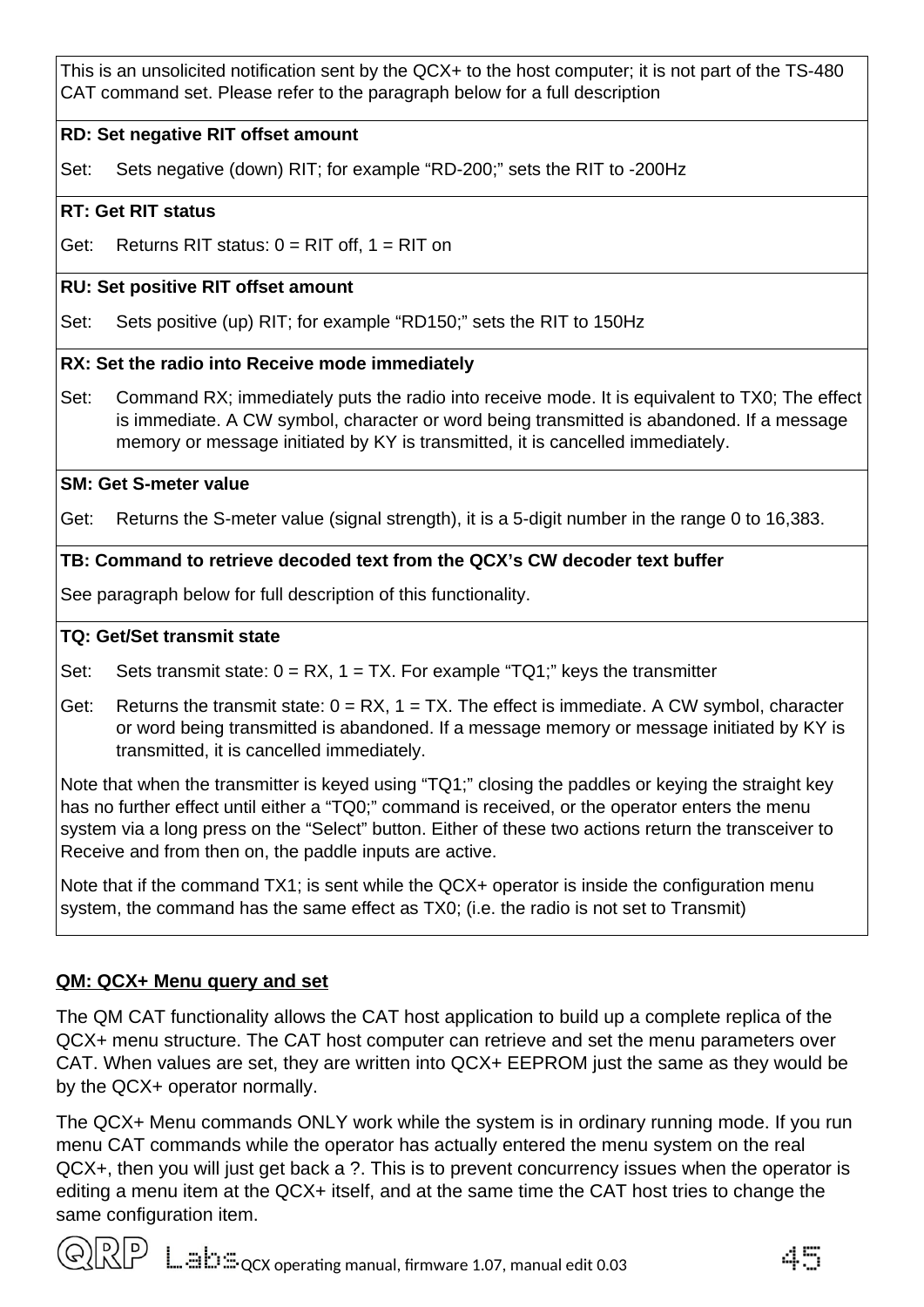This is an unsolicited notification sent by the QCX+ to the host computer; it is not part of the TS-480 CAT command set. Please refer to the paragraph below for a full description

**RD: Set negative RIT offset amount**

Set: Sets negative (down) RIT; for example "RD-200;" sets the RIT to -200Hz

**RT: Get RIT status**

Get: Returns RIT status: 0 = RIT off, 1 = RIT on

**RU: Set positive RIT offset amount**

Set: Sets positive (up) RIT; for example "RD150;" sets the RIT to 150Hz

**RX: Set the radio into Receive mode immediately**

Set: Command RX; immediately puts the radio into receive mode. It is equivalent to TX0; The effect is immediate. A CW symbol, character or word being transmitted is abandoned. If a message memory or message initiated by KY is transmitted, it is cancelled immediately.

**SM: Get S-meter value**

Get: Returns the S-meter value (signal strength), it is a 5-digit number in the range 0 to 16,383.

**TB: Command to retrieve decoded text from the QCX's CW decoder text buffer**

See paragraph below for full description of this functionality.

**TQ: Get/Set transmit state**

Set: Sets transmit state: 0 = RX, 1 = TX. For example "TQ1;" keys the transmitter

Get: Returns the transmit state: 0 = RX, 1 = TX. The effect is immediate. A CW symbol, character or word being transmitted is abandoned. If a message memory or message initiated by KY is transmitted, it is cancelled immediately.

Note that when the transmitter is keyed using "TQ1;" closing the paddles or keying the straight key has no further effect until either a "TQ0;" command is received, or the operator enters the menu system via a long press on the "Select" button. Either of these two actions return the transceiver to Receive and from then on, the paddle inputs are active.

Note that if the command TX1; is sent while the QCX+ operator is inside the configuration menu system, the command has the same effect as TX0; (i.e. the radio is not set to Transmit)

**QM: QCX+ Menu query and set**

The QM CAT functionality allows the CAT host application to build up a complete replica of the QCX+ menu structure. The CAT host computer can retrieve and set the menu parameters over CAT. When values are set, they are written into QCX+ EEPROM just the same as they would be by the QCX+ operator normally.

The QCX+ Menu commands ONLY work while the system is in ordinary running mode. If you run menu CAT commands while the operator has actually entered the menu system on the real QCX+, then you will just get back a ?. This is to prevent concurrency issues when the operator is editing a menu item at the QCX+ itself, and at the same time the CAT host tries to change the same configuration item.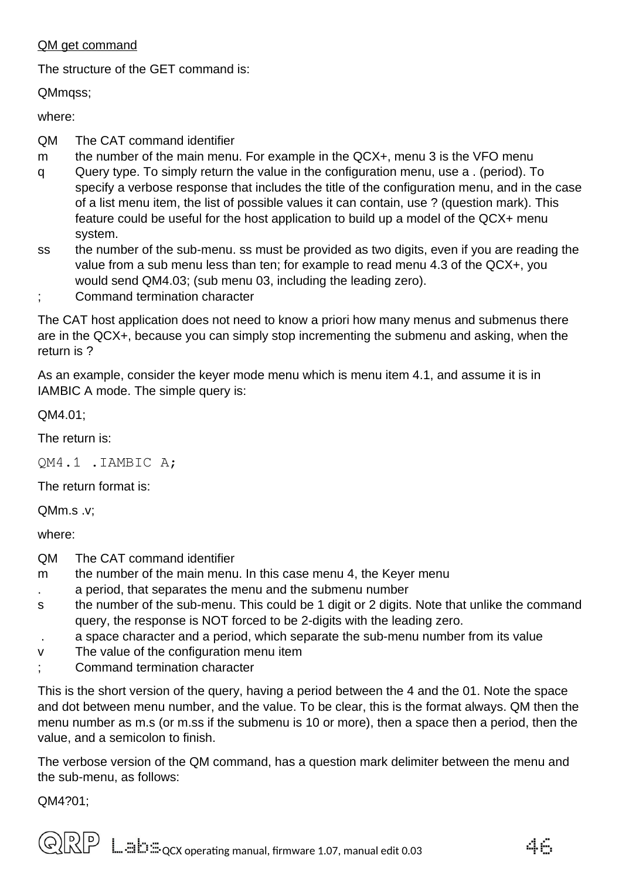QM get command

The structure of the GET command is:

QMmqss;

where:

QM	The CAT command identifier
m	the number of the main menu. For example in the QCX+, menu 3 is the VFO menu
q	Query type. To simply return the value in the configuration menu, use a . (period). To specify a verbose response that includes the title of the configuration menu, and in the case of a list menu item, the list of possible values it can contain, use ? (question mark). This feature could be useful for the host application to build up a model of the QCX+ menu system.
ss	the number of the sub-menu. ss must be provided as two digits, even if you are reading the value from a sub menu less than ten; for example to read menu 4.3 of the QCX+, you would send QM4.03; (sub menu 03, including the leading zero).
;	Command termination character

The CAT host application does not need to know a priori how many menus and submenus there are in the QCX+, because you can simply stop incrementing the submenu and asking, when the return is ?

As an example, consider the keyer mode menu which is menu item 4.1, and assume it is in IAMBIC A mode. The simple query is:

QM4.01;

The return is:

```
QM4.1 .IAMBIC A;
```

The return format is:

QMm.s .v;

where:

QM	The CAT command identifier
m	the number of the main menu. In this case menu 4, the Keyer menu
.	a period, that separates the menu and the submenu number
s	the number of the sub-menu. This could be 1 digit or 2 digits. Note that unlike the command query, the response is NOT forced to be 2-digits with the leading zero.
 .	a space character and a period, which separate the sub-menu number from its value
v	The value of the configuration menu item
;	Command termination character

This is the short version of the query, having a period between the 4 and the 01. Note the space and dot between menu number, and the value. To be clear, this is the format always. QM then the menu number as m.s (or m.ss if the submenu is 10 or more), then a space then a period, then the value, and a semicolon to finish.

The verbose version of the QM command, has a question mark delimiter between the menu and the sub-menu, as follows:

QM4?01;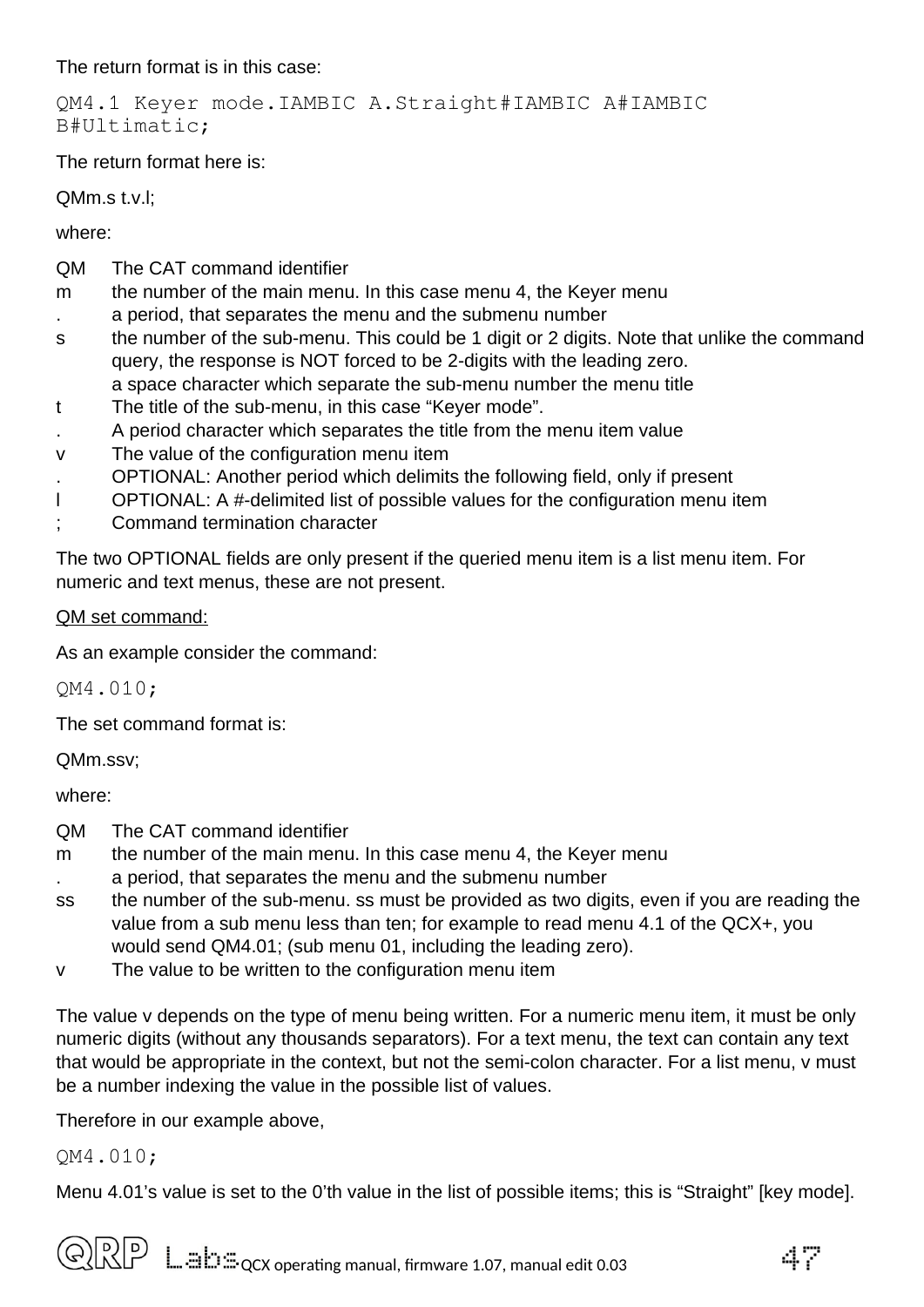The return format is in this case:

```
QM4.1 Keyer mode.IAMBIC A.Straight#IAMBIC A#IAMBIC B#Ultimatic;
```

The return format here is:

QMm.s t.v.l;

where:

| | |
|---|---|
| QM | The CAT command identifier |
| m | the number of the main menu. In this case menu 4, the Keyer menu |
| . | a period, that separates the menu and the submenu number |
| s | the number of the sub-menu. This could be 1 digit or 2 digits. Note that unlike the command query, the response is NOT forced to be 2-digits with the leading zero. |
| | a space character which separate the sub-menu number the menu title |
| t | The title of the sub-menu, in this case “Keyer mode”. |
| . | A period character which separates the title from the menu item value |
| v | The value of the configuration menu item |
| . | OPTIONAL: Another period which delimits the following field, only if present |
| l | OPTIONAL: A #-delimited list of possible values for the configuration menu item |
| ; | Command termination character |

The two OPTIONAL fields are only present if the queried menu item is a list menu item. For numeric and text menus, these are not present.

<u>QM set command:</u>

As an example consider the command:

```
QM4.010;
```

The set command format is:

QMm.ssv;

where:

| | |
|---|---|
| QM | The CAT command identifier |
| m | the number of the main menu. In this case menu 4, the Keyer menu |
| . | a period, that separates the menu and the submenu number |
| ss | the number of the sub-menu. ss must be provided as two digits, even if you are reading the value from a sub menu less than ten; for example to read menu 4.1 of the QCX+, you would send QM4.01; (sub menu 01, including the leading zero). |
| v | The value to be written to the configuration menu item |

The value v depends on the type of menu being written. For a numeric menu item, it must be only numeric digits (without any thousands separators). For a text menu, the text can contain any text that would be appropriate in the context, but not the semi-colon character. For a list menu, v must be a number indexing the value in the possible list of values.

Therefore in our example above,

```
QM4.010;
```

Menu 4.01’s value is set to the 0’th value in the list of possible items; this is “Straight” [key mode].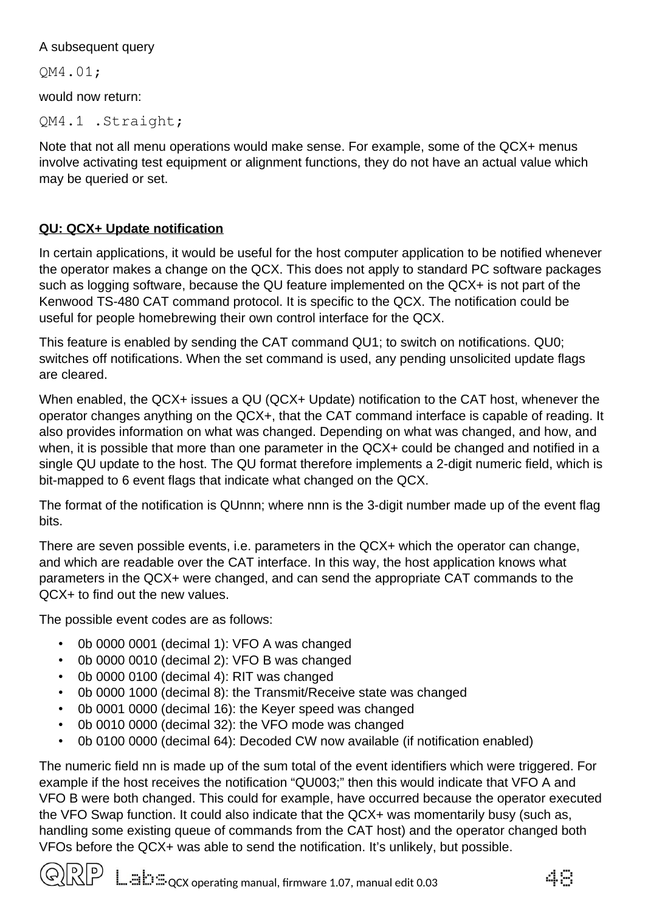A subsequent query

```
QM4.01;
```

would now return:

```
QM4.1 .Straight;
```

Note that not all menu operations would make sense. For example, some of the QCX+ menus involve activating test equipment or alignment functions, they do not have an actual value which may be queried or set.

**QU: QCX+ Update notification**

In certain applications, it would be useful for the host computer application to be notified whenever the operator makes a change on the QCX. This does not apply to standard PC software packages such as logging software, because the QU feature implemented on the QCX+ is not part of the Kenwood TS-480 CAT command protocol. It is specific to the QCX. The notification could be useful for people homebrewing their own control interface for the QCX.

This feature is enabled by sending the CAT command QU1; to switch on notifications. QU0; switches off notifications. When the set command is used, any pending unsolicited update flags are cleared.

When enabled, the QCX+ issues a QU (QCX+ Update) notification to the CAT host, whenever the operator changes anything on the QCX+, that the CAT command interface is capable of reading. It also provides information on what was changed. Depending on what was changed, and how, and when, it is possible that more than one parameter in the QCX+ could be changed and notified in a single QU update to the host. The QU format therefore implements a 2-digit numeric field, which is bit-mapped to 6 event flags that indicate what changed on the QCX.

The format of the notification is QUnnn; where nnn is the 3-digit number made up of the event flag bits.

There are seven possible events, i.e. parameters in the QCX+ which the operator can change, and which are readable over the CAT interface. In this way, the host application knows what parameters in the QCX+ were changed, and can send the appropriate CAT commands to the QCX+ to find out the new values.

The possible event codes are as follows:

- 0b 0000 0001 (decimal 1): VFO A was changed
- 0b 0000 0010 (decimal 2): VFO B was changed
- 0b 0000 0100 (decimal 4): RIT was changed
- 0b 0000 1000 (decimal 8): the Transmit/Receive state was changed
- 0b 0001 0000 (decimal 16): the Keyer speed was changed
- 0b 0010 0000 (decimal 32): the VFO mode was changed
- 0b 0100 0000 (decimal 64): Decoded CW now available (if notification enabled)

The numeric field nn is made up of the sum total of the event identifiers which were triggered. For example if the host receives the notification "QU003;" then this would indicate that VFO A and VFO B were both changed. This could for example, have occurred because the operator executed the VFO Swap function. It could also indicate that the QCX+ was momentarily busy (such as, handling some existing queue of commands from the CAT host) and the operator changed both VFOs before the QCX+ was able to send the notification. It's unlikely, but possible.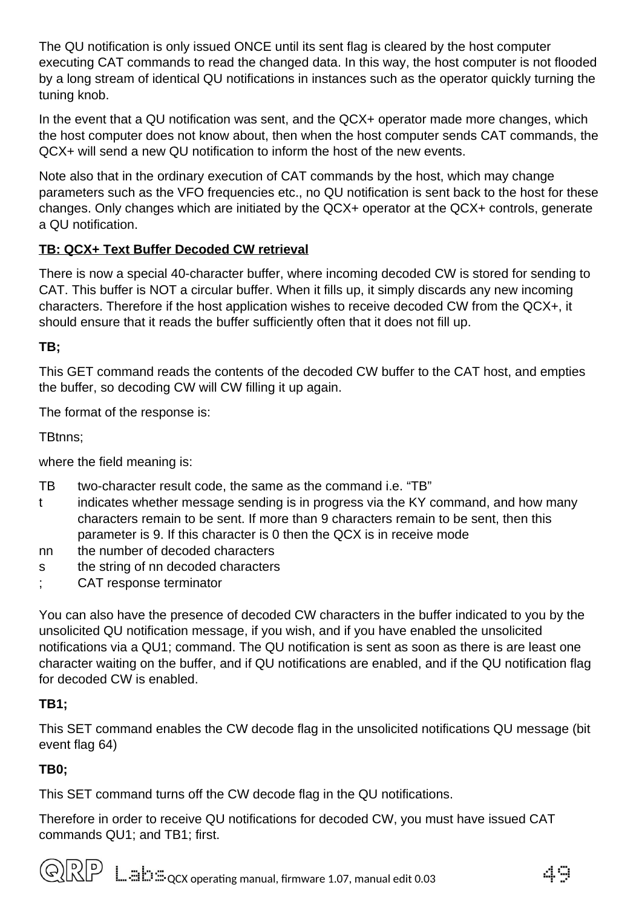The QU notification is only issued ONCE until its sent flag is cleared by the host computer executing CAT commands to read the changed data. In this way, the host computer is not flooded by a long stream of identical QU notifications in instances such as the operator quickly turning the tuning knob.

In the event that a QU notification was sent, and the QCX+ operator made more changes, which the host computer does not know about, then when the host computer sends CAT commands, the QCX+ will send a new QU notification to inform the host of the new events.

Note also that in the ordinary execution of CAT commands by the host, which may change parameters such as the VFO frequencies etc., no QU notification is sent back to the host for these changes. Only changes which are initiated by the QCX+ operator at the QCX+ controls, generate a QU notification.

**TB: QCX+ Text Buffer Decoded CW retrieval**

There is now a special 40-character buffer, where incoming decoded CW is stored for sending to CAT. This buffer is NOT a circular buffer. When it fills up, it simply discards any new incoming characters. Therefore if the host application wishes to receive decoded CW from the QCX+, it should ensure that it reads the buffer sufficiently often that it does not fill up.

**TB;**

This GET command reads the contents of the decoded CW buffer to the CAT host, and empties the buffer, so decoding CW will CW filling it up again.

The format of the response is:

TBtnns;

where the field meaning is:

- TB two-character result code, the same as the command i.e. "TB"
- t indicates whether message sending is in progress via the KY command, and how many characters remain to be sent. If more than 9 characters remain to be sent, then this parameter is 9. If this character is 0 then the QCX is in receive mode
- nn the number of decoded characters
- s the string of nn decoded characters
- ; CAT response terminator

You can also have the presence of decoded CW characters in the buffer indicated to you by the unsolicited QU notification message, if you wish, and if you have enabled the unsolicited notifications via a QU1; command. The QU notification is sent as soon as there is are least one character waiting on the buffer, and if QU notifications are enabled, and if the QU notification flag for decoded CW is enabled.

**TB1;**

This SET command enables the CW decode flag in the unsolicited notifications QU message (bit event flag 64)

**TB0;**

This SET command turns off the CW decode flag in the QU notifications.

Therefore in order to receive QU notifications for decoded CW, you must have issued CAT commands QU1; and TB1; first.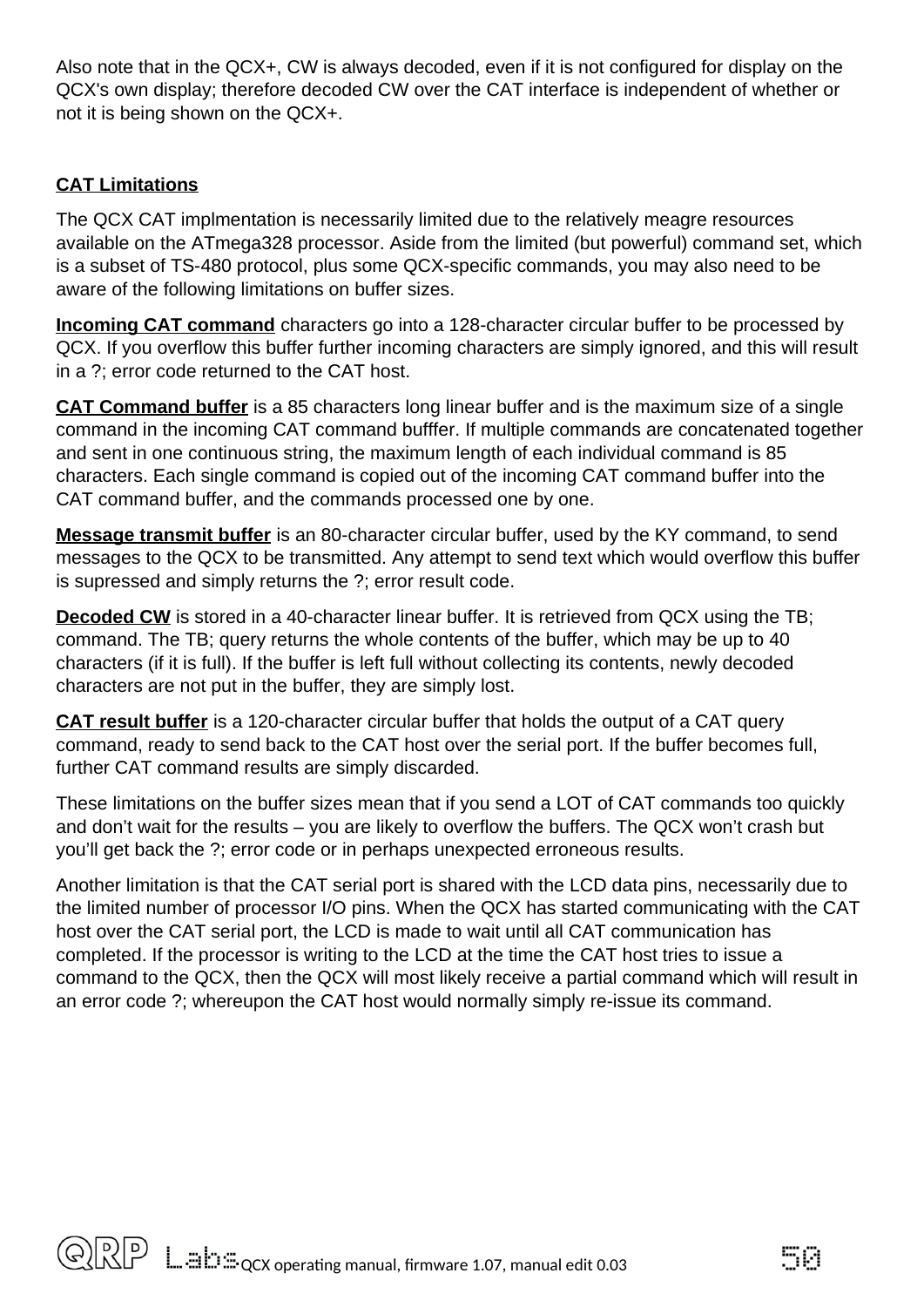Also note that in the QCX+, CW is always decoded, even if it is not configured for display on the QCX's own display; therefore decoded CW over the CAT interface is independent of whether or not it is being shown on the QCX+.

**CAT Limitations**

The QCX CAT implmentation is necessarily limited due to the relatively meagre resources available on the ATmega328 processor. Aside from the limited (but powerful) command set, which is a subset of TS-480 protocol, plus some QCX-specific commands, you may also need to be aware of the following limitations on buffer sizes.

**Incoming CAT command** characters go into a 128-character circular buffer to be processed by QCX. If you overflow this buffer further incoming characters are simply ignored, and this will result in a ?; error code returned to the CAT host.

**CAT Command buffer** is a 85 characters long linear buffer and is the maximum size of a single command in the incoming CAT command bufffer. If multiple commands are concatenated together and sent in one continuous string, the maximum length of each individual command is 85 characters. Each single command is copied out of the incoming CAT command buffer into the CAT command buffer, and the commands processed one by one.

**Message transmit buffer** is an 80-character circular buffer, used by the KY command, to send messages to the QCX to be transmitted. Any attempt to send text which would overflow this buffer is supressed and simply returns the ?; error result code.

**Decoded CW** is stored in a 40-character linear buffer. It is retrieved from QCX using the TB; command. The TB; query returns the whole contents of the buffer, which may be up to 40 characters (if it is full). If the buffer is left full without collecting its contents, newly decoded characters are not put in the buffer, they are simply lost.

**CAT result buffer** is a 120-character circular buffer that holds the output of a CAT query command, ready to send back to the CAT host over the serial port. If the buffer becomes full, further CAT command results are simply discarded.

These limitations on the buffer sizes mean that if you send a LOT of CAT commands too quickly and don't wait for the results – you are likely to overflow the buffers. The QCX won't crash but you'll get back the ?; error code or in perhaps unexpected erroneous results.

Another limitation is that the CAT serial port is shared with the LCD data pins, necessarily due to the limited number of processor I/O pins. When the QCX has started communicating with the CAT host over the CAT serial port, the LCD is made to wait until all CAT communication has completed. If the processor is writing to the LCD at the time the CAT host tries to issue a command to the QCX, then the QCX will most likely receive a partial command which will result in an error code ?; whereupon the CAT host would normally simply re-issue its command.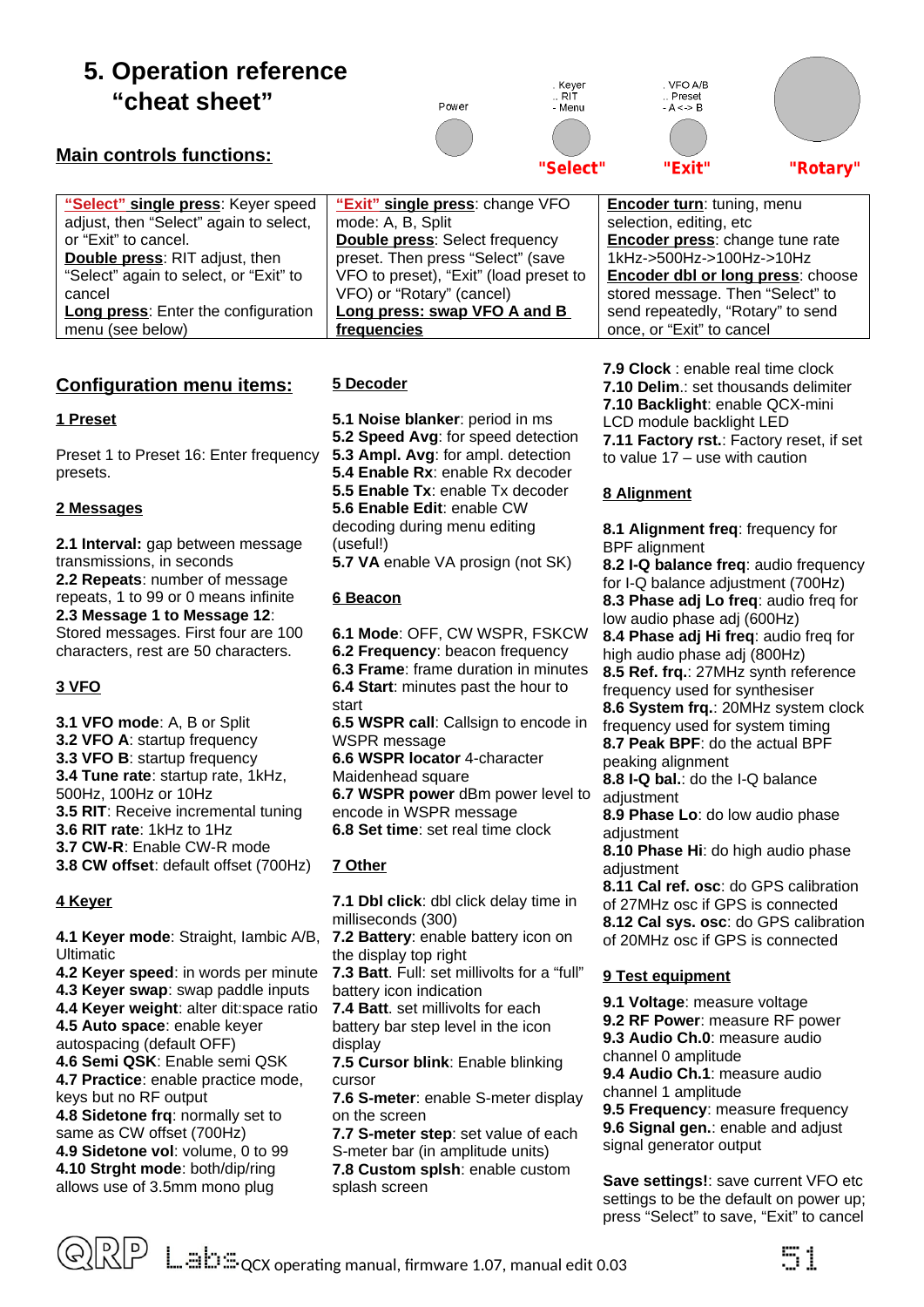# 5. Operation reference "cheat sheet"

## Main controls functions:

Power

. Keyer
.. RIT
- Menu

"Select"

. VFO A/B
.. Preset
- A <-> B

"Exit"

"Rotary"

| **"Select" single press**: Keyer speed adjust, then "Select" again to select, or "Exit" to cancel. **Double press**: RIT adjust, then "Select" again to select, or "Exit" to cancel **Long press**: Enter the configuration menu (see below) | **"Exit" single press**: change VFO mode: A, B, Split **Double press**: Select frequency preset. Then press "Select" (save VFO to preset), "Exit" (load preset to VFO) or "Rotary" (cancel) **Long press: swap VFO A and B frequencies** | **Encoder turn**: tuning, menu selection, editing, etc **Encoder press**: change tune rate 1kHz->500Hz->100Hz->10Hz **Encoder dbl or long press**: choose stored message. Then "Select" to send repeatedly, "Rotary" to send once, or "Exit" to cancel |
|---|---|---|

## Configuration menu items:

### 1 Preset

Preset 1 to Preset 16: Enter frequency presets.

### 2 Messages

**2.1 Interval:** gap between message transmissions, in seconds
**2.2 Repeats**: number of message repeats, 1 to 99 or 0 means infinite
**2.3 Message 1 to Message 12**: Stored messages. First four are 100 characters, rest are 50 characters.

### 3 VFO

**3.1 VFO mode**: A, B or Split
**3.2 VFO A**: startup frequency
**3.3 VFO B**: startup frequency
**3.4 Tune rate**: startup rate, 1kHz, 500Hz, 100Hz or 10Hz
**3.5 RIT**: Receive incremental tuning
**3.6 RIT rate**: 1kHz to 1Hz
**3.7 CW-R**: Enable CW-R mode
**3.8 CW offset**: default offset (700Hz)

### 4 Keyer

**4.1 Keyer mode**: Straight, Iambic A/B, Ultimatic
**4.2 Keyer speed**: in words per minute
**4.3 Keyer swap**: swap paddle inputs
**4.4 Keyer weight**: alter dit:space ratio
**4.5 Auto space**: enable keyer autospacing (default OFF)
**4.6 Semi QSK**: Enable semi QSK
**4.7 Practice**: enable practice mode, keys but no RF output
**4.8 Sidetone frq**: normally set to same as CW offset (700Hz)
**4.9 Sidetone vol**: volume, 0 to 99
**4.10 Strght mode**: both/dip/ring allows use of 3.5mm mono plug

### 5 Decoder

**5.1 Noise blanker**: period in ms
**5.2 Speed Avg**: for speed detection
**5.3 Ampl. Avg**: for ampl. detection
**5.4 Enable Rx**: enable Rx decoder
**5.5 Enable Tx**: enable Tx decoder
**5.6 Enable Edit**: enable CW decoding during menu editing (useful!)
**5.7 VA** enable VA prosign (not SK)

### 6 Beacon

**6.1 Mode**: OFF, CW WSPR, FSKCW
**6.2 Frequency**: beacon frequency
**6.3 Frame**: frame duration in minutes
**6.4 Start**: minutes past the hour to start
**6.5 WSPR call**: Callsign to encode in WSPR message
**6.6 WSPR locator** 4-character Maidenhead square
**6.7 WSPR power** dBm power level to encode in WSPR message
**6.8 Set time**: set real time clock

### 7 Other

**7.1 Dbl click**: dbl click delay time in milliseconds (300)
**7.2 Battery**: enable battery icon on the display top right
**7.3 Batt**. Full: set millivolts for a "full" battery icon indication
**7.4 Batt**. set millivolts for each battery bar step level in the icon display
**7.5 Cursor blink**: Enable blinking cursor
**7.6 S-meter**: enable S-meter display on the screen
**7.7 S-meter step**: set value of each S-meter bar (in amplitude units)
**7.8 Custom splsh**: enable custom splash screen
**7.9 Clock** : enable real time clock
**7.10 Delim**.: set thousands delimiter
**7.10 Backlight**: enable QCX-mini LCD module backlight LED
**7.11 Factory rst.**: Factory reset, if set to value 17 – use with caution

### 8 Alignment

**8.1 Alignment freq**: frequency for BPF alignment
**8.2 I-Q balance freq**: audio frequency for I-Q balance adjustment (700Hz)
**8.3 Phase adj Lo freq**: audio freq for low audio phase adj (600Hz)
**8.4 Phase adj Hi freq**: audio freq for high audio phase adj (800Hz)
**8.5 Ref. frq.**: 27MHz synth reference frequency used for synthesiser
**8.6 System frq.**: 20MHz system clock frequency used for system timing
**8.7 Peak BPF**: do the actual BPF peaking alignment
**8.8 I-Q bal.**: do the I-Q balance adjustment
**8.9 Phase Lo**: do low audio phase adjustment
**8.10 Phase Hi**: do high audio phase adjustment
**8.11 Cal ref. osc**: do GPS calibration of 27MHz osc if GPS is connected
**8.12 Cal sys. osc**: do GPS calibration of 20MHz osc if GPS is connected

### 9 Test equipment

**9.1 Voltage**: measure voltage
**9.2 RF Power**: measure RF power
**9.3 Audio Ch.0**: measure audio channel 0 amplitude
**9.4 Audio Ch.1**: measure audio channel 1 amplitude
**9.5 Frequency**: measure frequency
**9.6 Signal gen.**: enable and adjust signal generator output

**Save settings!**: save current VFO etc settings to be the default on power up; press "Select" to save, "Exit" to cancel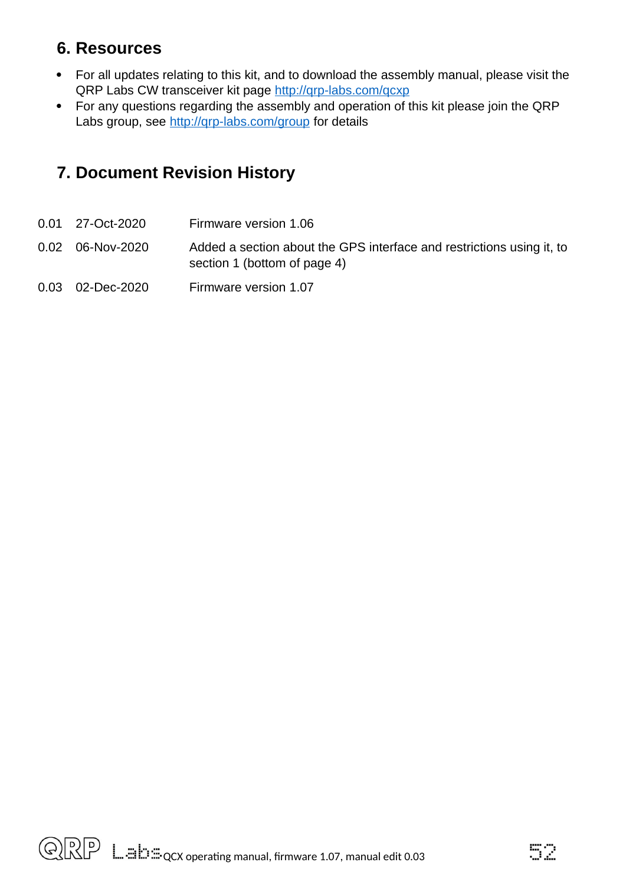## 6. Resources

- For all updates relating to this kit, and to download the assembly manual, please visit the QRP Labs CW transceiver kit page http://qrp-labs.com/qcxp
- For any questions regarding the assembly and operation of this kit please join the QRP Labs group, see http://qrp-labs.com/group for details

## 7. Document Revision History

| | | |
|---|---|---|
| 0.01 | 27-Oct-2020 | Firmware version 1.06 |
| 0.02 | 06-Nov-2020 | Added a section about the GPS interface and restrictions using it, to section 1 (bottom of page 4) |
| 0.03 | 02-Dec-2020 | Firmware version 1.07 |